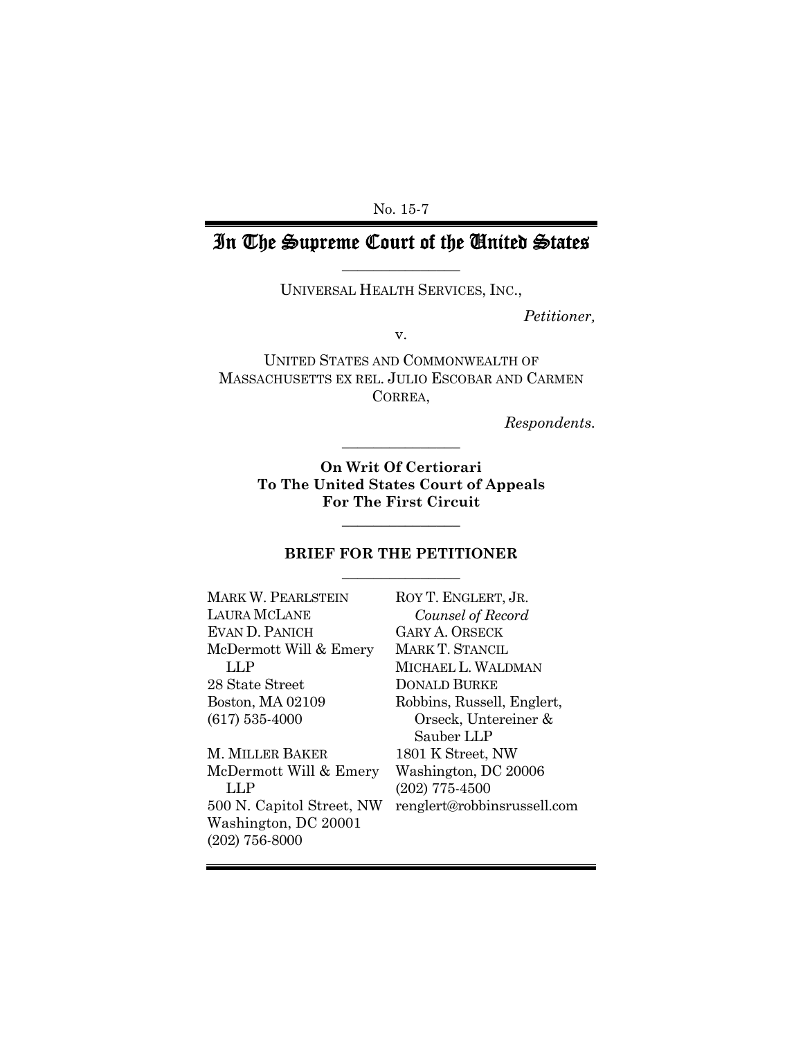No. 15-7

# In The Supreme Court of the United States

---

UNIVERSAL HEALTH SERVICES, INC.,

*Petitioner,*

v.

UNITED STATES AND COMMONWEALTH OF MASSACHUSETTS EX REL. JULIO ESCOBAR AND CARMEN CORREA,

*Respondents.*

---

**On Writ Of Certiorari To The United States Court of Appeals For The First Circuit**

---

**BRIEF FOR THE PETITIONER**

---

MARK W. PEARLSTEIN
LAURA MCLANE
EVAN D. PANICH
McDermott Will & Emery LLP
28 State Street
Boston, MA 02109
(617) 535-4000

M. MILLER BAKER
McDermott Will & Emery LLP
500 N. Capitol Street, NW
Washington, DC 20001
(202) 756-8000

ROY T. ENGLERT, JR.
*Counsel of Record*
GARY A. ORSECK
MARK T. STANCIL
MICHAEL L. WALDMAN
DONALD BURKE
Robbins, Russell, Englert, Orseck, Untereiner & Sauber LLP
1801 K Street, NW
Washington, DC 20006
(202) 775-4500
renglert@robbinsrussell.com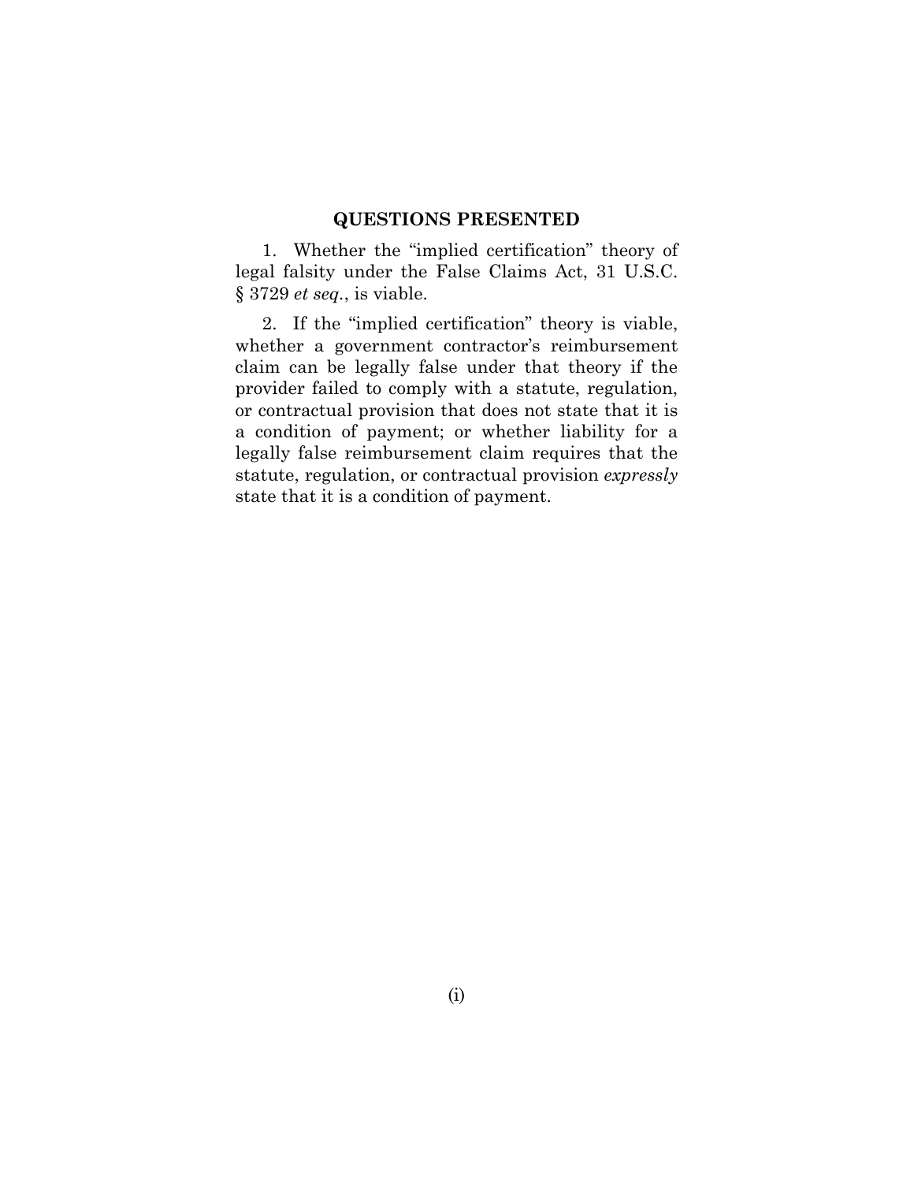## QUESTIONS PRESENTED

1. Whether the "implied certification" theory of legal falsity under the False Claims Act, 31 U.S.C. § 3729 *et seq.*, is viable.

2. If the "implied certification" theory is viable, whether a government contractor's reimbursement claim can be legally false under that theory if the provider failed to comply with a statute, regulation, or contractual provision that does not state that it is a condition of payment; or whether liability for a legally false reimbursement claim requires that the statute, regulation, or contractual provision *expressly* state that it is a condition of payment.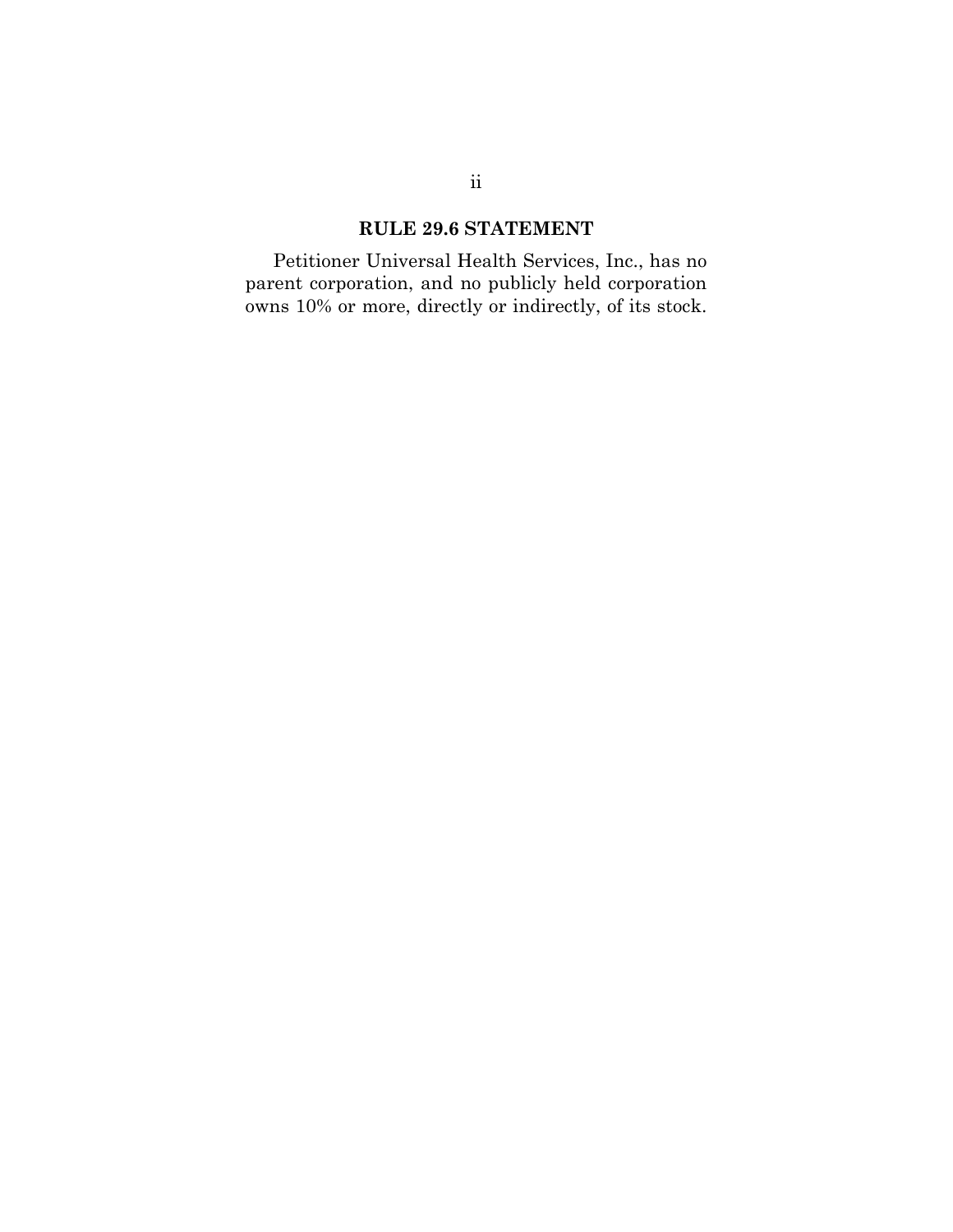## RULE 29.6 STATEMENT

Petitioner Universal Health Services, Inc., has no parent corporation, and no publicly held corporation owns 10% or more, directly or indirectly, of its stock.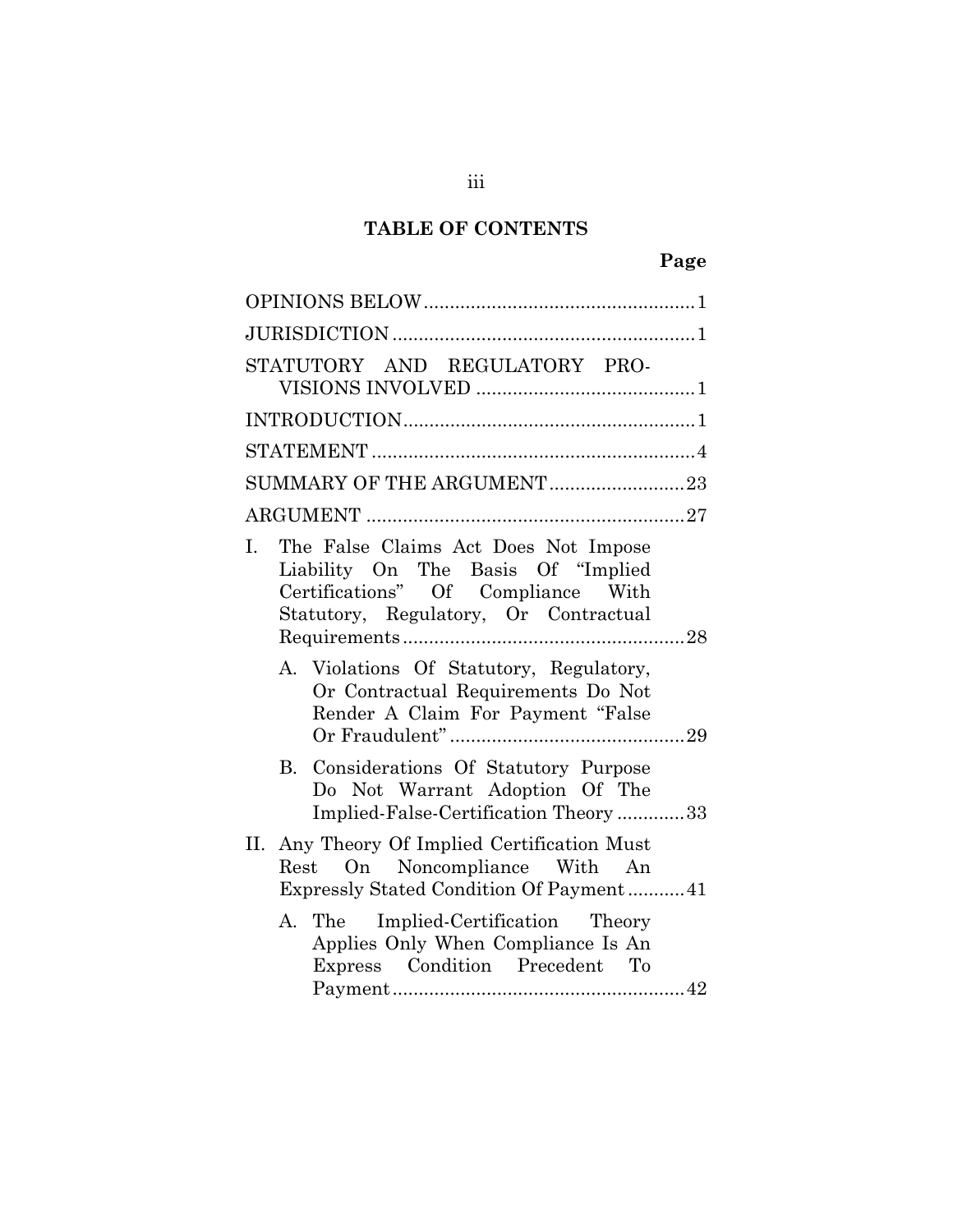## TABLE OF CONTENTS

| | Page |
|---|---|
| OPINIONS BELOW | 1 |
| JURISDICTION | 1 |
| STATUTORY AND REGULATORY PROVISIONS INVOLVED | 1 |
| INTRODUCTION | 1 |
| STATEMENT | 4 |
| SUMMARY OF THE ARGUMENT | 23 |
| ARGUMENT | 27 |
| I. The False Claims Act Does Not Impose Liability On The Basis Of "Implied Certifications" Of Compliance With Statutory, Regulatory, Or Contractual Requirements | 28 |
| A. Violations Of Statutory, Regulatory, Or Contractual Requirements Do Not Render A Claim For Payment "False Or Fraudulent" | 29 |
| B. Considerations Of Statutory Purpose Do Not Warrant Adoption Of The Implied-False-Certification Theory | 33 |
| II. Any Theory Of Implied Certification Must Rest On Noncompliance With An Expressly Stated Condition Of Payment | 41 |
| A. The Implied-Certification Theory Applies Only When Compliance Is An Express Condition Precedent To Payment | 42 |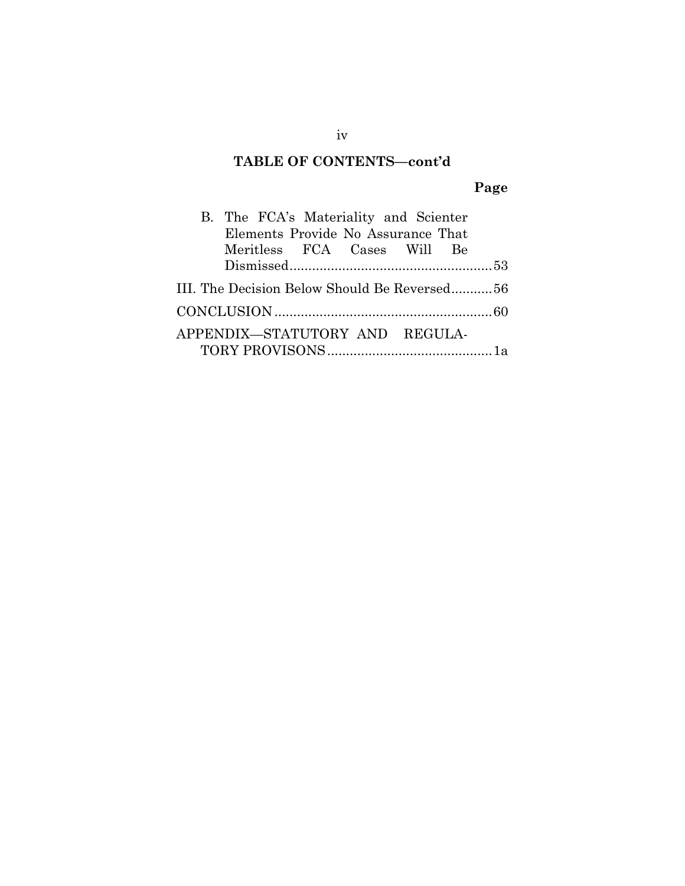## TABLE OF CONTENTS—cont'd

**Page**

B. The FCA's Materiality and Scienter Elements Provide No Assurance That Meritless FCA Cases Will Be Dismissed ..................................................... 53

III. The Decision Below Should Be Reversed ........... 56

CONCLUSION ......................................................... 60

APPENDIX—STATUTORY AND REGULATORY PROVISONS ........................................... 1a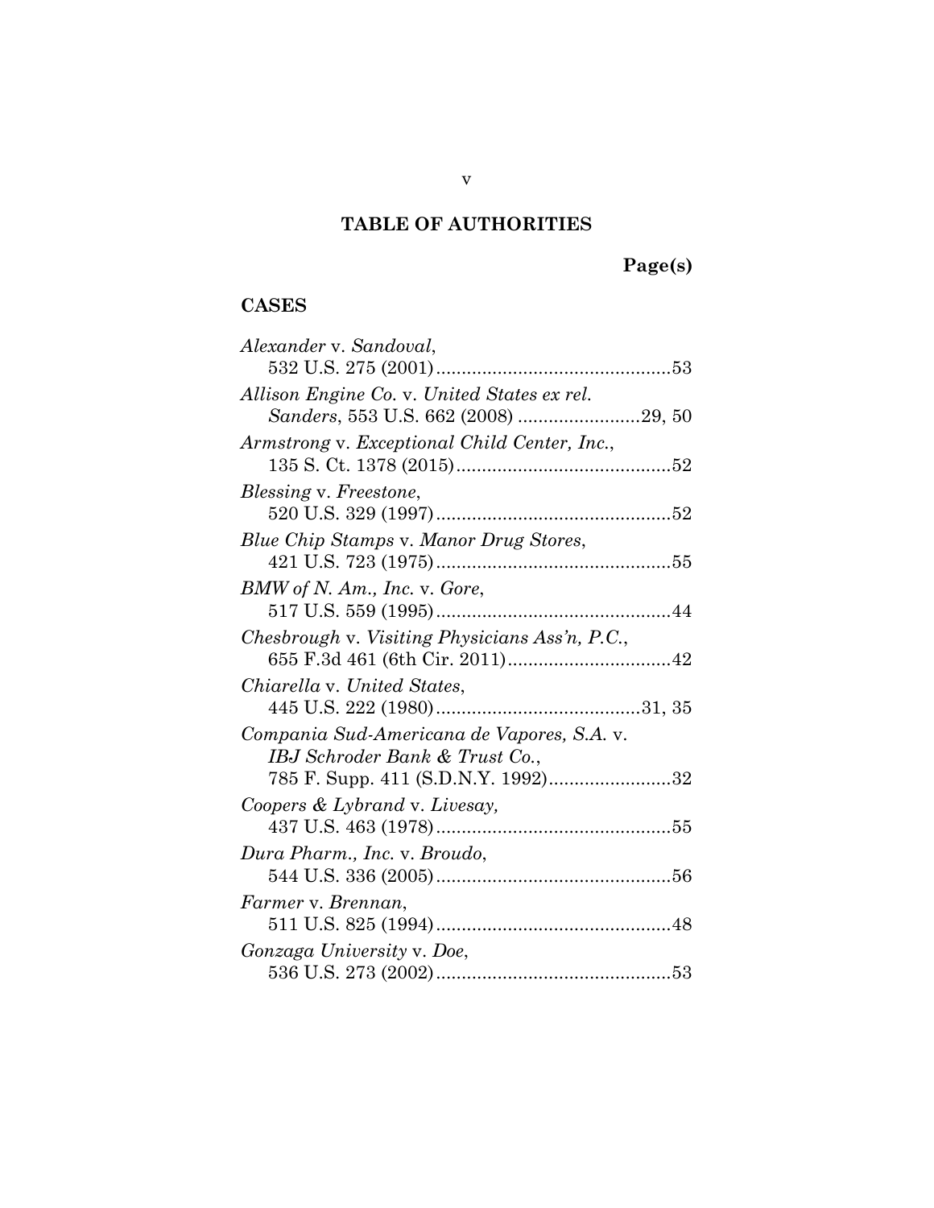# TABLE OF AUTHORITIES

**Page(s)**

## CASES

*Alexander* v. *Sandoval*,
532 U.S. 275 (2001)..............................................53

*Allison Engine Co.* v. *United States ex rel. Sanders*, 553 U.S. 662 (2008) ........................29, 50

*Armstrong* v. *Exceptional Child Center, Inc.*,
135 S. Ct. 1378 (2015)..........................................52

*Blessing* v. *Freestone*,
520 U.S. 329 (1997)..............................................52

*Blue Chip Stamps* v. *Manor Drug Stores*,
421 U.S. 723 (1975)..............................................55

*BMW of N. Am., Inc.* v. *Gore*,
517 U.S. 559 (1995)..............................................44

*Chesbrough* v. *Visiting Physicians Ass'n, P.C.*,
655 F.3d 461 (6th Cir. 2011)................................42

*Chiarella* v. *United States*,
445 U.S. 222 (1980)........................................31, 35

*Compania Sud-Americana de Vapores, S.A.* v. *IBJ Schroder Bank & Trust Co.*,
785 F. Supp. 411 (S.D.N.Y. 1992)........................32

*Coopers & Lybrand* v. *Livesay,*
437 U.S. 463 (1978)..............................................55

*Dura Pharm., Inc.* v. *Broudo*,
544 U.S. 336 (2005)..............................................56

*Farmer* v. *Brennan*,
511 U.S. 825 (1994)..............................................48

*Gonzaga University* v. *Doe*,
536 U.S. 273 (2002)..............................................53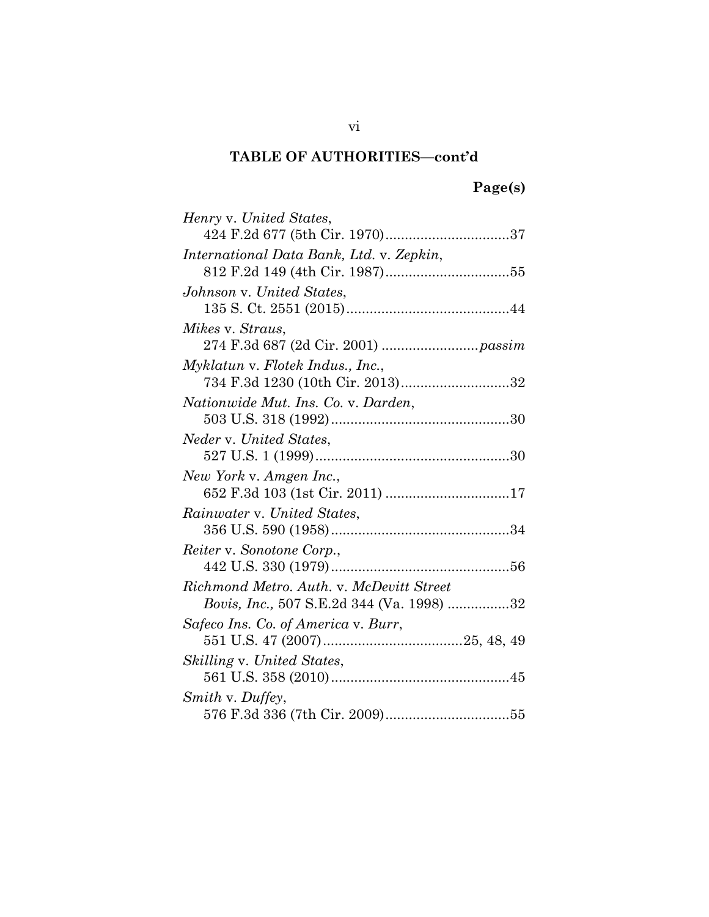## TABLE OF AUTHORITIES—cont'd

**Page(s)**

*Henry* v. *United States*,
424 F.2d 677 (5th Cir. 1970)................................37

*International Data Bank, Ltd.* v. *Zepkin*,
812 F.2d 149 (4th Cir. 1987)................................55

*Johnson* v. *United States*,
135 S. Ct. 2551 (2015)..........................................44

*Mikes* v. *Straus*,
274 F.3d 687 (2d Cir. 2001) .........................*passim*

*Myklatun* v. *Flotek Indus., Inc.*,
734 F.3d 1230 (10th Cir. 2013)............................32

*Nationwide Mut. Ins. Co.* v. *Darden*,
503 U.S. 318 (1992)..............................................30

*Neder* v. *United States*,
527 U.S. 1 (1999)..................................................30

*New York* v. *Amgen Inc.*,
652 F.3d 103 (1st Cir. 2011) ................................17

*Rainwater* v. *United States*,
356 U.S. 590 (1958)..............................................34

*Reiter* v. *Sonotone Corp.*,
442 U.S. 330 (1979)..............................................56

*Richmond Metro. Auth.* v. *McDevitt Street Bovis, Inc.,* 507 S.E.2d 344 (Va. 1998) ................32

*Safeco Ins. Co. of America* v. *Burr*,
551 U.S. 47 (2007)....................................25, 48, 49

*Skilling* v. *United States*,
561 U.S. 358 (2010)..............................................45

*Smith* v. *Duffey*,
576 F.3d 336 (7th Cir. 2009)................................55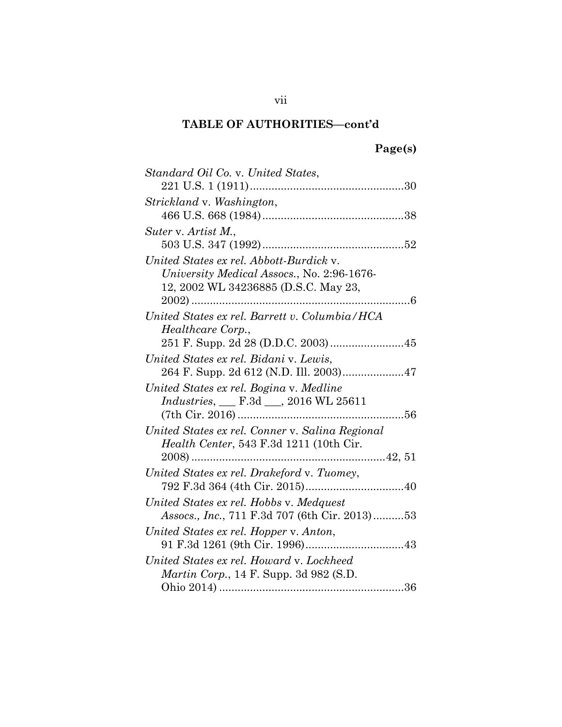## TABLE OF AUTHORITIES—cont'd

**Page(s)**

*Standard Oil Co.* v. *United States*, 221 U.S. 1 (1911) .......... 30

*Strickland* v. *Washington*, 466 U.S. 668 (1984) .......... 38

*Suter* v. *Artist M.*, 503 U.S. 347 (1992) .......... 52

*United States ex rel. Abbott-Burdick* v. *University Medical Assocs.*, No. 2:96-1676-12, 2002 WL 34236885 (D.S.C. May 23, 2002) .......... 6

*United States ex rel. Barrett v. Columbia/HCA Healthcare Corp.*, 251 F. Supp. 2d 28 (D.D.C. 2003) .......... 45

*United States ex rel. Bidani* v. *Lewis*, 264 F. Supp. 2d 612 (N.D. Ill. 2003) .......... 47

*United States ex rel. Bogina* v. *Medline Industries*, ___ F.3d ___, 2016 WL 25611 (7th Cir. 2016) .......... 56

*United States ex rel. Conner* v. *Salina Regional Health Center*, 543 F.3d 1211 (10th Cir. 2008) .......... 42, 51

*United States ex rel. Drakeford* v. *Tuomey*, 792 F.3d 364 (4th Cir. 2015) .......... 40

*United States ex rel. Hobbs* v. *Medquest Assocs., Inc.*, 711 F.3d 707 (6th Cir. 2013) .......... 53

*United States ex rel. Hopper* v. *Anton*, 91 F.3d 1261 (9th Cir. 1996) .......... 43

*United States ex rel. Howard* v. *Lockheed Martin Corp.*, 14 F. Supp. 3d 982 (S.D. Ohio 2014) .......... 36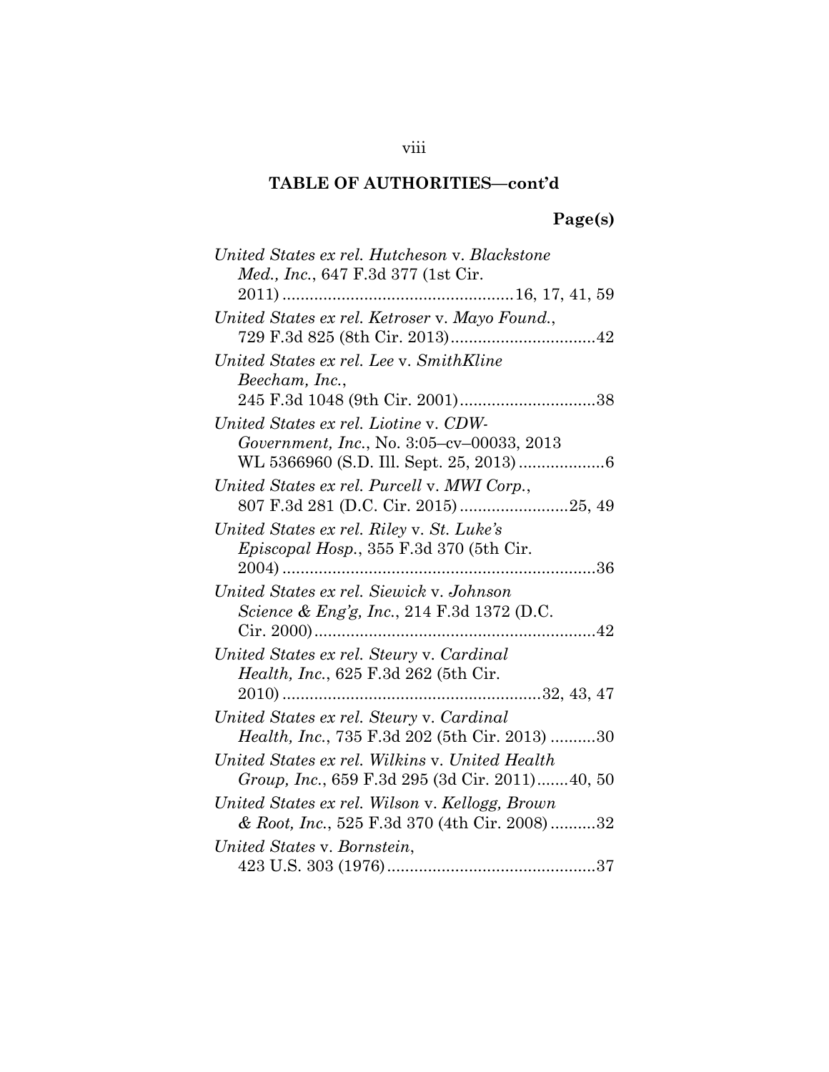## TABLE OF AUTHORITIES—cont'd

**Page(s)**

*United States ex rel. Hutcheson* v. *Blackstone Med., Inc.*, 647 F.3d 377 (1st Cir. 2011) ....................................................16, 17, 41, 59

*United States ex rel. Ketroser* v. *Mayo Found.*, 729 F.3d 825 (8th Cir. 2013)................................42

*United States ex rel. Lee* v. *SmithKline Beecham, Inc.*, 245 F.3d 1048 (9th Cir. 2001)..............................38

*United States ex rel. Liotine* v. *CDW-Government, Inc.*, No. 3:05–cv–00033, 2013 WL 5366960 (S.D. Ill. Sept. 25, 2013) ...................6

*United States ex rel. Purcell* v. *MWI Corp.*, 807 F.3d 281 (D.C. Cir. 2015) ........................25, 49

*United States ex rel. Riley* v. *St. Luke's Episcopal Hosp.*, 355 F.3d 370 (5th Cir. 2004) .....................................................................36

*United States ex rel. Siewick* v. *Johnson Science & Eng'g, Inc.*, 214 F.3d 1372 (D.C. Cir. 2000)..............................................................42

*United States ex rel. Steury* v. *Cardinal Health, Inc.*, 625 F.3d 262 (5th Cir. 2010) ........................................................32, 43, 47

*United States ex rel. Steury* v. *Cardinal Health, Inc.*, 735 F.3d 202 (5th Cir. 2013) ..........30

*United States ex rel. Wilkins* v. *United Health Group, Inc.*, 659 F.3d 295 (3d Cir. 2011).......40, 50

*United States ex rel. Wilson* v. *Kellogg, Brown & Root, Inc.*, 525 F.3d 370 (4th Cir. 2008)..........32

*United States* v. *Bornstein*, 423 U.S. 303 (1976)..............................................37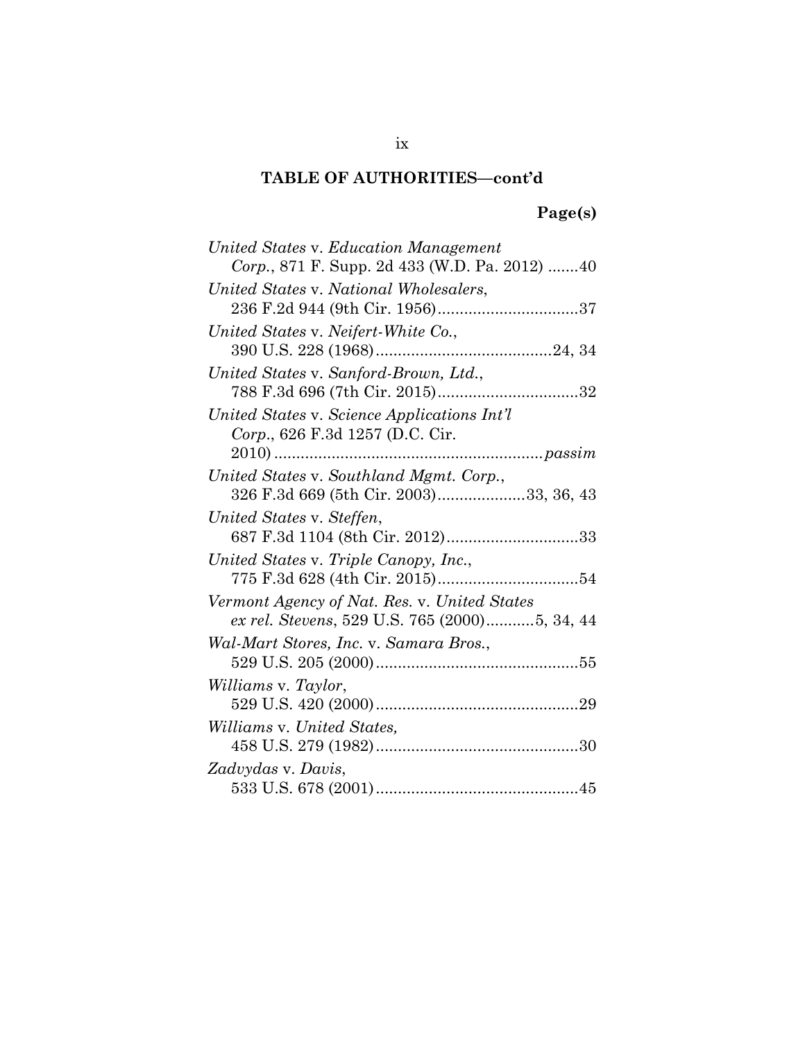**TABLE OF AUTHORITIES—cont'd**

**Page(s)**

*United States* v. *Education Management Corp.*, 871 F. Supp. 2d 433 (W.D. Pa. 2012) .......40

*United States* v. *National Wholesalers*, 236 F.2d 944 (9th Cir. 1956)................................37

*United States* v. *Neifert-White Co.*, 390 U.S. 228 (1968)........................................24, 34

*United States* v. *Sanford-Brown, Ltd.*, 788 F.3d 696 (7th Cir. 2015)................................32

*United States* v. *Science Applications Int'l Corp.*, 626 F.3d 1257 (D.C. Cir. 2010) ............................................................*passim*

*United States* v. *Southland Mgmt. Corp.*, 326 F.3d 669 (5th Cir. 2003)....................33, 36, 43

*United States* v. *Steffen*, 687 F.3d 1104 (8th Cir. 2012)..............................33

*United States* v. *Triple Canopy, Inc.*, 775 F.3d 628 (4th Cir. 2015)................................54

*Vermont Agency of Nat. Res.* v. *United States ex rel. Stevens*, 529 U.S. 765 (2000)...........5, 34, 44

*Wal-Mart Stores, Inc.* v. *Samara Bros.*, 529 U.S. 205 (2000)..............................................55

*Williams* v. *Taylor*, 529 U.S. 420 (2000)..............................................29

*Williams* v. *United States*, 458 U.S. 279 (1982)..............................................30

*Zadvydas* v. *Davis*, 533 U.S. 678 (2001)..............................................45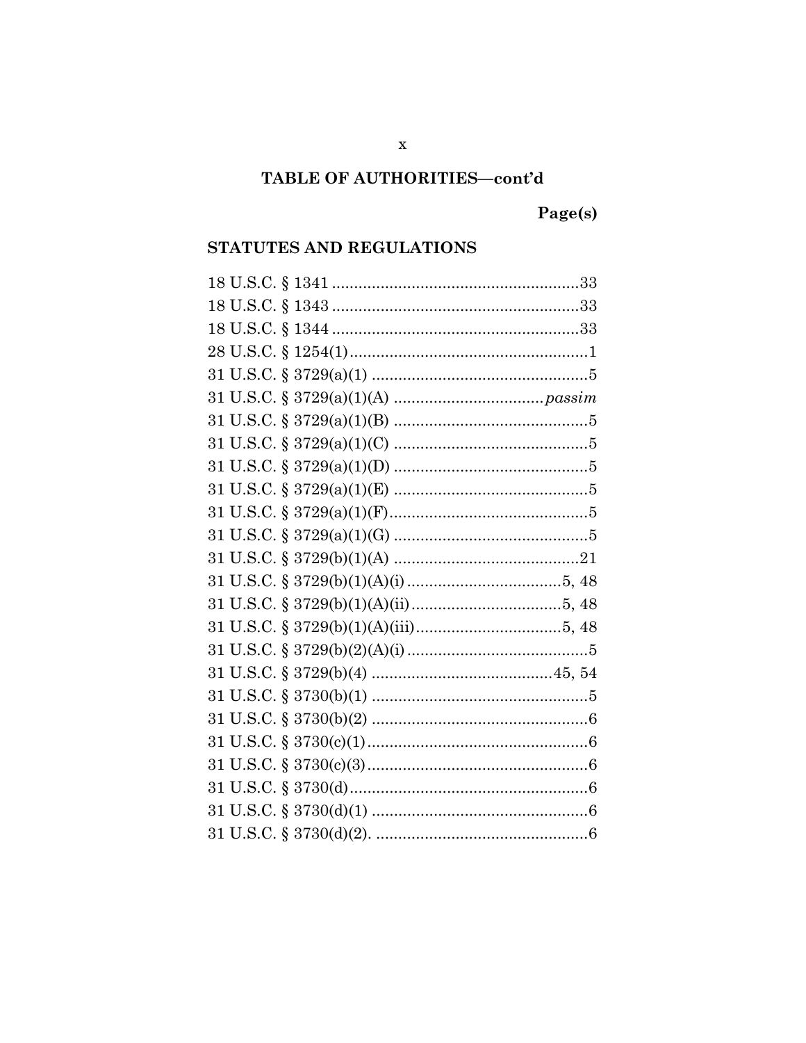## TABLE OF AUTHORITIES—cont'd

**Page(s)**

### STATUTES AND REGULATIONS

18 U.S.C. § 1341 .......................................................33
18 U.S.C. § 1343 .......................................................33
18 U.S.C. § 1344 .......................................................33
28 U.S.C. § 1254(1).....................................................1
31 U.S.C. § 3729(a)(1) ................................................5
31 U.S.C. § 3729(a)(1)(A) .................................*passim*
31 U.S.C. § 3729(a)(1)(B) ...........................................5
31 U.S.C. § 3729(a)(1)(C) ...........................................5
31 U.S.C. § 3729(a)(1)(D) ...........................................5
31 U.S.C. § 3729(a)(1)(E) ...........................................5
31 U.S.C. § 3729(a)(1)(F)............................................5
31 U.S.C. § 3729(a)(1)(G) ...........................................5
31 U.S.C. § 3729(b)(1)(A) .........................................21
31 U.S.C. § 3729(b)(1)(A)(i) ..................................5, 48
31 U.S.C. § 3729(b)(1)(A)(ii).................................5, 48
31 U.S.C. § 3729(b)(1)(A)(iii)................................5, 48
31 U.S.C. § 3729(b)(2)(A)(i) ........................................5
31 U.S.C. § 3729(b)(4) ........................................45, 54
31 U.S.C. § 3730(b)(1) ................................................5
31 U.S.C. § 3730(b)(2) ................................................6
31 U.S.C. § 3730(c)(1).................................................6
31 U.S.C. § 3730(c)(3).................................................6
31 U.S.C. § 3730(d).....................................................6
31 U.S.C. § 3730(d)(1) ................................................6
31 U.S.C. § 3730(d)(2). ...............................................6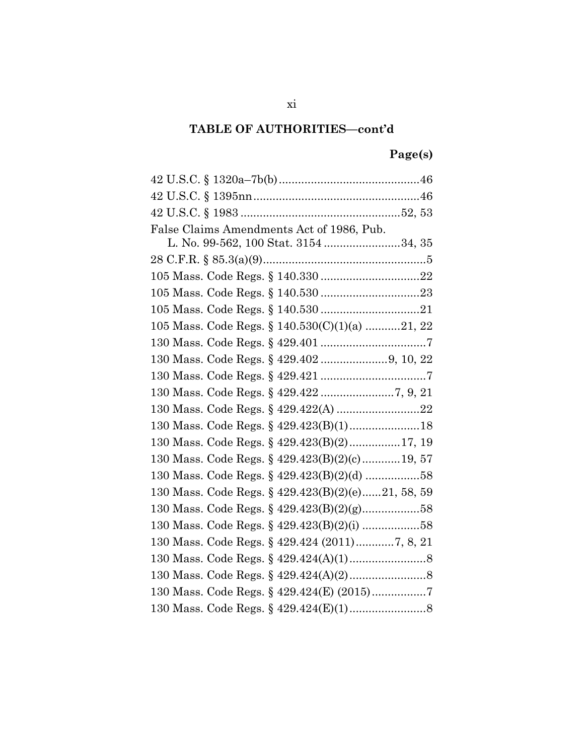## TABLE OF AUTHORITIES—cont'd

**Page(s)**

42 U.S.C. § 1320a–7b(b) ............................................46

42 U.S.C. § 1395nn ....................................................46

42 U.S.C. § 1983 .................................................52, 53

False Claims Amendments Act of 1986, Pub. L. No. 99-562, 100 Stat. 3154 ........................34, 35

28 C.F.R. § 85.3(a)(9) ...................................................5

105 Mass. Code Regs. § 140.330 ...............................22

105 Mass. Code Regs. § 140.530 ...............................23

105 Mass. Code Regs. § 140.530 ...............................21

105 Mass. Code Regs. § 140.530(C)(1)(a) ...........21, 22

130 Mass. Code Regs. § 429.401 .................................7

130 Mass. Code Regs. § 429.402 .....................9, 10, 22

130 Mass. Code Regs. § 429.421 .................................7

130 Mass. Code Regs. § 429.422 .......................7, 9, 21

130 Mass. Code Regs. § 429.422(A) ..........................22

130 Mass. Code Regs. § 429.423(B)(1) ......................18

130 Mass. Code Regs. § 429.423(B)(2) ................17, 19

130 Mass. Code Regs. § 429.423(B)(2)(c) ............19, 57

130 Mass. Code Regs. § 429.423(B)(2)(d) .................58

130 Mass. Code Regs. § 429.423(B)(2)(e) ......21, 58, 59

130 Mass. Code Regs. § 429.423(B)(2)(g) ..................58

130 Mass. Code Regs. § 429.423(B)(2)(i) ..................58

130 Mass. Code Regs. § 429.424 (2011) ............7, 8, 21

130 Mass. Code Regs. § 429.424(A)(1) ........................8

130 Mass. Code Regs. § 429.424(A)(2) ........................8

130 Mass. Code Regs. § 429.424(E) (2015) .................7

130 Mass. Code Regs. § 429.424(E)(1) ........................8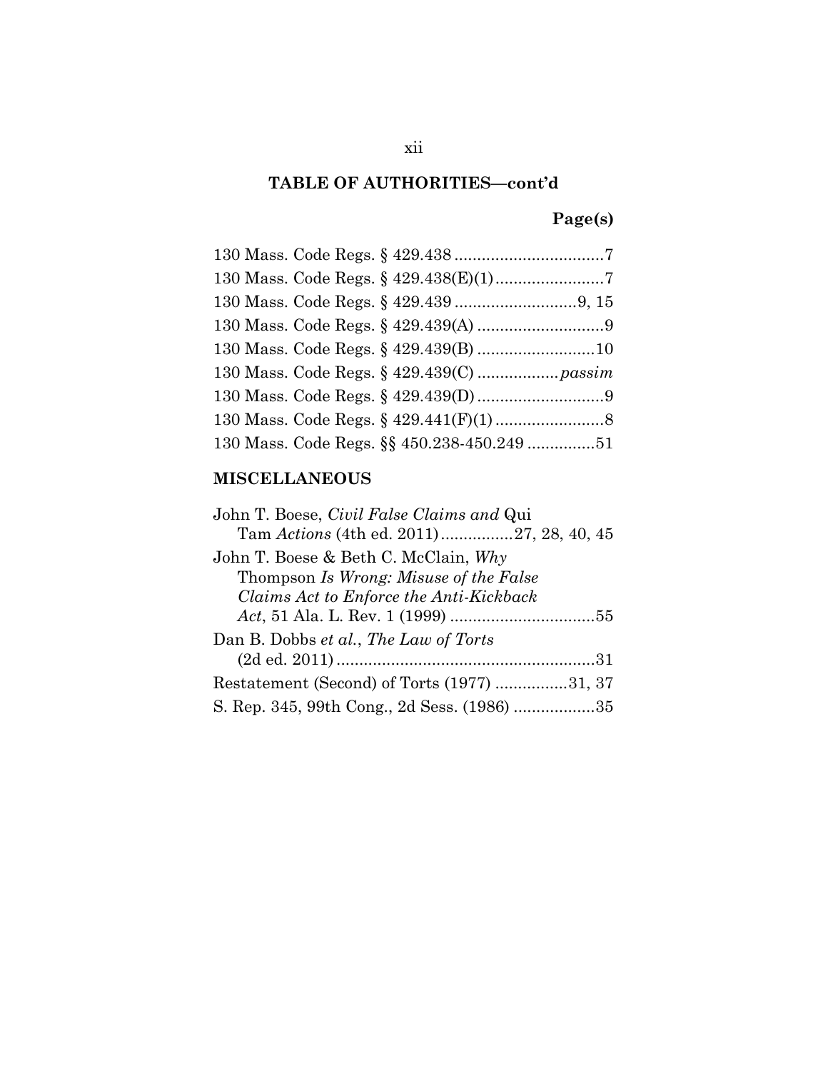## TABLE OF AUTHORITIES—cont'd

**Page(s)**

130 Mass. Code Regs. § 429.438 .................................7
130 Mass. Code Regs. § 429.438(E)(1)........................7
130 Mass. Code Regs. § 429.439 ...........................9, 15
130 Mass. Code Regs. § 429.439(A) ............................9
130 Mass. Code Regs. § 429.439(B) ..........................10
130 Mass. Code Regs. § 429.439(C) ..................*passim*
130 Mass. Code Regs. § 429.439(D) ............................9
130 Mass. Code Regs. § 429.441(F)(1) ........................8
130 Mass. Code Regs. §§ 450.238-450.249 ...............51

### MISCELLANEOUS

John T. Boese, *Civil False Claims and* Qui Tam *Actions* (4th ed. 2011) ................27, 28, 40, 45
John T. Boese & Beth C. McClain, *Why* Thompson *Is Wrong: Misuse of the False Claims Act to Enforce the Anti-Kickback Act*, 51 Ala. L. Rev. 1 (1999) ................................55
Dan B. Dobbs *et al.*, *The Law of Torts* (2d ed. 2011) .........................................................31
Restatement (Second) of Torts (1977) ................31, 37
S. Rep. 345, 99th Cong., 2d Sess. (1986) ..................35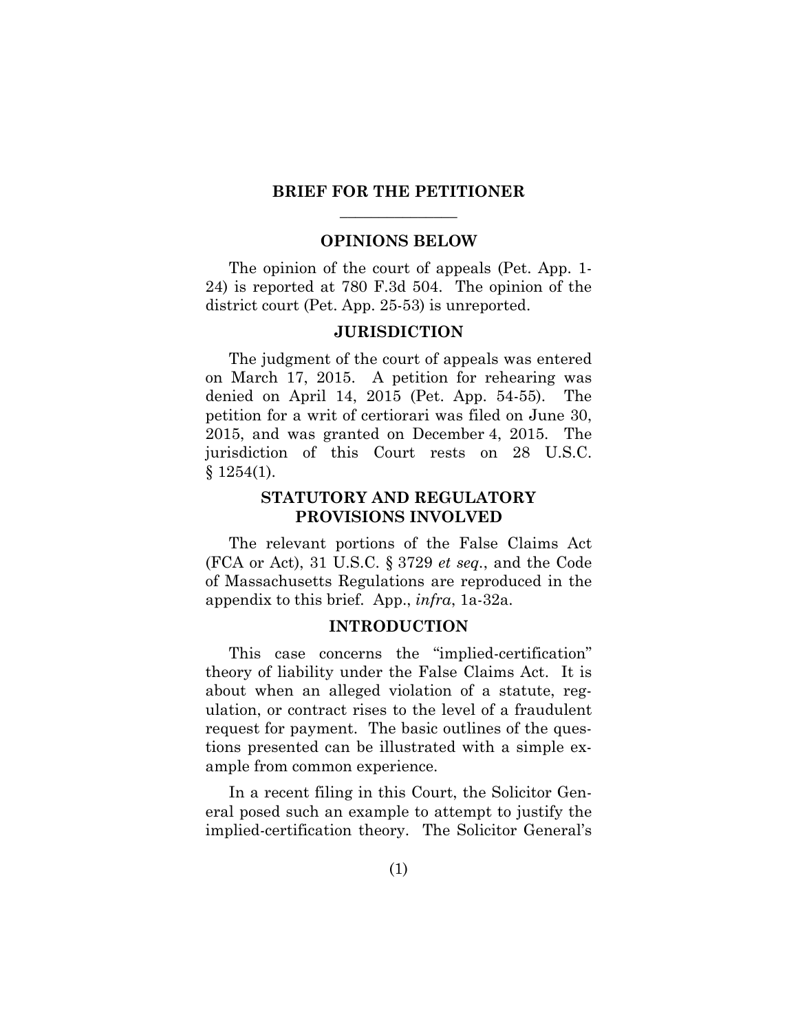## BRIEF FOR THE PETITIONER

---

## OPINIONS BELOW

The opinion of the court of appeals (Pet. App. 1-24) is reported at 780 F.3d 504. The opinion of the district court (Pet. App. 25-53) is unreported.

## JURISDICTION

The judgment of the court of appeals was entered on March 17, 2015. A petition for rehearing was denied on April 14, 2015 (Pet. App. 54-55). The petition for a writ of certiorari was filed on June 30, 2015, and was granted on December 4, 2015. The jurisdiction of this Court rests on 28 U.S.C. § 1254(1).

## STATUTORY AND REGULATORY PROVISIONS INVOLVED

The relevant portions of the False Claims Act (FCA or Act), 31 U.S.C. § 3729 *et seq.*, and the Code of Massachusetts Regulations are reproduced in the appendix to this brief. App., *infra*, 1a-32a.

## INTRODUCTION

This case concerns the "implied-certification" theory of liability under the False Claims Act. It is about when an alleged violation of a statute, regulation, or contract rises to the level of a fraudulent request for payment. The basic outlines of the questions presented can be illustrated with a simple example from common experience.

In a recent filing in this Court, the Solicitor General posed such an example to attempt to justify the implied-certification theory. The Solicitor General's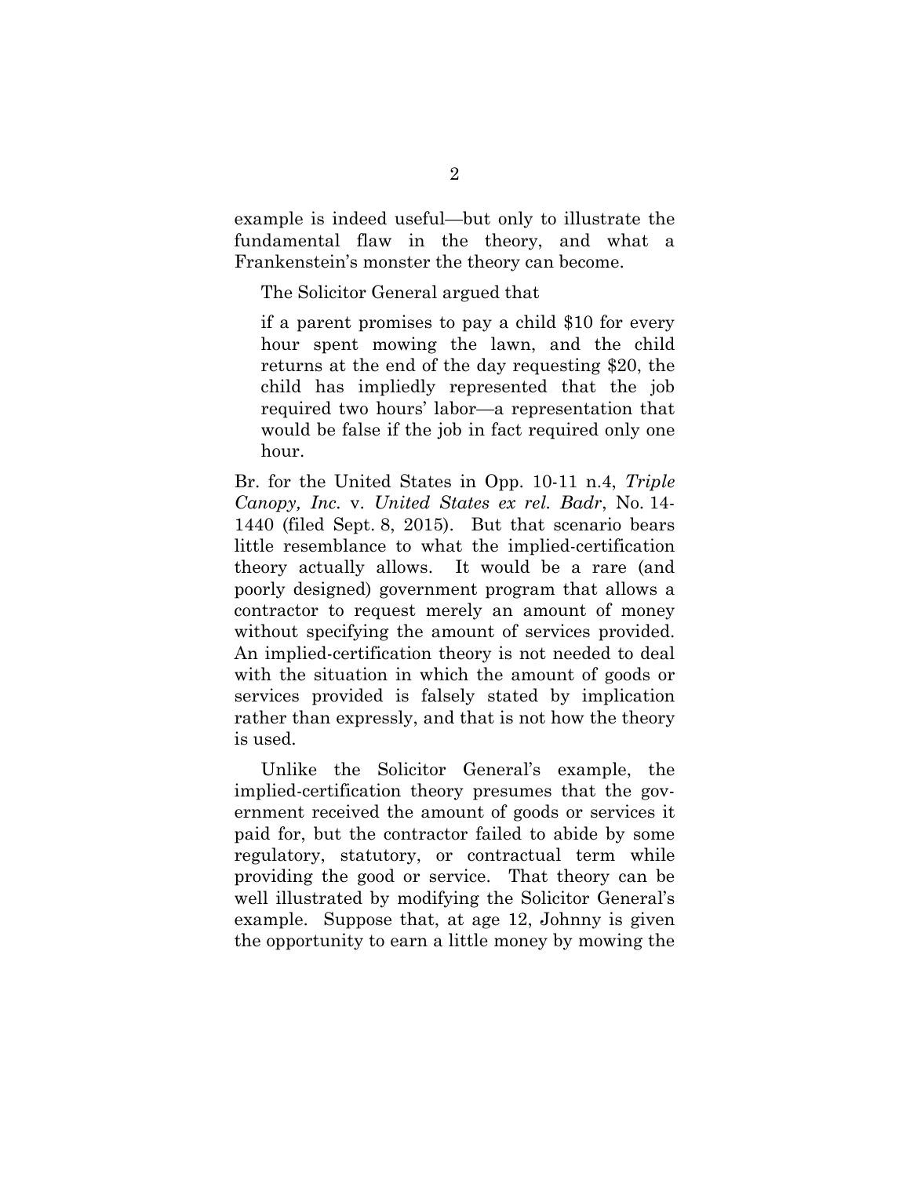example is indeed useful—but only to illustrate the fundamental flaw in the theory, and what a Frankenstein's monster the theory can become.

The Solicitor General argued that

> if a parent promises to pay a child $10 for every hour spent mowing the lawn, and the child returns at the end of the day requesting $20, the child has impliedly represented that the job required two hours' labor—a representation that would be false if the job in fact required only one hour.

Br. for the United States in Opp. 10-11 n.4, *Triple Canopy, Inc.* v. *United States ex rel. Badr*, No. 14-1440 (filed Sept. 8, 2015). But that scenario bears little resemblance to what the implied-certification theory actually allows. It would be a rare (and poorly designed) government program that allows a contractor to request merely an amount of money without specifying the amount of services provided. An implied-certification theory is not needed to deal with the situation in which the amount of goods or services provided is falsely stated by implication rather than expressly, and that is not how the theory is used.

Unlike the Solicitor General's example, the implied-certification theory presumes that the government received the amount of goods or services it paid for, but the contractor failed to abide by some regulatory, statutory, or contractual term while providing the good or service. That theory can be well illustrated by modifying the Solicitor General's example. Suppose that, at age 12, Johnny is given the opportunity to earn a little money by mowing the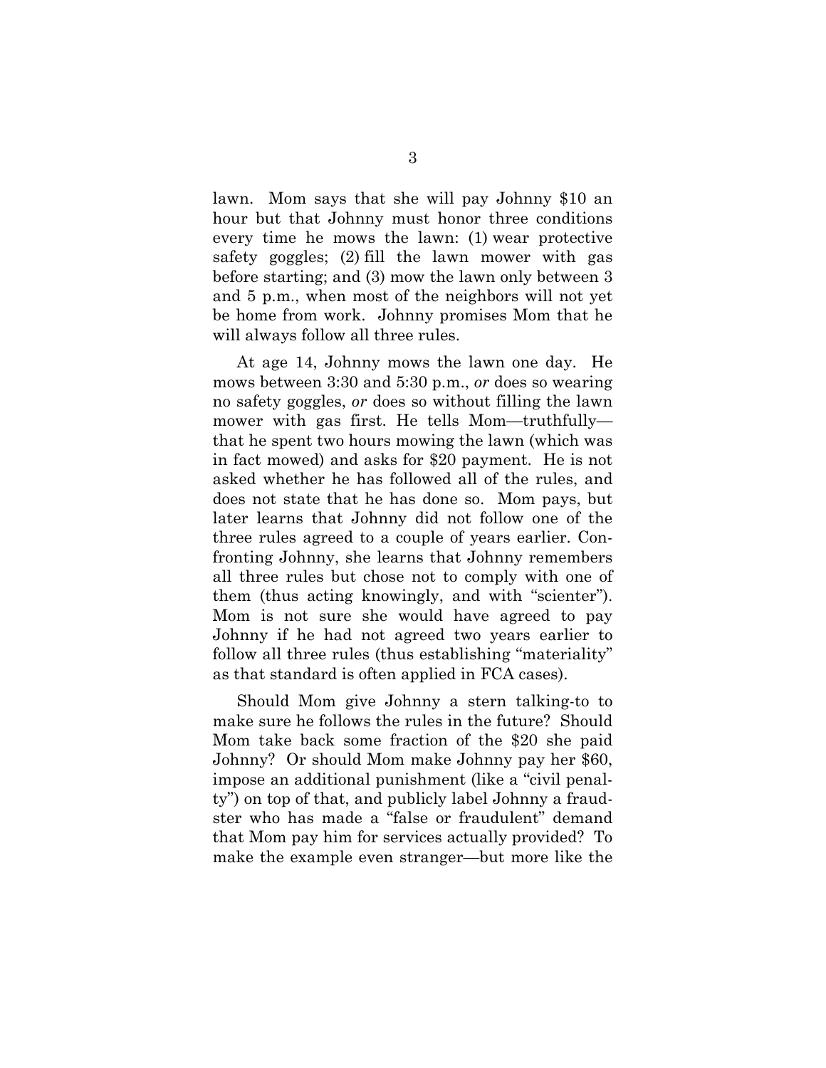lawn. Mom says that she will pay Johnny $10 an hour but that Johnny must honor three conditions every time he mows the lawn: (1) wear protective safety goggles; (2) fill the lawn mower with gas before starting; and (3) mow the lawn only between 3 and 5 p.m., when most of the neighbors will not yet be home from work. Johnny promises Mom that he will always follow all three rules.

At age 14, Johnny mows the lawn one day. He mows between 3:30 and 5:30 p.m., *or* does so wearing no safety goggles, *or* does so without filling the lawn mower with gas first. He tells Mom—truthfully—that he spent two hours mowing the lawn (which was in fact mowed) and asks for $20 payment. He is not asked whether he has followed all of the rules, and does not state that he has done so. Mom pays, but later learns that Johnny did not follow one of the three rules agreed to a couple of years earlier. Confronting Johnny, she learns that Johnny remembers all three rules but chose not to comply with one of them (thus acting knowingly, and with "scienter"). Mom is not sure she would have agreed to pay Johnny if he had not agreed two years earlier to follow all three rules (thus establishing "materiality" as that standard is often applied in FCA cases).

Should Mom give Johnny a stern talking-to to make sure he follows the rules in the future? Should Mom take back some fraction of the $20 she paid Johnny? Or should Mom make Johnny pay her $60, impose an additional punishment (like a "civil penalty") on top of that, and publicly label Johnny a fraudster who has made a "false or fraudulent" demand that Mom pay him for services actually provided? To make the example even stranger—but more like the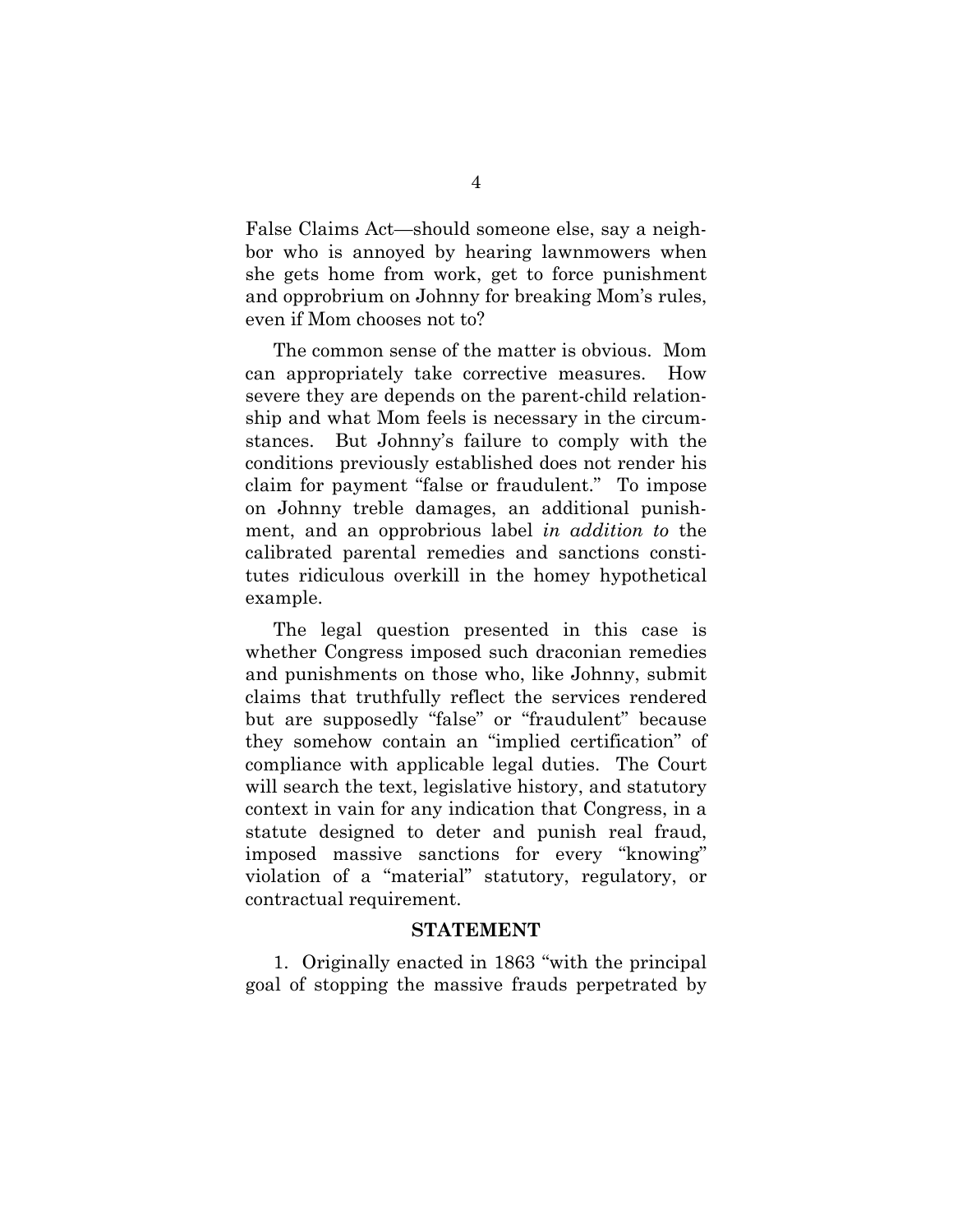False Claims Act—should someone else, say a neighbor who is annoyed by hearing lawnmowers when she gets home from work, get to force punishment and opprobrium on Johnny for breaking Mom's rules, even if Mom chooses not to?

The common sense of the matter is obvious. Mom can appropriately take corrective measures. How severe they are depends on the parent-child relationship and what Mom feels is necessary in the circumstances. But Johnny's failure to comply with the conditions previously established does not render his claim for payment "false or fraudulent." To impose on Johnny treble damages, an additional punishment, and an opprobrious label *in addition to* the calibrated parental remedies and sanctions constitutes ridiculous overkill in the homey hypothetical example.

The legal question presented in this case is whether Congress imposed such draconian remedies and punishments on those who, like Johnny, submit claims that truthfully reflect the services rendered but are supposedly "false" or "fraudulent" because they somehow contain an "implied certification" of compliance with applicable legal duties. The Court will search the text, legislative history, and statutory context in vain for any indication that Congress, in a statute designed to deter and punish real fraud, imposed massive sanctions for every "knowing" violation of a "material" statutory, regulatory, or contractual requirement.

## STATEMENT

1. Originally enacted in 1863 "with the principal goal of stopping the massive frauds perpetrated by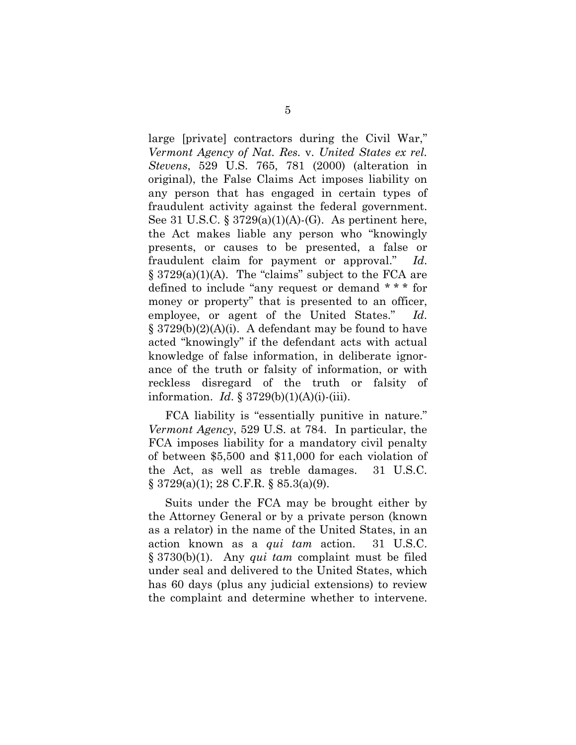large [private] contractors during the Civil War," *Vermont Agency of Nat. Res.* v. *United States ex rel. Stevens*, 529 U.S. 765, 781 (2000) (alteration in original), the False Claims Act imposes liability on any person that has engaged in certain types of fraudulent activity against the federal government. See 31 U.S.C. § 3729(a)(1)(A)-(G). As pertinent here, the Act makes liable any person who "knowingly presents, or causes to be presented, a false or fraudulent claim for payment or approval." *Id.* § 3729(a)(1)(A). The "claims" subject to the FCA are defined to include "any request or demand * * * for money or property" that is presented to an officer, employee, or agent of the United States." *Id.* § 3729(b)(2)(A)(i). A defendant may be found to have acted "knowingly" if the defendant acts with actual knowledge of false information, in deliberate ignorance of the truth or falsity of information, or with reckless disregard of the truth or falsity of information. *Id.* § 3729(b)(1)(A)(i)-(iii).

FCA liability is "essentially punitive in nature." *Vermont Agency*, 529 U.S. at 784. In particular, the FCA imposes liability for a mandatory civil penalty of between $5,500 and $11,000 for each violation of the Act, as well as treble damages. 31 U.S.C. § 3729(a)(1); 28 C.F.R. § 85.3(a)(9).

Suits under the FCA may be brought either by the Attorney General or by a private person (known as a relator) in the name of the United States, in an action known as a *qui tam* action. 31 U.S.C. § 3730(b)(1). Any *qui tam* complaint must be filed under seal and delivered to the United States, which has 60 days (plus any judicial extensions) to review the complaint and determine whether to intervene.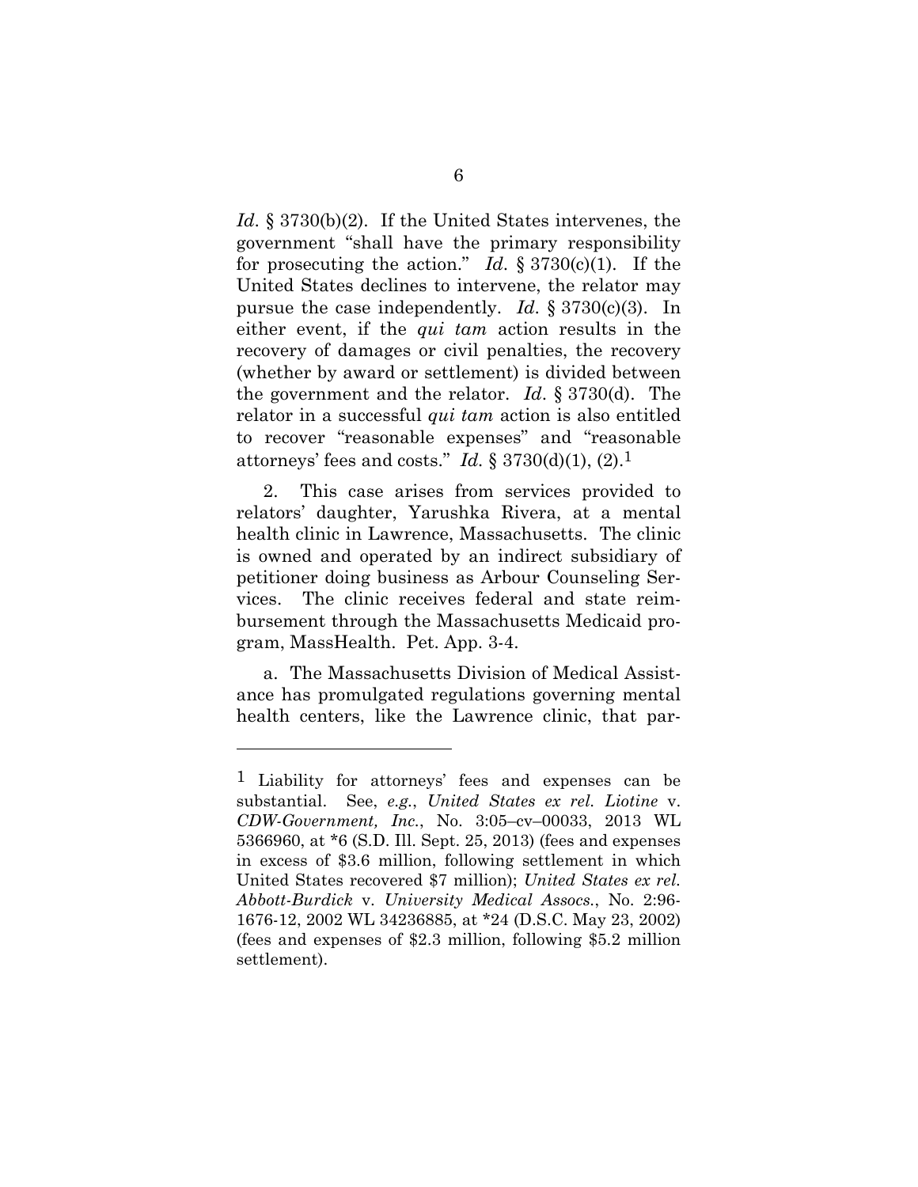*Id*. § 3730(b)(2). If the United States intervenes, the government "shall have the primary responsibility for prosecuting the action." *Id*. § 3730(c)(1). If the United States declines to intervene, the relator may pursue the case independently. *Id*. § 3730(c)(3). In either event, if the *qui tam* action results in the recovery of damages or civil penalties, the recovery (whether by award or settlement) is divided between the government and the relator. *Id*. § 3730(d). The relator in a successful *qui tam* action is also entitled to recover "reasonable expenses" and "reasonable attorneys' fees and costs." *Id.* § 3730(d)(1), (2).[1]

2. This case arises from services provided to relators' daughter, Yarushka Rivera, at a mental health clinic in Lawrence, Massachusetts. The clinic is owned and operated by an indirect subsidiary of petitioner doing business as Arbour Counseling Services. The clinic receives federal and state reimbursement through the Massachusetts Medicaid program, MassHealth. Pet. App. 3-4.

a. The Massachusetts Division of Medical Assistance has promulgated regulations governing mental health centers, like the Lawrence clinic, that par-

---

[1] Liability for attorneys' fees and expenses can be substantial. See, *e.g.*, *United States ex rel. Liotine* v. *CDW-Government, Inc.*, No. 3:05–cv–00033, 2013 WL 5366960, at *6 (S.D. Ill. Sept. 25, 2013) (fees and expenses in excess of $3.6 million, following settlement in which United States recovered $7 million); *United States ex rel. Abbott-Burdick* v. *University Medical Assocs.*, No. 2:96-1676-12, 2002 WL 34236885, at *24 (D.S.C. May 23, 2002) (fees and expenses of $2.3 million, following $5.2 million settlement).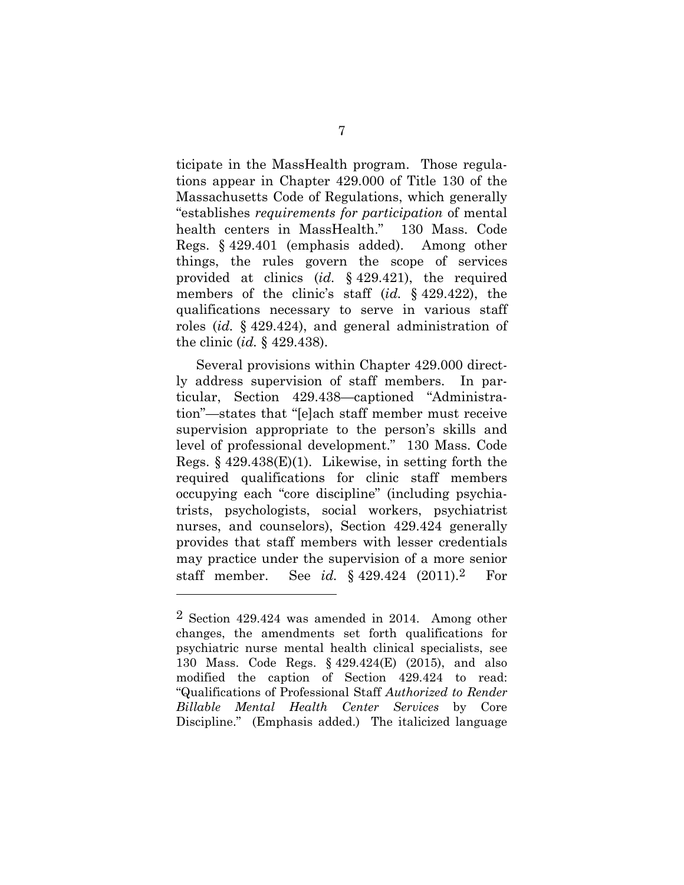ticipate in the MassHealth program. Those regulations appear in Chapter 429.000 of Title 130 of the Massachusetts Code of Regulations, which generally "establishes *requirements for participation* of mental health centers in MassHealth." 130 Mass. Code Regs. § 429.401 (emphasis added). Among other things, the rules govern the scope of services provided at clinics (*id.* § 429.421), the required members of the clinic's staff (*id.* § 429.422), the qualifications necessary to serve in various staff roles (*id.* § 429.424), and general administration of the clinic (*id.* § 429.438).

Several provisions within Chapter 429.000 directly address supervision of staff members. In particular, Section 429.438—captioned "Administration"—states that "[e]ach staff member must receive supervision appropriate to the person's skills and level of professional development." 130 Mass. Code Regs. § 429.438(E)(1). Likewise, in setting forth the required qualifications for clinic staff members occupying each "core discipline" (including psychiatrists, psychologists, social workers, psychiatrist nurses, and counselors), Section 429.424 generally provides that staff members with lesser credentials may practice under the supervision of a more senior staff member. See *id.* § 429.424 (2011).[2] For

---

[2] Section 429.424 was amended in 2014. Among other changes, the amendments set forth qualifications for psychiatric nurse mental health clinical specialists, see 130 Mass. Code Regs. § 429.424(E) (2015), and also modified the caption of Section 429.424 to read: "Qualifications of Professional Staff *Authorized to Render Billable Mental Health Center Services* by Core Discipline." (Emphasis added.) The italicized language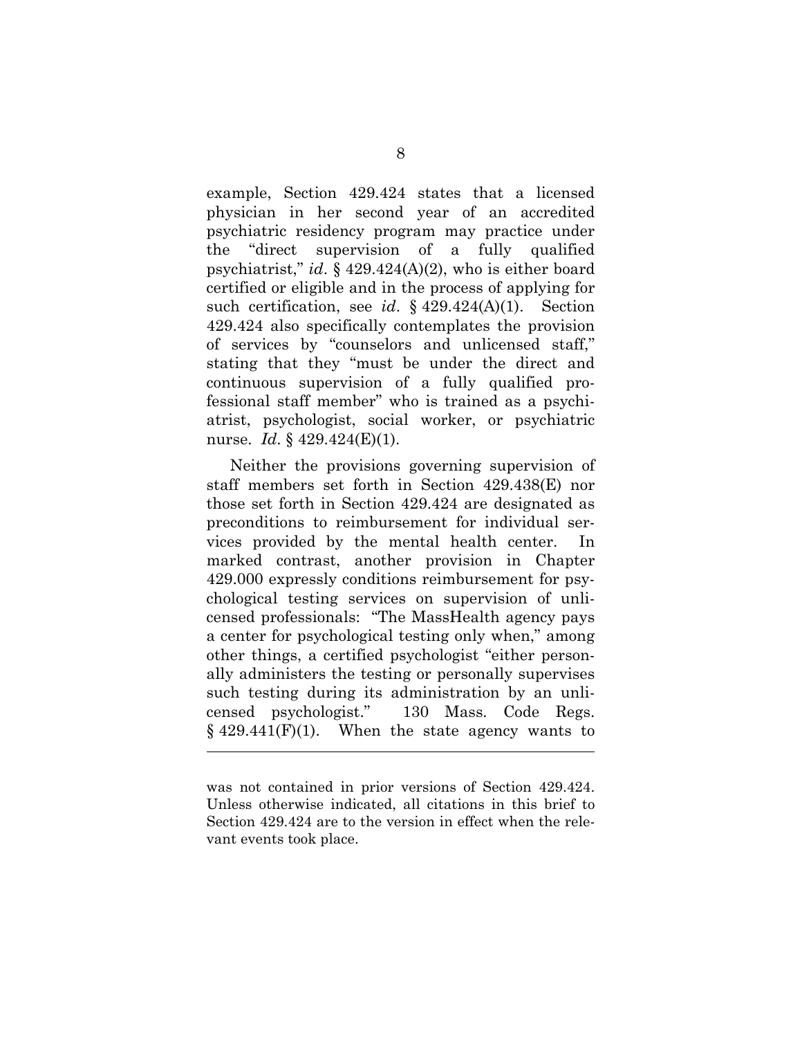example, Section 429.424 states that a licensed physician in her second year of an accredited psychiatric residency program may practice under the "direct supervision of a fully qualified psychiatrist," *id*. § 429.424(A)(2), who is either board certified or eligible and in the process of applying for such certification, see *id*. § 429.424(A)(1). Section 429.424 also specifically contemplates the provision of services by "counselors and unlicensed staff," stating that they "must be under the direct and continuous supervision of a fully qualified professional staff member" who is trained as a psychiatrist, psychologist, social worker, or psychiatric nurse. *Id*. § 429.424(E)(1).

Neither the provisions governing supervision of staff members set forth in Section 429.438(E) nor those set forth in Section 429.424 are designated as preconditions to reimbursement for individual services provided by the mental health center. In marked contrast, another provision in Chapter 429.000 expressly conditions reimbursement for psychological testing services on supervision of unlicensed professionals: "The MassHealth agency pays a center for psychological testing only when," among other things, a certified psychologist "either personally administers the testing or personally supervises such testing during its administration by an unlicensed psychologist." 130 Mass. Code Regs. § 429.441(F)(1). When the state agency wants to

---

was not contained in prior versions of Section 429.424. Unless otherwise indicated, all citations in this brief to Section 429.424 are to the version in effect when the relevant events took place.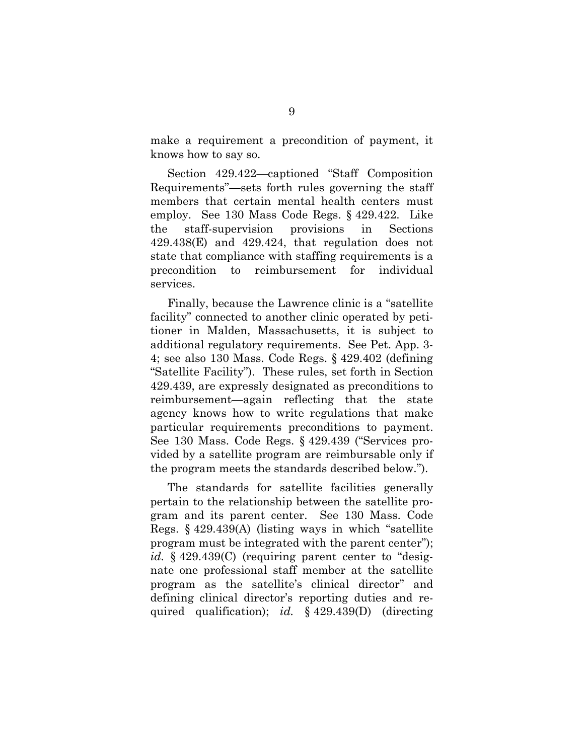make a requirement a precondition of payment, it knows how to say so.

Section 429.422—captioned "Staff Composition Requirements"—sets forth rules governing the staff members that certain mental health centers must employ. See 130 Mass Code Regs. § 429.422. Like the staff-supervision provisions in Sections 429.438(E) and 429.424, that regulation does not state that compliance with staffing requirements is a precondition to reimbursement for individual services.

Finally, because the Lawrence clinic is a "satellite facility" connected to another clinic operated by petitioner in Malden, Massachusetts, it is subject to additional regulatory requirements. See Pet. App. 3-4; see also 130 Mass. Code Regs. § 429.402 (defining "Satellite Facility"). These rules, set forth in Section 429.439, are expressly designated as preconditions to reimbursement—again reflecting that the state agency knows how to write regulations that make particular requirements preconditions to payment. See 130 Mass. Code Regs. § 429.439 ("Services provided by a satellite program are reimbursable only if the program meets the standards described below.").

The standards for satellite facilities generally pertain to the relationship between the satellite program and its parent center. See 130 Mass. Code Regs. § 429.439(A) (listing ways in which "satellite program must be integrated with the parent center"); *id.* § 429.439(C) (requiring parent center to "designate one professional staff member at the satellite program as the satellite's clinical director" and defining clinical director's reporting duties and required qualification); *id.* § 429.439(D) (directing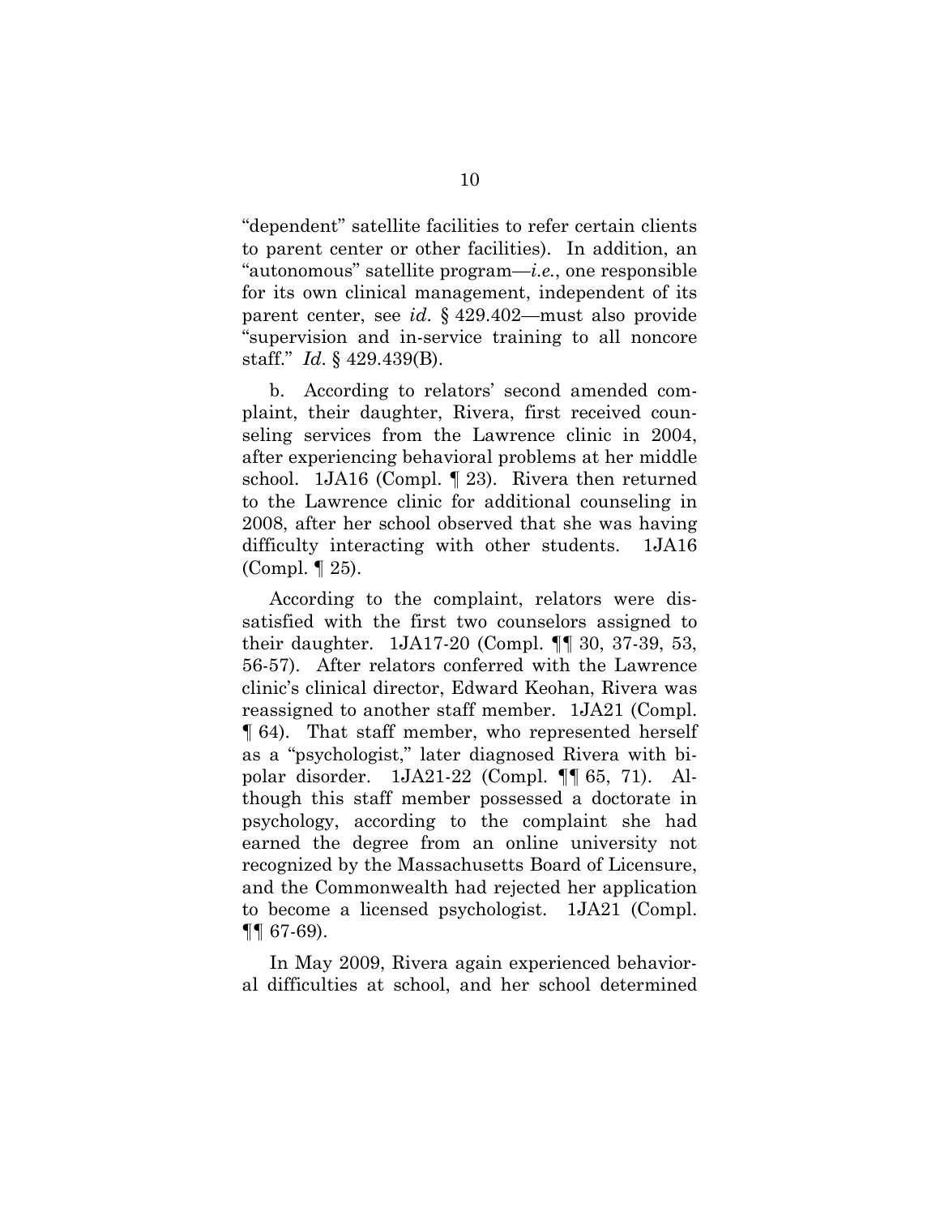"dependent" satellite facilities to refer certain clients to parent center or other facilities). In addition, an "autonomous" satellite program—*i.e.*, one responsible for its own clinical management, independent of its parent center, see *id.* § 429.402—must also provide "supervision and in-service training to all noncore staff." *Id.* § 429.439(B).

b. According to relators' second amended complaint, their daughter, Rivera, first received counseling services from the Lawrence clinic in 2004, after experiencing behavioral problems at her middle school. 1JA16 (Compl. ¶ 23). Rivera then returned to the Lawrence clinic for additional counseling in 2008, after her school observed that she was having difficulty interacting with other students. 1JA16 (Compl. ¶ 25).

According to the complaint, relators were dissatisfied with the first two counselors assigned to their daughter. 1JA17-20 (Compl. ¶¶ 30, 37-39, 53, 56-57). After relators conferred with the Lawrence clinic's clinical director, Edward Keohan, Rivera was reassigned to another staff member. 1JA21 (Compl. ¶ 64). That staff member, who represented herself as a "psychologist," later diagnosed Rivera with bipolar disorder. 1JA21-22 (Compl. ¶¶ 65, 71). Although this staff member possessed a doctorate in psychology, according to the complaint she had earned the degree from an online university not recognized by the Massachusetts Board of Licensure, and the Commonwealth had rejected her application to become a licensed psychologist. 1JA21 (Compl. ¶¶ 67-69).

In May 2009, Rivera again experienced behavioral difficulties at school, and her school determined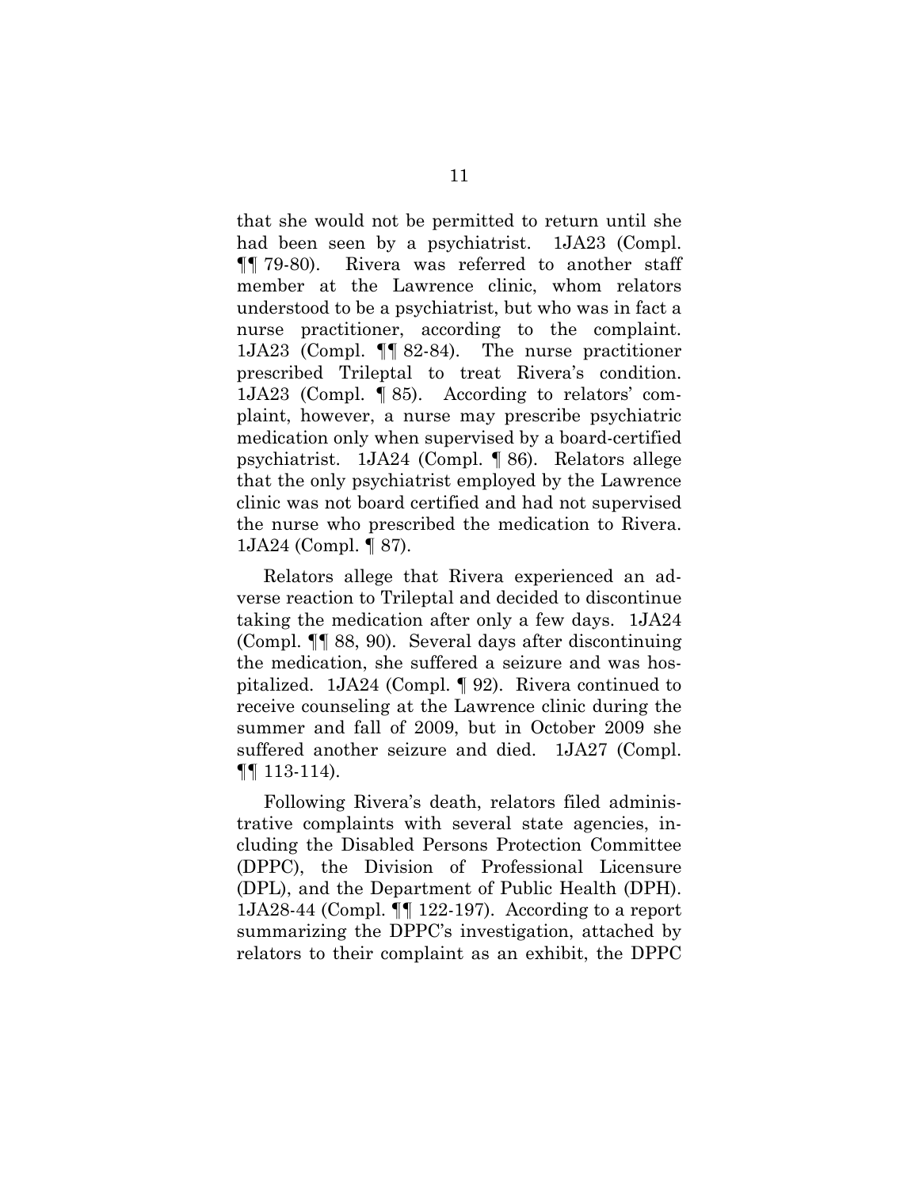that she would not be permitted to return until she had been seen by a psychiatrist. 1JA23 (Compl. ¶¶ 79-80). Rivera was referred to another staff member at the Lawrence clinic, whom relators understood to be a psychiatrist, but who was in fact a nurse practitioner, according to the complaint. 1JA23 (Compl. ¶¶ 82-84). The nurse practitioner prescribed Trileptal to treat Rivera's condition. 1JA23 (Compl. ¶ 85). According to relators' complaint, however, a nurse may prescribe psychiatric medication only when supervised by a board-certified psychiatrist. 1JA24 (Compl. ¶ 86). Relators allege that the only psychiatrist employed by the Lawrence clinic was not board certified and had not supervised the nurse who prescribed the medication to Rivera. 1JA24 (Compl. ¶ 87).

Relators allege that Rivera experienced an adverse reaction to Trileptal and decided to discontinue taking the medication after only a few days. 1JA24 (Compl. ¶¶ 88, 90). Several days after discontinuing the medication, she suffered a seizure and was hospitalized. 1JA24 (Compl. ¶ 92). Rivera continued to receive counseling at the Lawrence clinic during the summer and fall of 2009, but in October 2009 she suffered another seizure and died. 1JA27 (Compl. ¶¶ 113-114).

Following Rivera's death, relators filed administrative complaints with several state agencies, including the Disabled Persons Protection Committee (DPPC), the Division of Professional Licensure (DPL), and the Department of Public Health (DPH). 1JA28-44 (Compl. ¶¶ 122-197). According to a report summarizing the DPPC's investigation, attached by relators to their complaint as an exhibit, the DPPC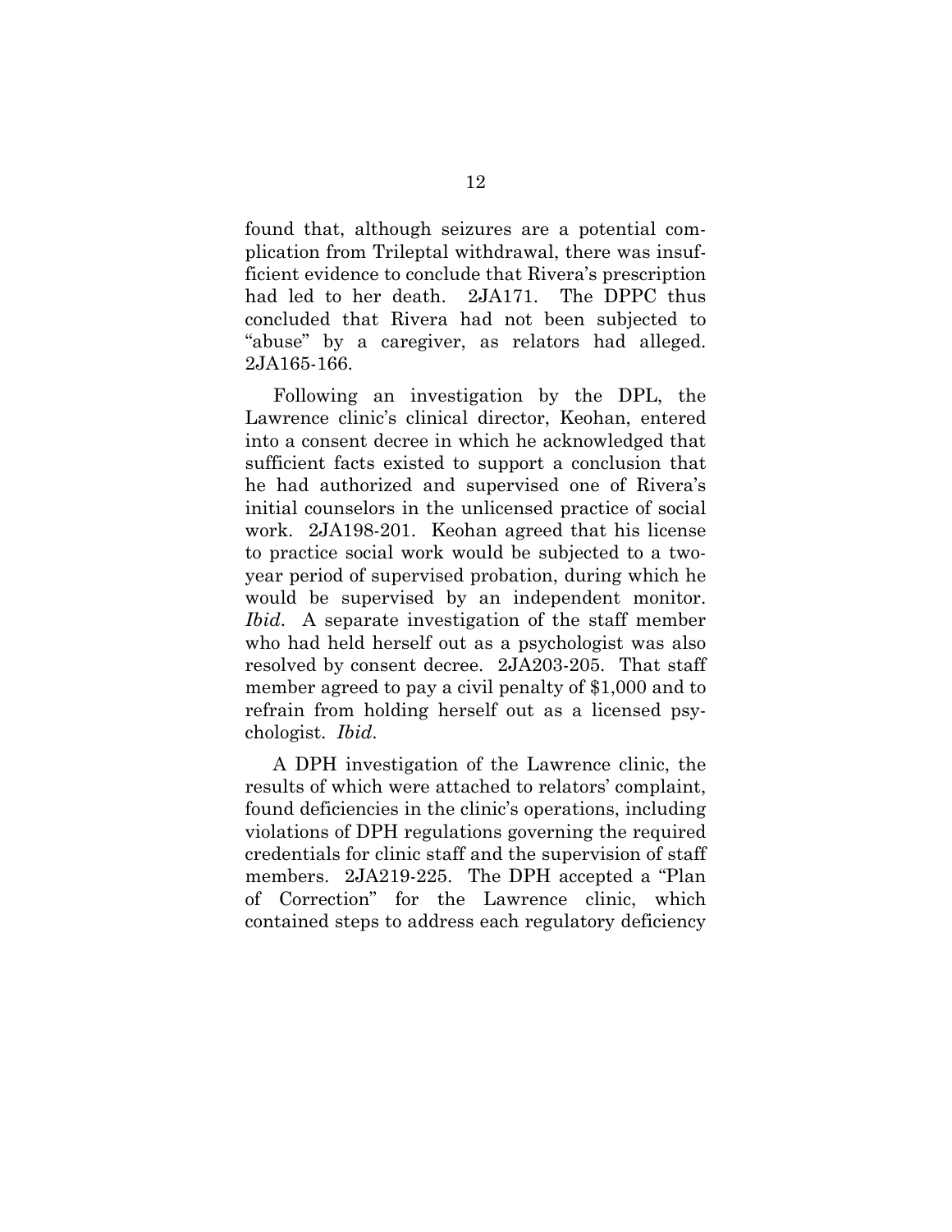found that, although seizures are a potential complication from Trileptal withdrawal, there was insufficient evidence to conclude that Rivera's prescription had led to her death. 2JA171. The DPPC thus concluded that Rivera had not been subjected to "abuse" by a caregiver, as relators had alleged. 2JA165-166.

Following an investigation by the DPL, the Lawrence clinic's clinical director, Keohan, entered into a consent decree in which he acknowledged that sufficient facts existed to support a conclusion that he had authorized and supervised one of Rivera's initial counselors in the unlicensed practice of social work. 2JA198-201. Keohan agreed that his license to practice social work would be subjected to a two-year period of supervised probation, during which he would be supervised by an independent monitor. *Ibid*. A separate investigation of the staff member who had held herself out as a psychologist was also resolved by consent decree. 2JA203-205. That staff member agreed to pay a civil penalty of $1,000 and to refrain from holding herself out as a licensed psychologist. *Ibid*.

A DPH investigation of the Lawrence clinic, the results of which were attached to relators' complaint, found deficiencies in the clinic's operations, including violations of DPH regulations governing the required credentials for clinic staff and the supervision of staff members. 2JA219-225. The DPH accepted a "Plan of Correction" for the Lawrence clinic, which contained steps to address each regulatory deficiency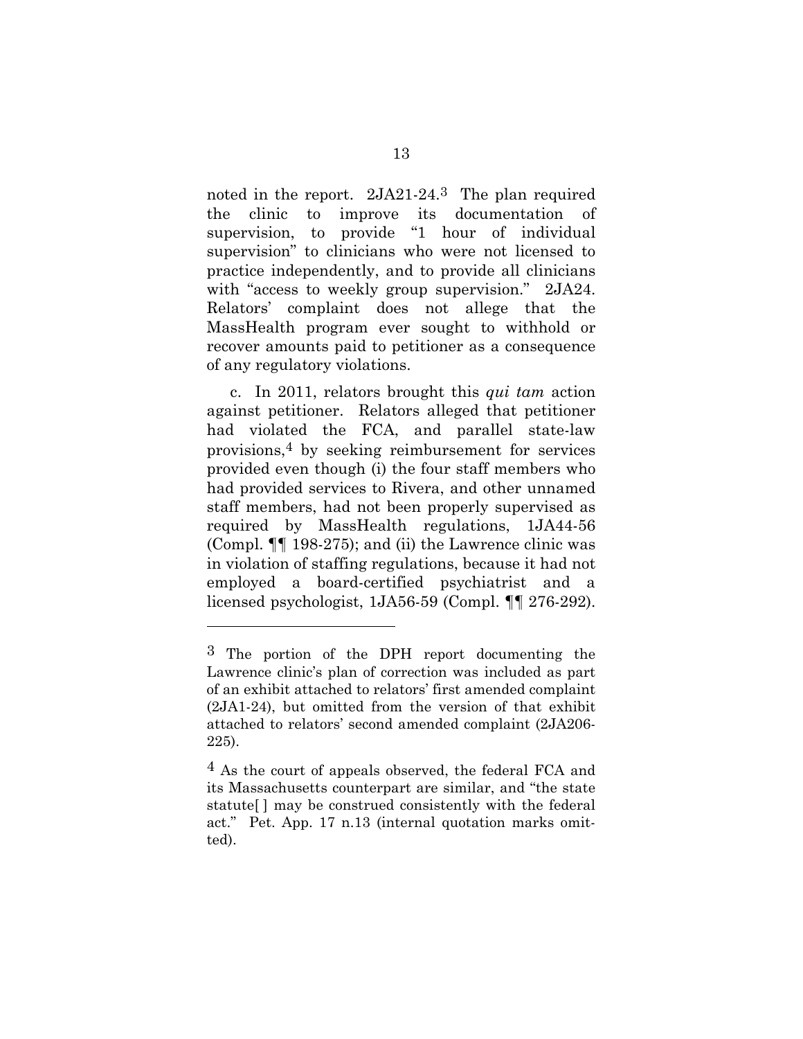noted in the report. 2JA21-24.[3] The plan required the clinic to improve its documentation of supervision, to provide "1 hour of individual supervision" to clinicians who were not licensed to practice independently, and to provide all clinicians with "access to weekly group supervision." 2JA24. Relators' complaint does not allege that the MassHealth program ever sought to withhold or recover amounts paid to petitioner as a consequence of any regulatory violations.

c. In 2011, relators brought this *qui tam* action against petitioner. Relators alleged that petitioner had violated the FCA, and parallel state-law provisions,[4] by seeking reimbursement for services provided even though (i) the four staff members who had provided services to Rivera, and other unnamed staff members, had not been properly supervised as required by MassHealth regulations, 1JA44-56 (Compl. ¶¶ 198-275); and (ii) the Lawrence clinic was in violation of staffing regulations, because it had not employed a board-certified psychiatrist and a licensed psychologist, 1JA56-59 (Compl. ¶¶ 276-292).

---

[3] The portion of the DPH report documenting the Lawrence clinic's plan of correction was included as part of an exhibit attached to relators' first amended complaint (2JA1-24), but omitted from the version of that exhibit attached to relators' second amended complaint (2JA206-225).

[4] As the court of appeals observed, the federal FCA and its Massachusetts counterpart are similar, and "the state statute[ ] may be construed consistently with the federal act." Pet. App. 17 n.13 (internal quotation marks omitted).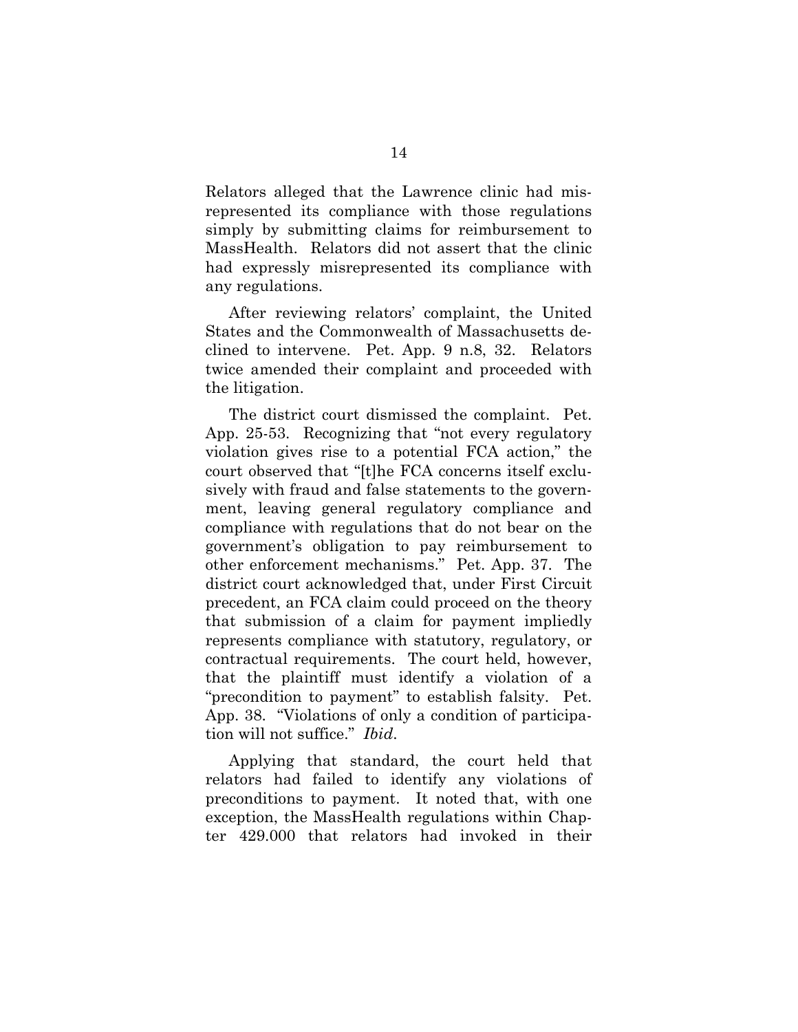Relators alleged that the Lawrence clinic had misrepresented its compliance with those regulations simply by submitting claims for reimbursement to MassHealth. Relators did not assert that the clinic had expressly misrepresented its compliance with any regulations.

After reviewing relators' complaint, the United States and the Commonwealth of Massachusetts declined to intervene. Pet. App. 9 n.8, 32. Relators twice amended their complaint and proceeded with the litigation.

The district court dismissed the complaint. Pet. App. 25-53. Recognizing that "not every regulatory violation gives rise to a potential FCA action," the court observed that "[t]he FCA concerns itself exclusively with fraud and false statements to the government, leaving general regulatory compliance and compliance with regulations that do not bear on the government's obligation to pay reimbursement to other enforcement mechanisms." Pet. App. 37. The district court acknowledged that, under First Circuit precedent, an FCA claim could proceed on the theory that submission of a claim for payment impliedly represents compliance with statutory, regulatory, or contractual requirements. The court held, however, that the plaintiff must identify a violation of a "precondition to payment" to establish falsity. Pet. App. 38. "Violations of only a condition of participation will not suffice." *Ibid.*

Applying that standard, the court held that relators had failed to identify any violations of preconditions to payment. It noted that, with one exception, the MassHealth regulations within Chapter 429.000 that relators had invoked in their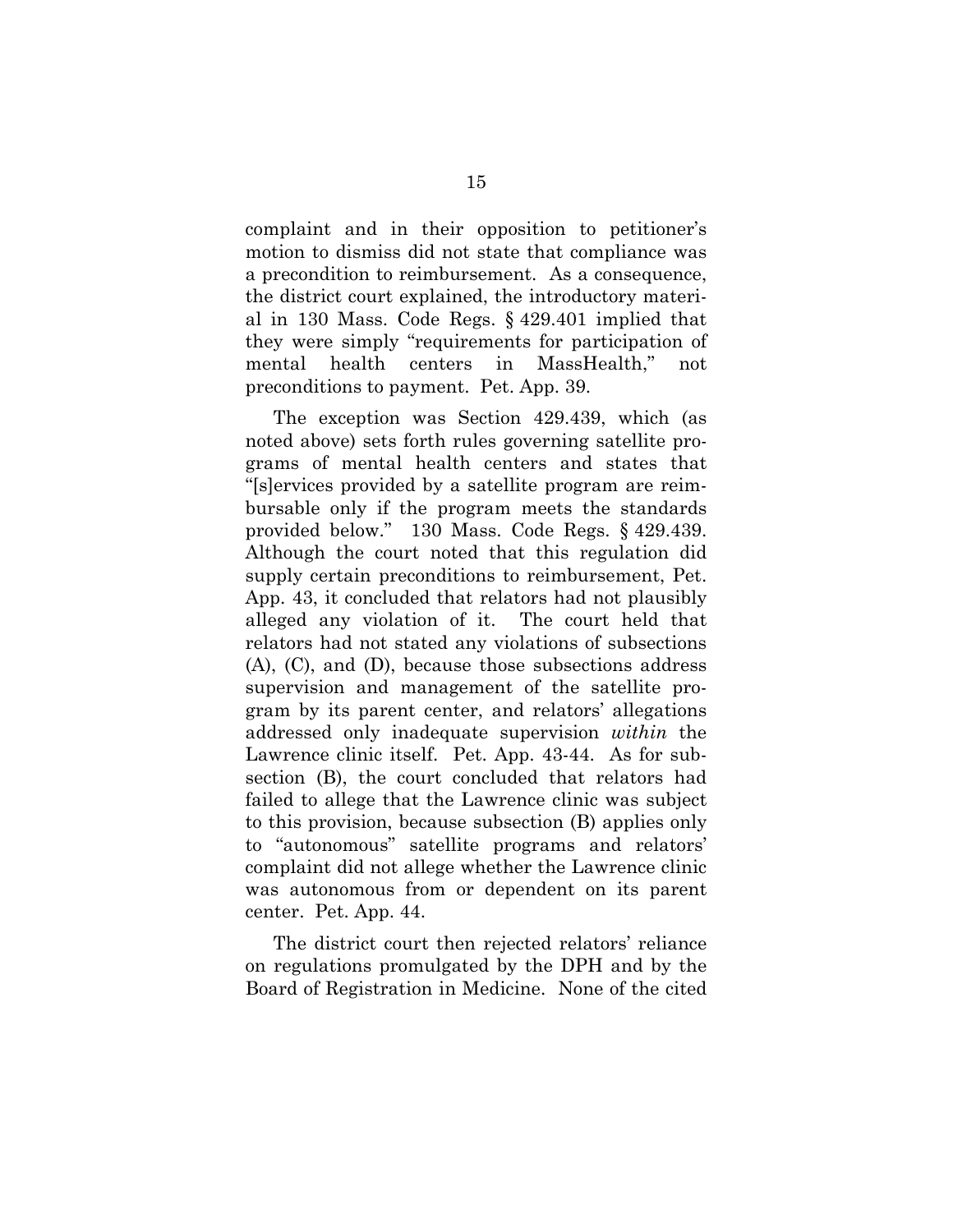complaint and in their opposition to petitioner's motion to dismiss did not state that compliance was a precondition to reimbursement. As a consequence, the district court explained, the introductory material in 130 Mass. Code Regs. § 429.401 implied that they were simply "requirements for participation of mental health centers in MassHealth," not preconditions to payment. Pet. App. 39.

The exception was Section 429.439, which (as noted above) sets forth rules governing satellite programs of mental health centers and states that "[s]ervices provided by a satellite program are reimbursable only if the program meets the standards provided below." 130 Mass. Code Regs. § 429.439. Although the court noted that this regulation did supply certain preconditions to reimbursement, Pet. App. 43, it concluded that relators had not plausibly alleged any violation of it. The court held that relators had not stated any violations of subsections (A), (C), and (D), because those subsections address supervision and management of the satellite program by its parent center, and relators' allegations addressed only inadequate supervision *within* the Lawrence clinic itself. Pet. App. 43-44. As for subsection (B), the court concluded that relators had failed to allege that the Lawrence clinic was subject to this provision, because subsection (B) applies only to "autonomous" satellite programs and relators' complaint did not allege whether the Lawrence clinic was autonomous from or dependent on its parent center. Pet. App. 44.

The district court then rejected relators' reliance on regulations promulgated by the DPH and by the Board of Registration in Medicine. None of the cited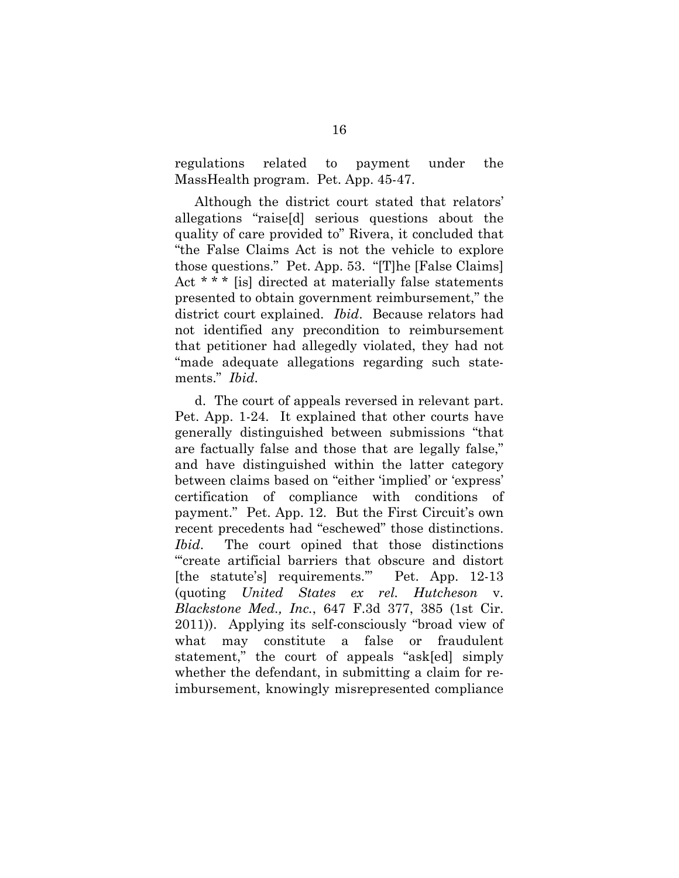regulations related to payment under the MassHealth program. Pet. App. 45-47.

Although the district court stated that relators' allegations "raise[d] serious questions about the quality of care provided to" Rivera, it concluded that "the False Claims Act is not the vehicle to explore those questions." Pet. App. 53. "[T]he [False Claims] Act * * * [is] directed at materially false statements presented to obtain government reimbursement," the district court explained. *Ibid*. Because relators had not identified any precondition to reimbursement that petitioner had allegedly violated, they had not "made adequate allegations regarding such statements." *Ibid*.

d. The court of appeals reversed in relevant part. Pet. App. 1-24. It explained that other courts have generally distinguished between submissions "that are factually false and those that are legally false," and have distinguished within the latter category between claims based on "either 'implied' or 'express' certification of compliance with conditions of payment." Pet. App. 12. But the First Circuit's own recent precedents had "eschewed" those distinctions. *Ibid*. The court opined that those distinctions "'create artificial barriers that obscure and distort [the statute's] requirements.'" Pet. App. 12-13 (quoting *United States ex rel. Hutcheson* v. *Blackstone Med., Inc.*, 647 F.3d 377, 385 (1st Cir. 2011)). Applying its self-consciously "broad view of what may constitute a false or fraudulent statement," the court of appeals "ask[ed] simply whether the defendant, in submitting a claim for reimbursement, knowingly misrepresented compliance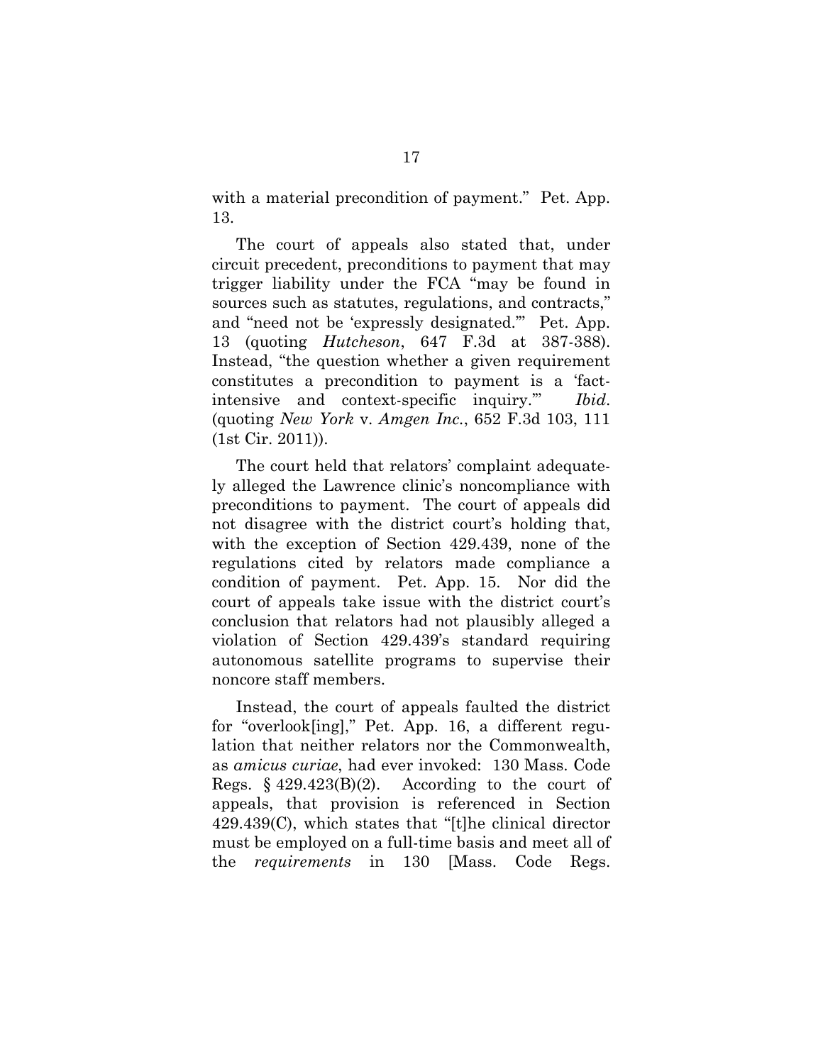with a material precondition of payment." Pet. App. 13.

The court of appeals also stated that, under circuit precedent, preconditions to payment that may trigger liability under the FCA "may be found in sources such as statutes, regulations, and contracts," and "need not be 'expressly designated.'" Pet. App. 13 (quoting *Hutcheson*, 647 F.3d at 387-388). Instead, "the question whether a given requirement constitutes a precondition to payment is a 'fact-intensive and context-specific inquiry.'" *Ibid*. (quoting *New York* v. *Amgen Inc.*, 652 F.3d 103, 111 (1st Cir. 2011)).

The court held that relators' complaint adequately alleged the Lawrence clinic's noncompliance with preconditions to payment. The court of appeals did not disagree with the district court's holding that, with the exception of Section 429.439, none of the regulations cited by relators made compliance a condition of payment. Pet. App. 15. Nor did the court of appeals take issue with the district court's conclusion that relators had not plausibly alleged a violation of Section 429.439's standard requiring autonomous satellite programs to supervise their noncore staff members.

Instead, the court of appeals faulted the district for "overlook[ing]," Pet. App. 16, a different regulation that neither relators nor the Commonwealth, as *amicus curiae*, had ever invoked: 130 Mass. Code Regs. § 429.423(B)(2). According to the court of appeals, that provision is referenced in Section 429.439(C), which states that "[t]he clinical director must be employed on a full-time basis and meet all of the *requirements* in 130 [Mass. Code Regs.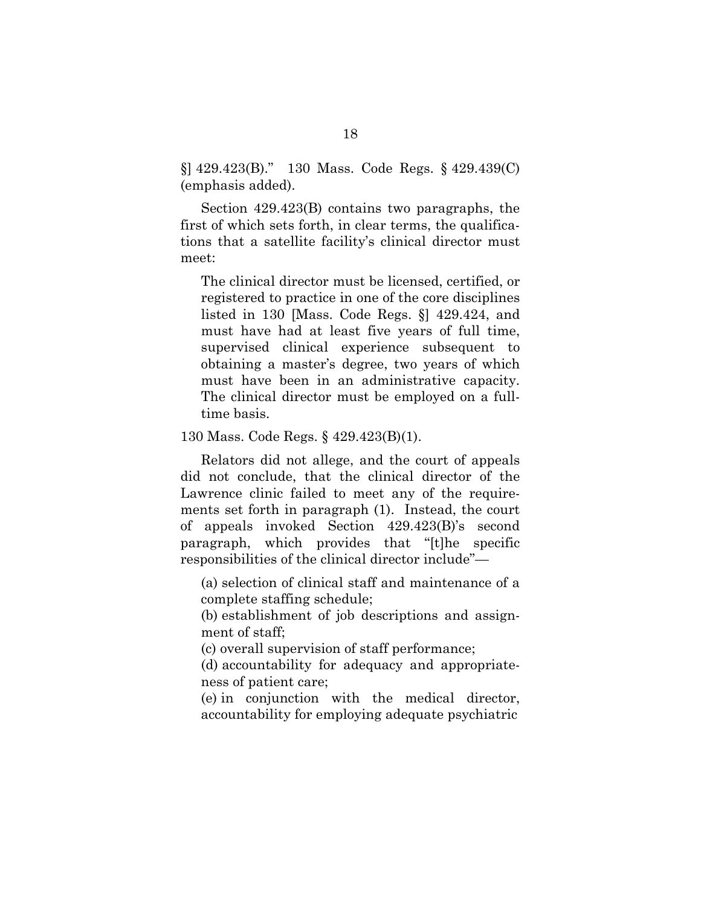§] 429.423(B)." 130 Mass. Code Regs. § 429.439(C) (emphasis added).

Section 429.423(B) contains two paragraphs, the first of which sets forth, in clear terms, the qualifications that a satellite facility's clinical director must meet:

> The clinical director must be licensed, certified, or registered to practice in one of the core disciplines listed in 130 [Mass. Code Regs. §] 429.424, and must have had at least five years of full time, supervised clinical experience subsequent to obtaining a master's degree, two years of which must have been in an administrative capacity. The clinical director must be employed on a full-time basis.

130 Mass. Code Regs. § 429.423(B)(1).

Relators did not allege, and the court of appeals did not conclude, that the clinical director of the Lawrence clinic failed to meet any of the requirements set forth in paragraph (1). Instead, the court of appeals invoked Section 429.423(B)'s second paragraph, which provides that "[t]he specific responsibilities of the clinical director include"—

> (a) selection of clinical staff and maintenance of a complete staffing schedule;
>
> (b) establishment of job descriptions and assignment of staff;
>
> (c) overall supervision of staff performance;
>
> (d) accountability for adequacy and appropriateness of patient care;
>
> (e) in conjunction with the medical director, accountability for employing adequate psychiatric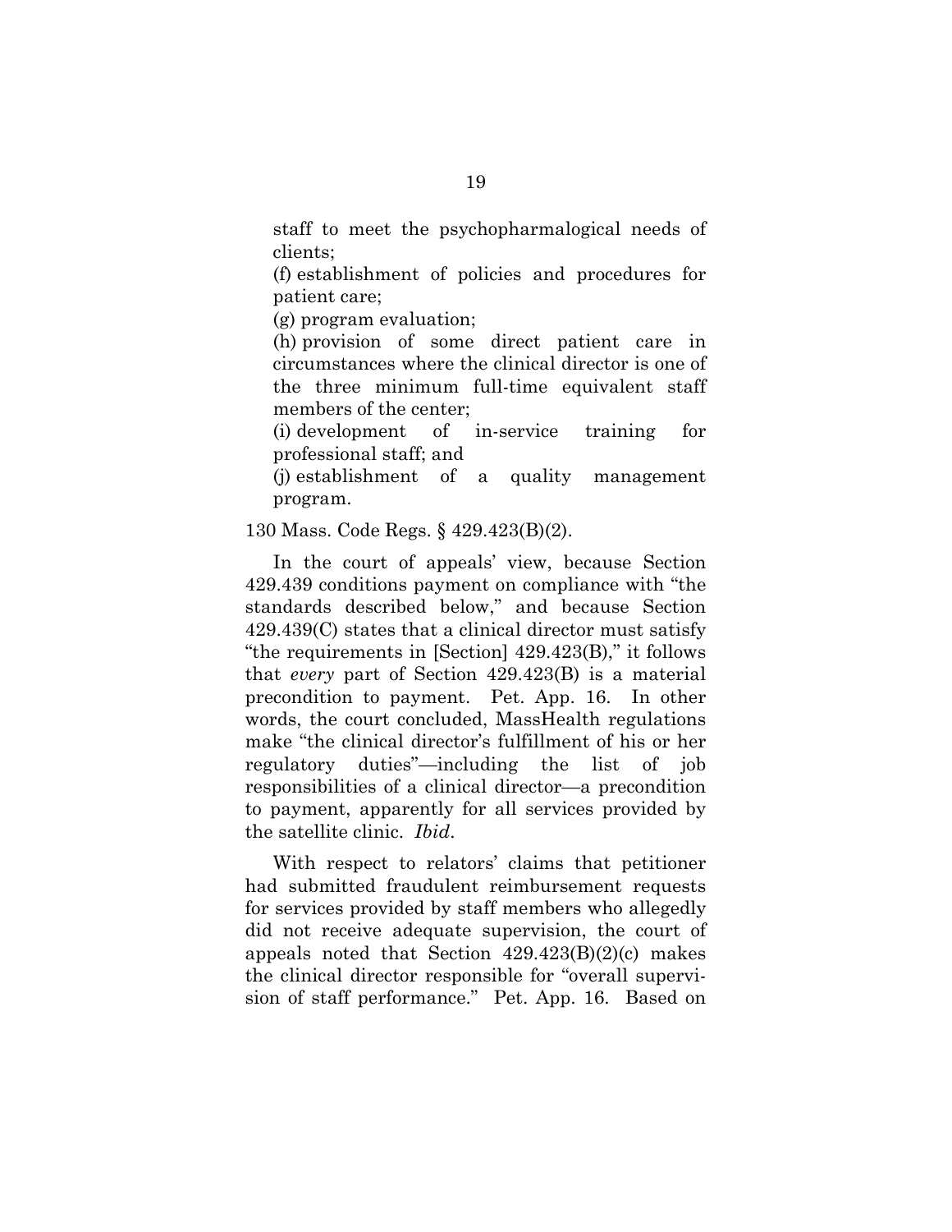staff to meet the psychopharmalogical needs of clients;

(f) establishment of policies and procedures for patient care;

(g) program evaluation;

(h) provision of some direct patient care in circumstances where the clinical director is one of the three minimum full-time equivalent staff members of the center;

(i) development of in-service training for professional staff; and

(j) establishment of a quality management program.

130 Mass. Code Regs. § 429.423(B)(2).

In the court of appeals' view, because Section 429.439 conditions payment on compliance with "the standards described below," and because Section 429.439(C) states that a clinical director must satisfy "the requirements in [Section] 429.423(B)," it follows that *every* part of Section 429.423(B) is a material precondition to payment. Pet. App. 16. In other words, the court concluded, MassHealth regulations make "the clinical director's fulfillment of his or her regulatory duties"—including the list of job responsibilities of a clinical director—a precondition to payment, apparently for all services provided by the satellite clinic. *Ibid*.

With respect to relators' claims that petitioner had submitted fraudulent reimbursement requests for services provided by staff members who allegedly did not receive adequate supervision, the court of appeals noted that Section 429.423(B)(2)(c) makes the clinical director responsible for "overall supervision of staff performance." Pet. App. 16. Based on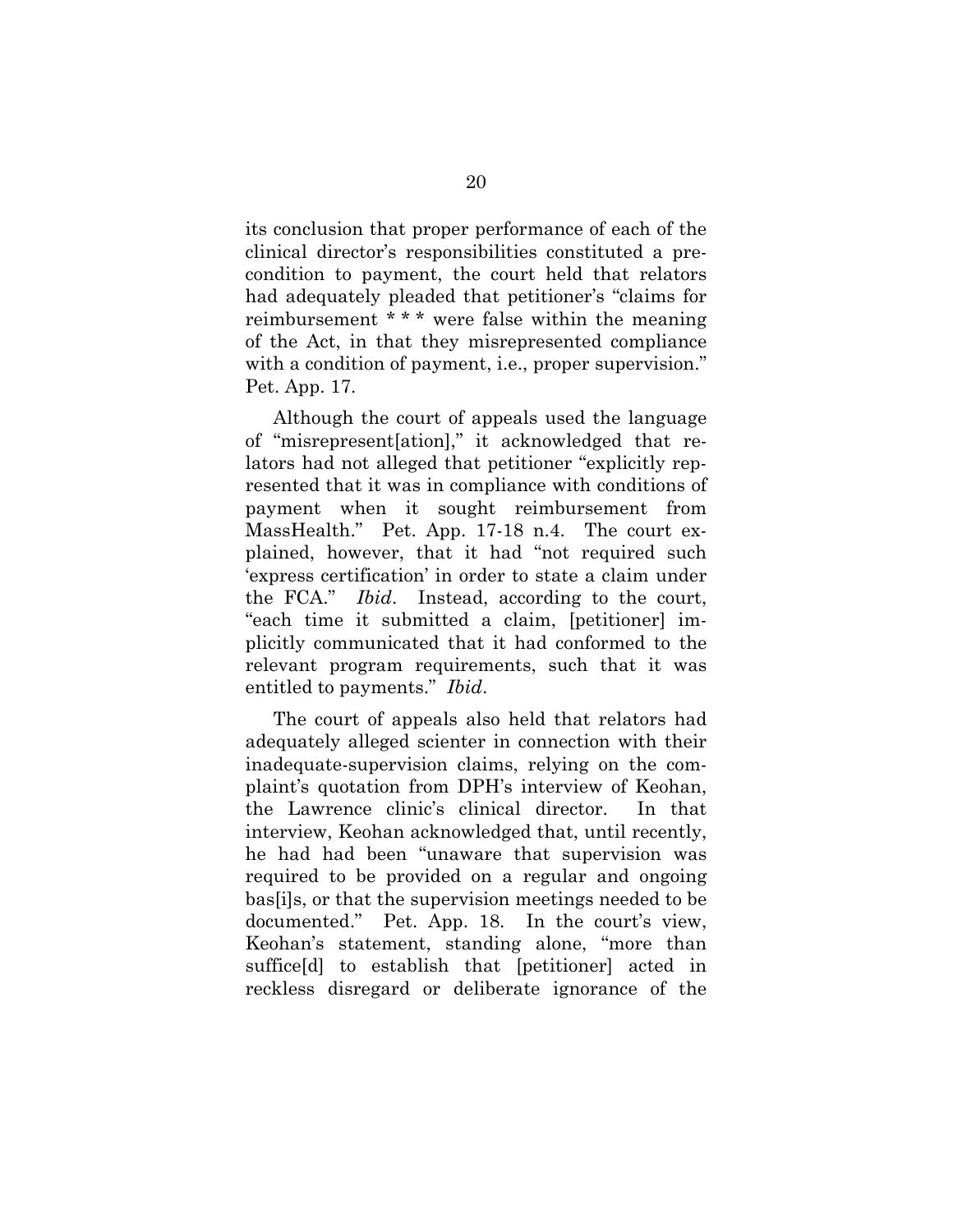its conclusion that proper performance of each of the clinical director's responsibilities constituted a precondition to payment, the court held that relators had adequately pleaded that petitioner's "claims for reimbursement * * * were false within the meaning of the Act, in that they misrepresented compliance with a condition of payment, i.e., proper supervision." Pet. App. 17.

Although the court of appeals used the language of "misrepresent[ation]," it acknowledged that relators had not alleged that petitioner "explicitly represented that it was in compliance with conditions of payment when it sought reimbursement from MassHealth." Pet. App. 17-18 n.4. The court explained, however, that it had "not required such 'express certification' in order to state a claim under the FCA." *Ibid*. Instead, according to the court, "each time it submitted a claim, [petitioner] implicitly communicated that it had conformed to the relevant program requirements, such that it was entitled to payments." *Ibid*.

The court of appeals also held that relators had adequately alleged scienter in connection with their inadequate-supervision claims, relying on the complaint's quotation from DPH's interview of Keohan, the Lawrence clinic's clinical director. In that interview, Keohan acknowledged that, until recently, he had had been "unaware that supervision was required to be provided on a regular and ongoing bas[i]s, or that the supervision meetings needed to be documented." Pet. App. 18. In the court's view, Keohan's statement, standing alone, "more than suffice[d] to establish that [petitioner] acted in reckless disregard or deliberate ignorance of the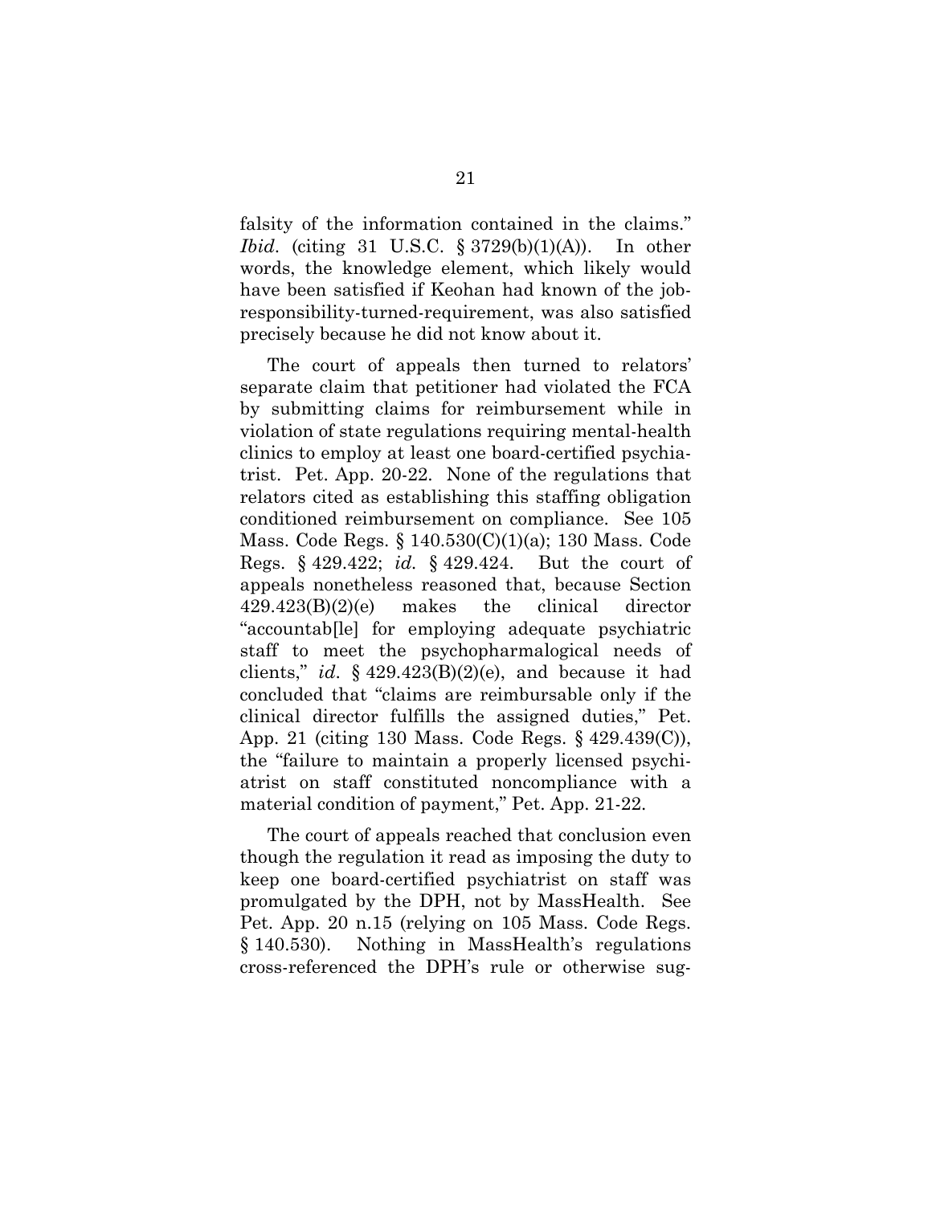falsity of the information contained in the claims." *Ibid*. (citing 31 U.S.C. § 3729(b)(1)(A)). In other words, the knowledge element, which likely would have been satisfied if Keohan had known of the job-responsibility-turned-requirement, was also satisfied precisely because he did not know about it.

The court of appeals then turned to relators' separate claim that petitioner had violated the FCA by submitting claims for reimbursement while in violation of state regulations requiring mental-health clinics to employ at least one board-certified psychiatrist. Pet. App. 20-22. None of the regulations that relators cited as establishing this staffing obligation conditioned reimbursement on compliance. See 105 Mass. Code Regs. § 140.530(C)(1)(a); 130 Mass. Code Regs. § 429.422; *id.* § 429.424. But the court of appeals nonetheless reasoned that, because Section 429.423(B)(2)(e) makes the clinical director "accountab[le] for employing adequate psychiatric staff to meet the psychopharmalogical needs of clients," *id.* § 429.423(B)(2)(e), and because it had concluded that "claims are reimbursable only if the clinical director fulfills the assigned duties," Pet. App. 21 (citing 130 Mass. Code Regs. § 429.439(C)), the "failure to maintain a properly licensed psychiatrist on staff constituted noncompliance with a material condition of payment," Pet. App. 21-22.

The court of appeals reached that conclusion even though the regulation it read as imposing the duty to keep one board-certified psychiatrist on staff was promulgated by the DPH, not by MassHealth. See Pet. App. 20 n.15 (relying on 105 Mass. Code Regs. § 140.530). Nothing in MassHealth's regulations cross-referenced the DPH's rule or otherwise sug-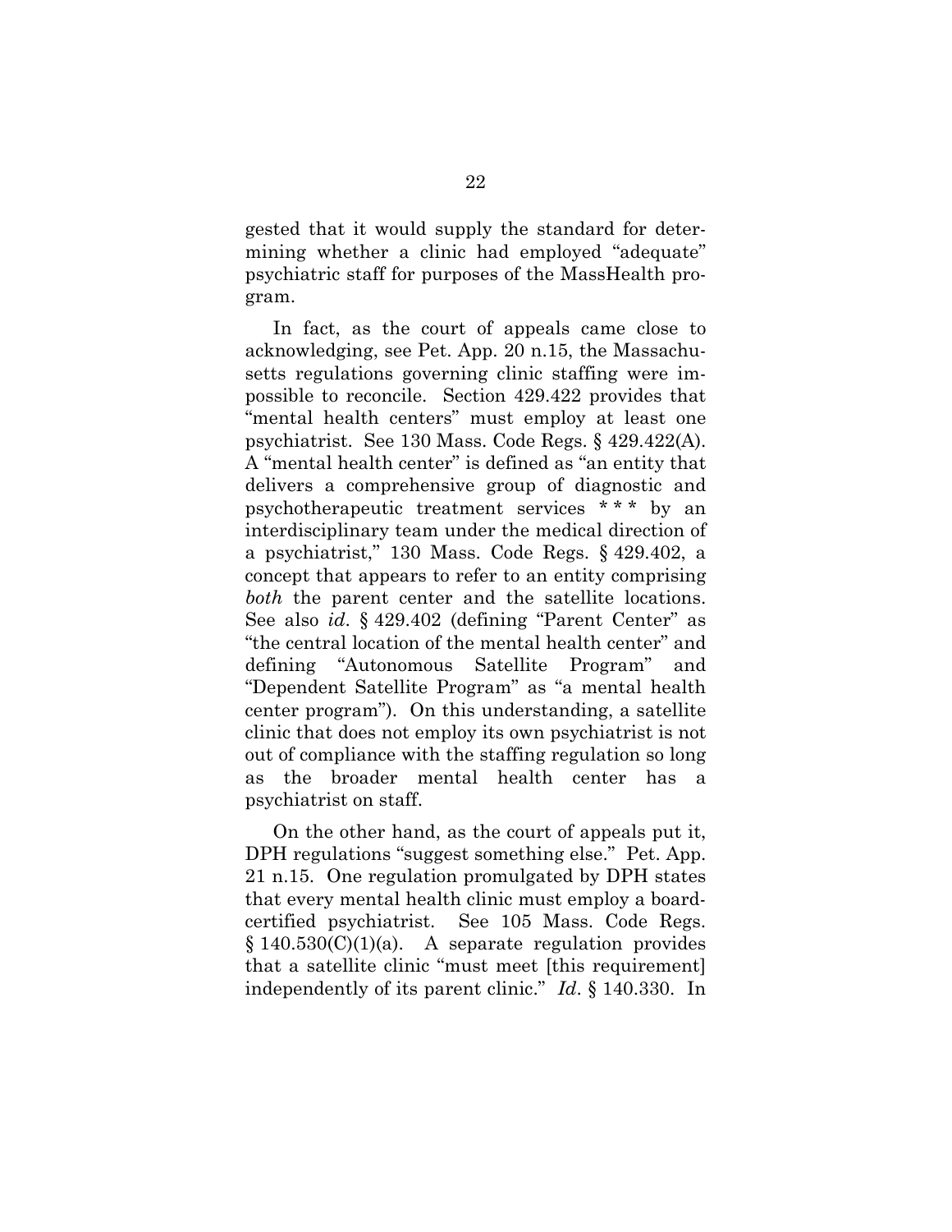gested that it would supply the standard for determining whether a clinic had employed "adequate" psychiatric staff for purposes of the MassHealth program.

In fact, as the court of appeals came close to acknowledging, see Pet. App. 20 n.15, the Massachusetts regulations governing clinic staffing were impossible to reconcile. Section 429.422 provides that "mental health centers" must employ at least one psychiatrist. See 130 Mass. Code Regs. § 429.422(A). A "mental health center" is defined as "an entity that delivers a comprehensive group of diagnostic and psychotherapeutic treatment services * * * by an interdisciplinary team under the medical direction of a psychiatrist," 130 Mass. Code Regs. § 429.402, a concept that appears to refer to an entity comprising *both* the parent center and the satellite locations. See also *id*. § 429.402 (defining "Parent Center" as "the central location of the mental health center" and defining "Autonomous Satellite Program" and "Dependent Satellite Program" as "a mental health center program"). On this understanding, a satellite clinic that does not employ its own psychiatrist is not out of compliance with the staffing regulation so long as the broader mental health center has a psychiatrist on staff.

On the other hand, as the court of appeals put it, DPH regulations "suggest something else." Pet. App. 21 n.15. One regulation promulgated by DPH states that every mental health clinic must employ a board-certified psychiatrist. See 105 Mass. Code Regs. § 140.530(C)(1)(a). A separate regulation provides that a satellite clinic "must meet [this requirement] independently of its parent clinic." *Id*. § 140.330. In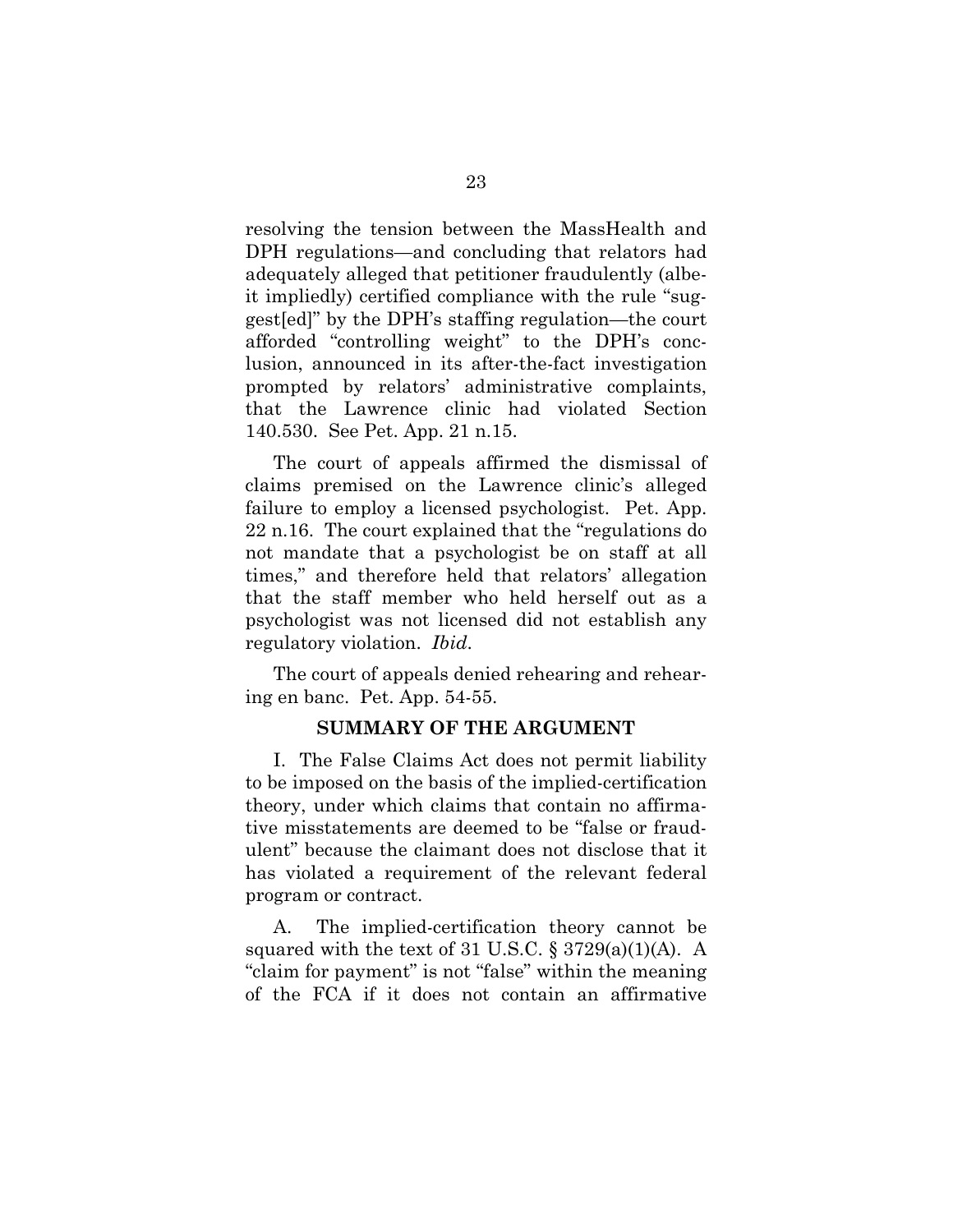resolving the tension between the MassHealth and DPH regulations—and concluding that relators had adequately alleged that petitioner fraudulently (albeit impliedly) certified compliance with the rule "suggest[ed]" by the DPH's staffing regulation—the court afforded "controlling weight" to the DPH's conclusion, announced in its after-the-fact investigation prompted by relators' administrative complaints, that the Lawrence clinic had violated Section 140.530. See Pet. App. 21 n.15.

The court of appeals affirmed the dismissal of claims premised on the Lawrence clinic's alleged failure to employ a licensed psychologist. Pet. App. 22 n.16. The court explained that the "regulations do not mandate that a psychologist be on staff at all times," and therefore held that relators' allegation that the staff member who held herself out as a psychologist was not licensed did not establish any regulatory violation. *Ibid.*

The court of appeals denied rehearing and rehearing en banc. Pet. App. 54-55.

## SUMMARY OF THE ARGUMENT

I. The False Claims Act does not permit liability to be imposed on the basis of the implied-certification theory, under which claims that contain no affirmative misstatements are deemed to be "false or fraudulent" because the claimant does not disclose that it has violated a requirement of the relevant federal program or contract.

A. The implied-certification theory cannot be squared with the text of 31 U.S.C. § 3729(a)(1)(A). A "claim for payment" is not "false" within the meaning of the FCA if it does not contain an affirmative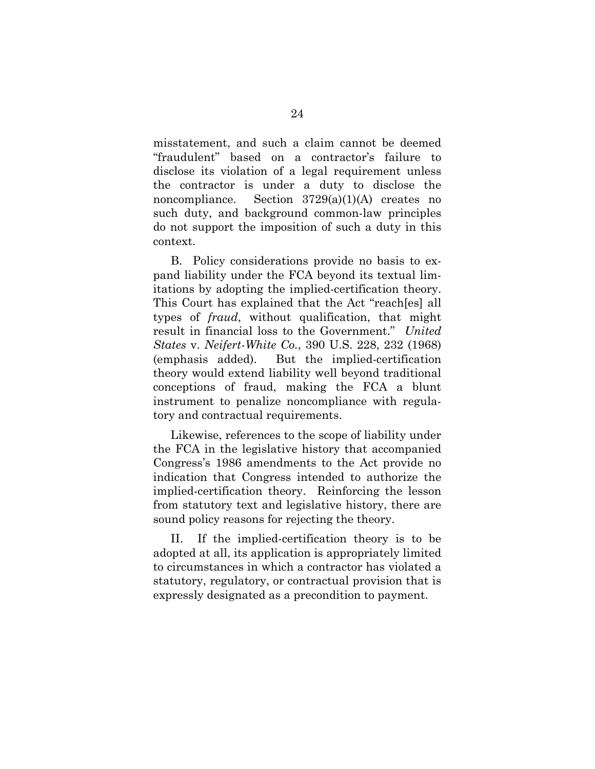misstatement, and such a claim cannot be deemed "fraudulent" based on a contractor's failure to disclose its violation of a legal requirement unless the contractor is under a duty to disclose the noncompliance. Section 3729(a)(1)(A) creates no such duty, and background common-law principles do not support the imposition of such a duty in this context.

B. Policy considerations provide no basis to expand liability under the FCA beyond its textual limitations by adopting the implied-certification theory. This Court has explained that the Act "reach[es] all types of *fraud*, without qualification, that might result in financial loss to the Government." *United States* v. *Neifert-White Co.*, 390 U.S. 228, 232 (1968) (emphasis added). But the implied-certification theory would extend liability well beyond traditional conceptions of fraud, making the FCA a blunt instrument to penalize noncompliance with regulatory and contractual requirements.

Likewise, references to the scope of liability under the FCA in the legislative history that accompanied Congress's 1986 amendments to the Act provide no indication that Congress intended to authorize the implied-certification theory. Reinforcing the lesson from statutory text and legislative history, there are sound policy reasons for rejecting the theory.

II. If the implied-certification theory is to be adopted at all, its application is appropriately limited to circumstances in which a contractor has violated a statutory, regulatory, or contractual provision that is expressly designated as a precondition to payment.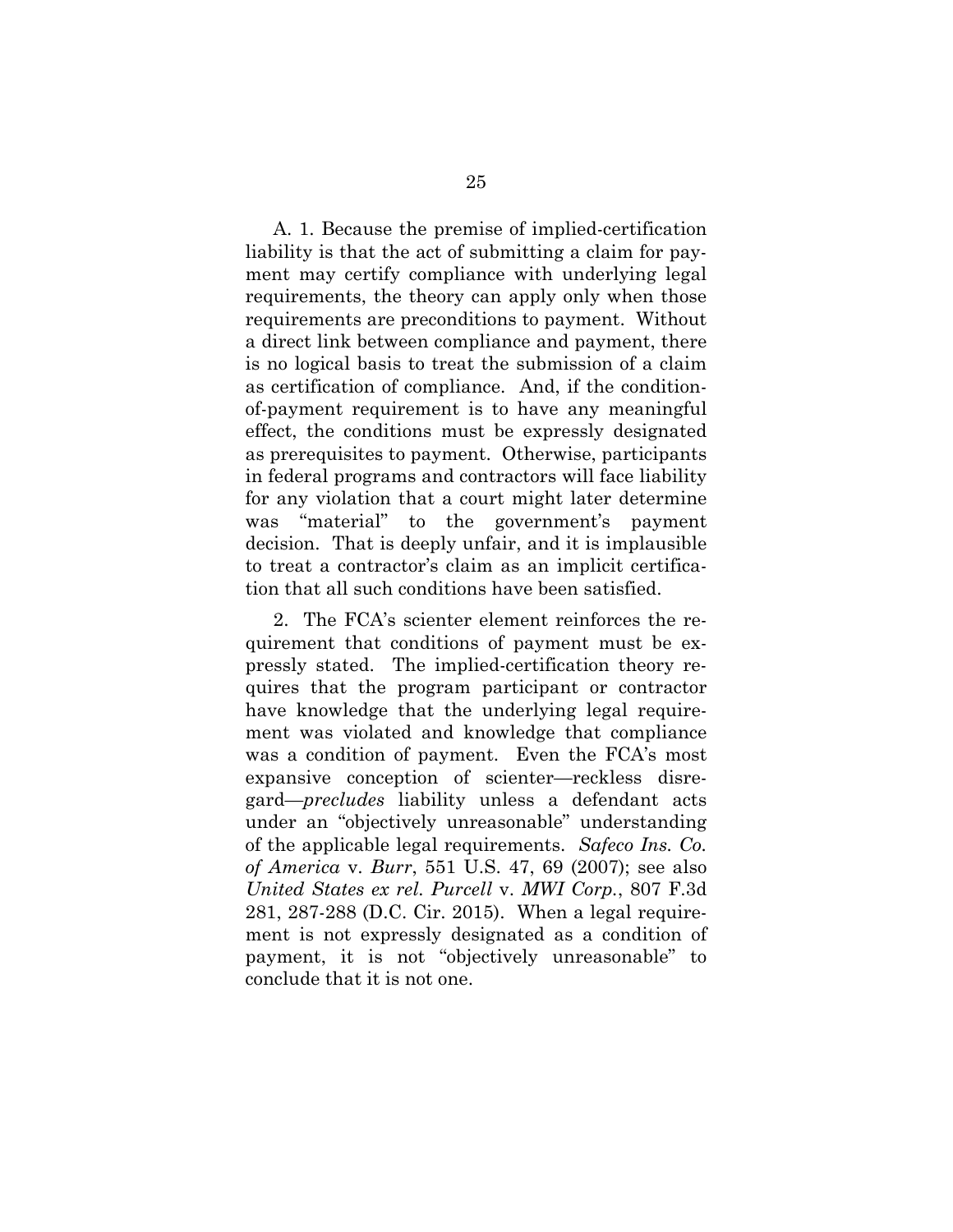A. 1. Because the premise of implied-certification liability is that the act of submitting a claim for payment may certify compliance with underlying legal requirements, the theory can apply only when those requirements are preconditions to payment. Without a direct link between compliance and payment, there is no logical basis to treat the submission of a claim as certification of compliance. And, if the condition-of-payment requirement is to have any meaningful effect, the conditions must be expressly designated as prerequisites to payment. Otherwise, participants in federal programs and contractors will face liability for any violation that a court might later determine was "material" to the government's payment decision. That is deeply unfair, and it is implausible to treat a contractor's claim as an implicit certification that all such conditions have been satisfied.

2. The FCA's scienter element reinforces the requirement that conditions of payment must be expressly stated. The implied-certification theory requires that the program participant or contractor have knowledge that the underlying legal requirement was violated and knowledge that compliance was a condition of payment. Even the FCA's most expansive conception of scienter—reckless disregard—*precludes* liability unless a defendant acts under an "objectively unreasonable" understanding of the applicable legal requirements. *Safeco Ins. Co. of America* v. *Burr*, 551 U.S. 47, 69 (2007); see also *United States ex rel. Purcell* v. *MWI Corp.*, 807 F.3d 281, 287-288 (D.C. Cir. 2015). When a legal requirement is not expressly designated as a condition of payment, it is not "objectively unreasonable" to conclude that it is not one.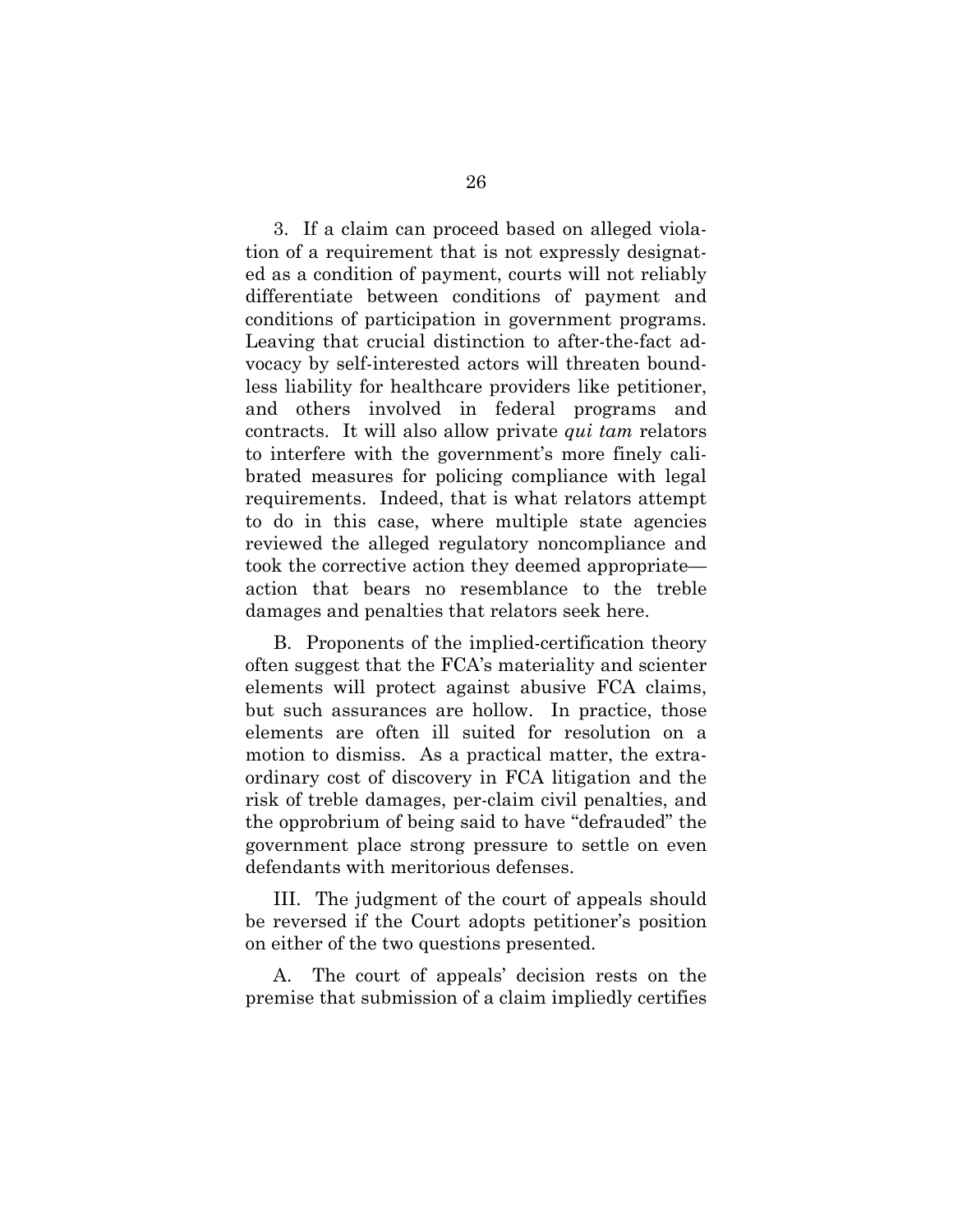3. If a claim can proceed based on alleged violation of a requirement that is not expressly designated as a condition of payment, courts will not reliably differentiate between conditions of payment and conditions of participation in government programs. Leaving that crucial distinction to after-the-fact advocacy by self-interested actors will threaten boundless liability for healthcare providers like petitioner, and others involved in federal programs and contracts. It will also allow private *qui tam* relators to interfere with the government's more finely calibrated measures for policing compliance with legal requirements. Indeed, that is what relators attempt to do in this case, where multiple state agencies reviewed the alleged regulatory noncompliance and took the corrective action they deemed appropriate—action that bears no resemblance to the treble damages and penalties that relators seek here.

B. Proponents of the implied-certification theory often suggest that the FCA's materiality and scienter elements will protect against abusive FCA claims, but such assurances are hollow. In practice, those elements are often ill suited for resolution on a motion to dismiss. As a practical matter, the extraordinary cost of discovery in FCA litigation and the risk of treble damages, per-claim civil penalties, and the opprobrium of being said to have "defrauded" the government place strong pressure to settle on even defendants with meritorious defenses.

III. The judgment of the court of appeals should be reversed if the Court adopts petitioner's position on either of the two questions presented.

A. The court of appeals' decision rests on the premise that submission of a claim impliedly certifies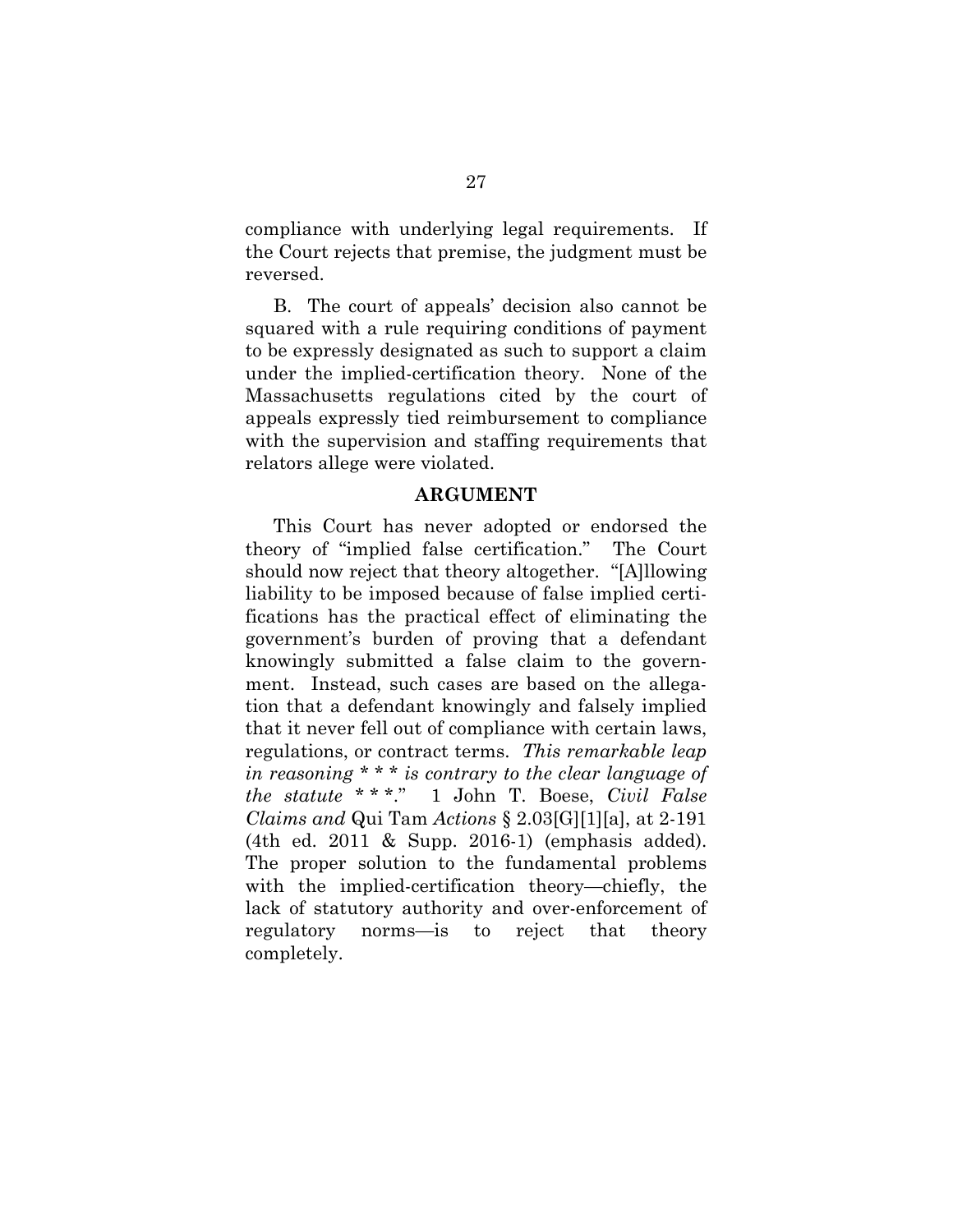compliance with underlying legal requirements. If the Court rejects that premise, the judgment must be reversed.

B. The court of appeals' decision also cannot be squared with a rule requiring conditions of payment to be expressly designated as such to support a claim under the implied-certification theory. None of the Massachusetts regulations cited by the court of appeals expressly tied reimbursement to compliance with the supervision and staffing requirements that relators allege were violated.

## ARGUMENT

This Court has never adopted or endorsed the theory of "implied false certification." The Court should now reject that theory altogether. "[A]llowing liability to be imposed because of false implied certifications has the practical effect of eliminating the government's burden of proving that a defendant knowingly submitted a false claim to the government. Instead, such cases are based on the allegation that a defendant knowingly and falsely implied that it never fell out of compliance with certain laws, regulations, or contract terms. *This remarkable leap in reasoning * * * is contrary to the clear language of the statute * * *.*" 1 John T. Boese, *Civil False Claims and* Qui Tam *Actions* § 2.03[G][1][a], at 2-191 (4th ed. 2011 & Supp. 2016-1) (emphasis added). The proper solution to the fundamental problems with the implied-certification theory—chiefly, the lack of statutory authority and over-enforcement of regulatory norms—is to reject that theory completely.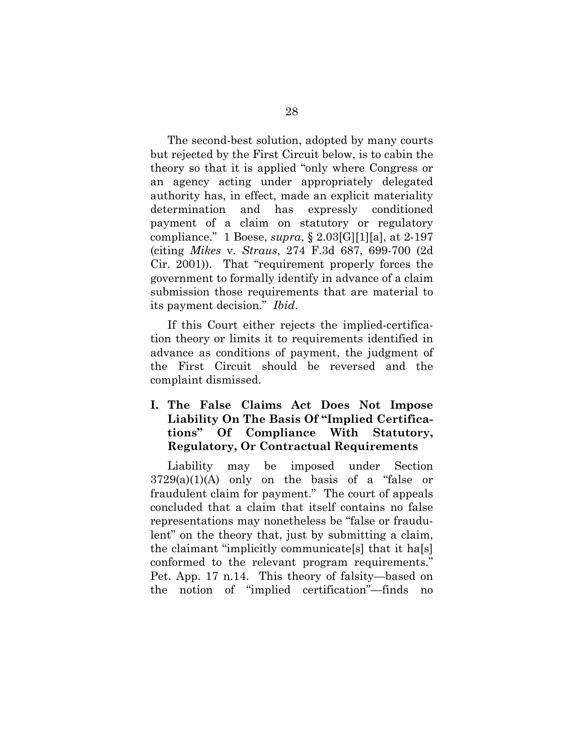The second-best solution, adopted by many courts but rejected by the First Circuit below, is to cabin the theory so that it is applied "only where Congress or an agency acting under appropriately delegated authority has, in effect, made an explicit materiality determination and has expressly conditioned payment of a claim on statutory or regulatory compliance." 1 Boese, *supra*, § 2.03[G][1][a], at 2-197 (citing *Mikes* v. *Straus*, 274 F.3d 687, 699-700 (2d Cir. 2001)). That "requirement properly forces the government to formally identify in advance of a claim submission those requirements that are material to its payment decision." *Ibid.*

If this Court either rejects the implied-certification theory or limits it to requirements identified in advance as conditions of payment, the judgment of the First Circuit should be reversed and the complaint dismissed.

## I. The False Claims Act Does Not Impose Liability On The Basis Of "Implied Certifications" Of Compliance With Statutory, Regulatory, Or Contractual Requirements

Liability may be imposed under Section 3729(a)(1)(A) only on the basis of a "false or fraudulent claim for payment." The court of appeals concluded that a claim that itself contains no false representations may nonetheless be "false or fraudulent" on the theory that, just by submitting a claim, the claimant "implicitly communicate[s] that it ha[s] conformed to the relevant program requirements." Pet. App. 17 n.14. This theory of falsity—based on the notion of "implied certification"—finds no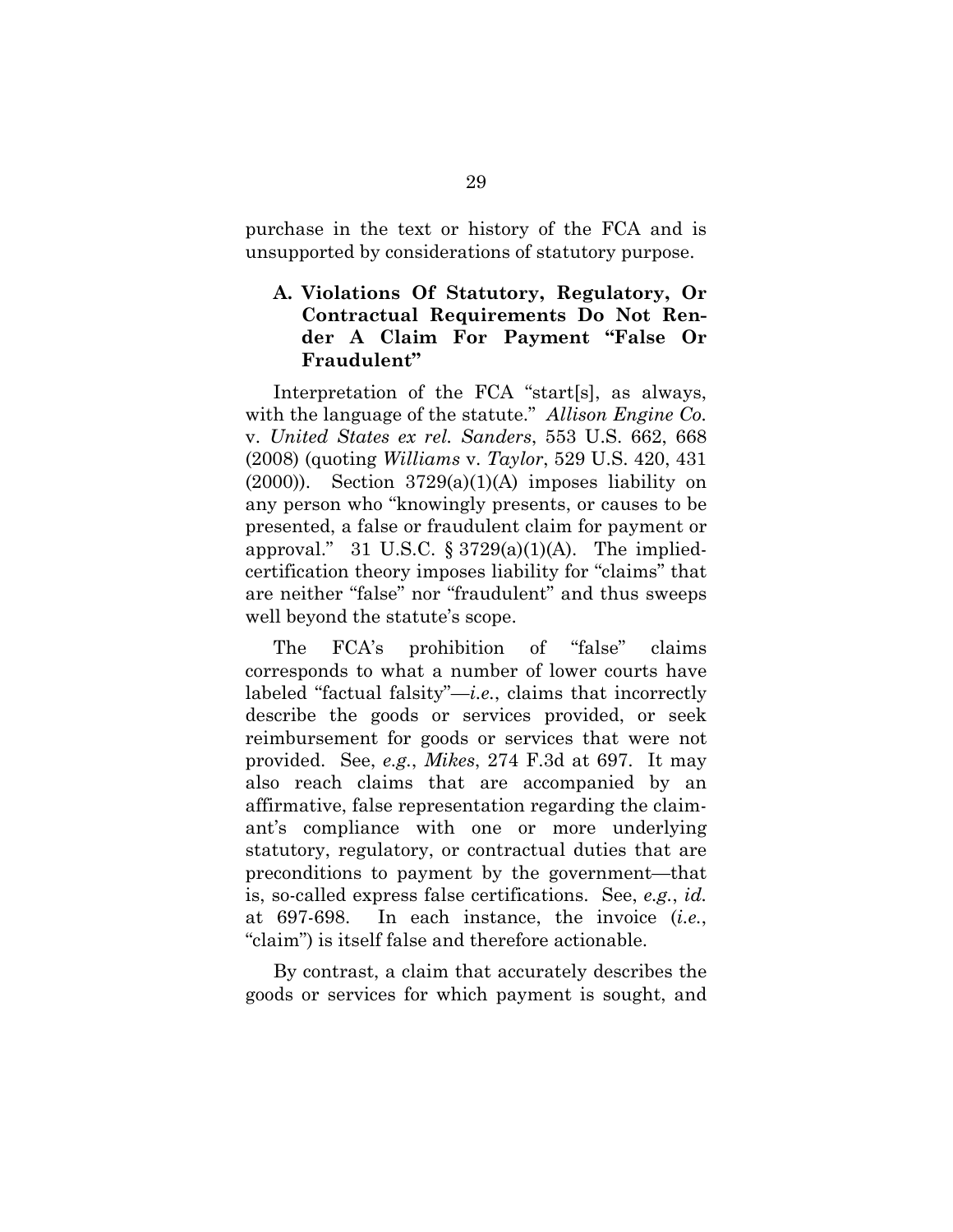purchase in the text or history of the FCA and is unsupported by considerations of statutory purpose.

### A. Violations Of Statutory, Regulatory, Or Contractual Requirements Do Not Render A Claim For Payment "False Or Fraudulent"

Interpretation of the FCA "start[s], as always, with the language of the statute." *Allison Engine Co.* v. *United States ex rel. Sanders*, 553 U.S. 662, 668 (2008) (quoting *Williams* v. *Taylor*, 529 U.S. 420, 431 (2000)). Section 3729(a)(1)(A) imposes liability on any person who "knowingly presents, or causes to be presented, a false or fraudulent claim for payment or approval." 31 U.S.C. § 3729(a)(1)(A). The implied-certification theory imposes liability for "claims" that are neither "false" nor "fraudulent" and thus sweeps well beyond the statute's scope.

The FCA's prohibition of "false" claims corresponds to what a number of lower courts have labeled "factual falsity"—*i.e.*, claims that incorrectly describe the goods or services provided, or seek reimbursement for goods or services that were not provided. See, *e.g.*, *Mikes*, 274 F.3d at 697. It may also reach claims that are accompanied by an affirmative, false representation regarding the claimant's compliance with one or more underlying statutory, regulatory, or contractual duties that are preconditions to payment by the government—that is, so-called express false certifications. See, *e.g.*, *id.* at 697-698. In each instance, the invoice (*i.e.*, "claim") is itself false and therefore actionable.

By contrast, a claim that accurately describes the goods or services for which payment is sought, and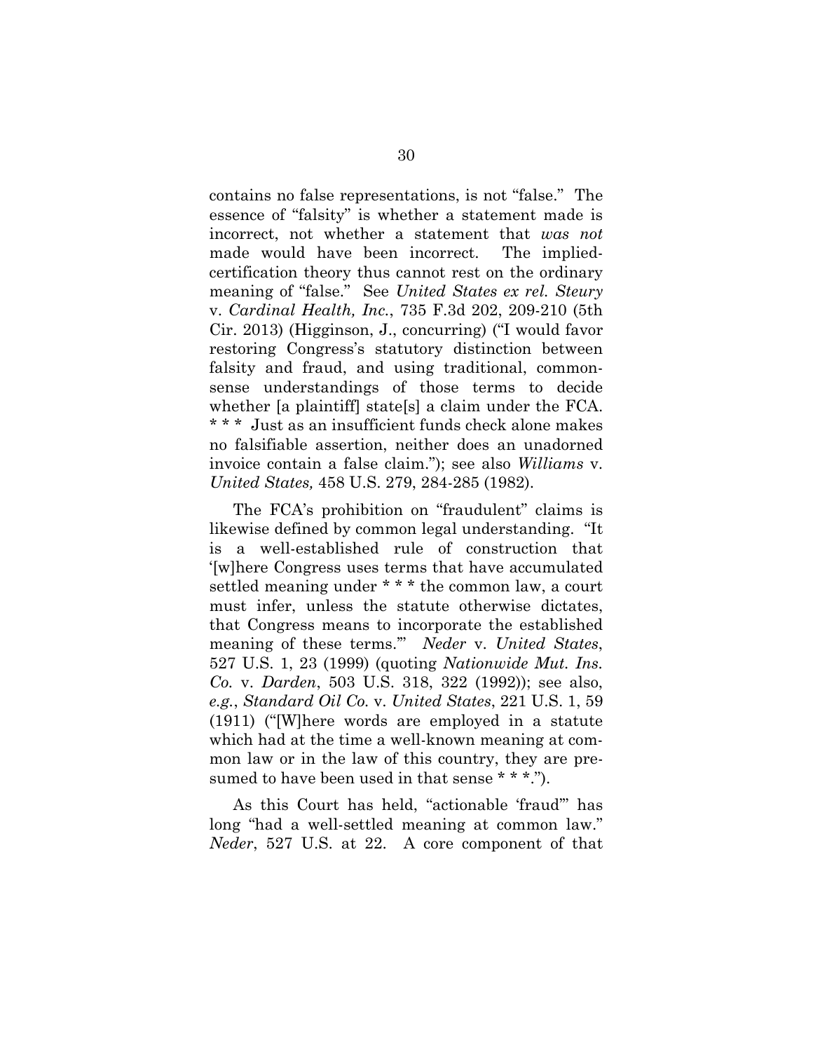contains no false representations, is not "false." The essence of "falsity" is whether a statement made is incorrect, not whether a statement that *was not* made would have been incorrect. The implied-certification theory thus cannot rest on the ordinary meaning of "false." See *United States ex rel. Steury* v. *Cardinal Health, Inc.*, 735 F.3d 202, 209-210 (5th Cir. 2013) (Higginson, J., concurring) ("I would favor restoring Congress's statutory distinction between falsity and fraud, and using traditional, common-sense understandings of those terms to decide whether [a plaintiff] state[s] a claim under the FCA. * * * Just as an insufficient funds check alone makes no falsifiable assertion, neither does an unadorned invoice contain a false claim."); see also *Williams* v. *United States,* 458 U.S. 279, 284-285 (1982).

The FCA's prohibition on "fraudulent" claims is likewise defined by common legal understanding. "It is a well-established rule of construction that '[w]here Congress uses terms that have accumulated settled meaning under * * * the common law, a court must infer, unless the statute otherwise dictates, that Congress means to incorporate the established meaning of these terms.'" *Neder* v. *United States*, 527 U.S. 1, 23 (1999) (quoting *Nationwide Mut. Ins. Co.* v. *Darden*, 503 U.S. 318, 322 (1992)); see also, *e.g.*, *Standard Oil Co.* v. *United States*, 221 U.S. 1, 59 (1911) ("[W]here words are employed in a statute which had at the time a well-known meaning at common law or in the law of this country, they are presumed to have been used in that sense * * *.").

As this Court has held, "actionable 'fraud'" has long "had a well-settled meaning at common law." *Neder*, 527 U.S. at 22. A core component of that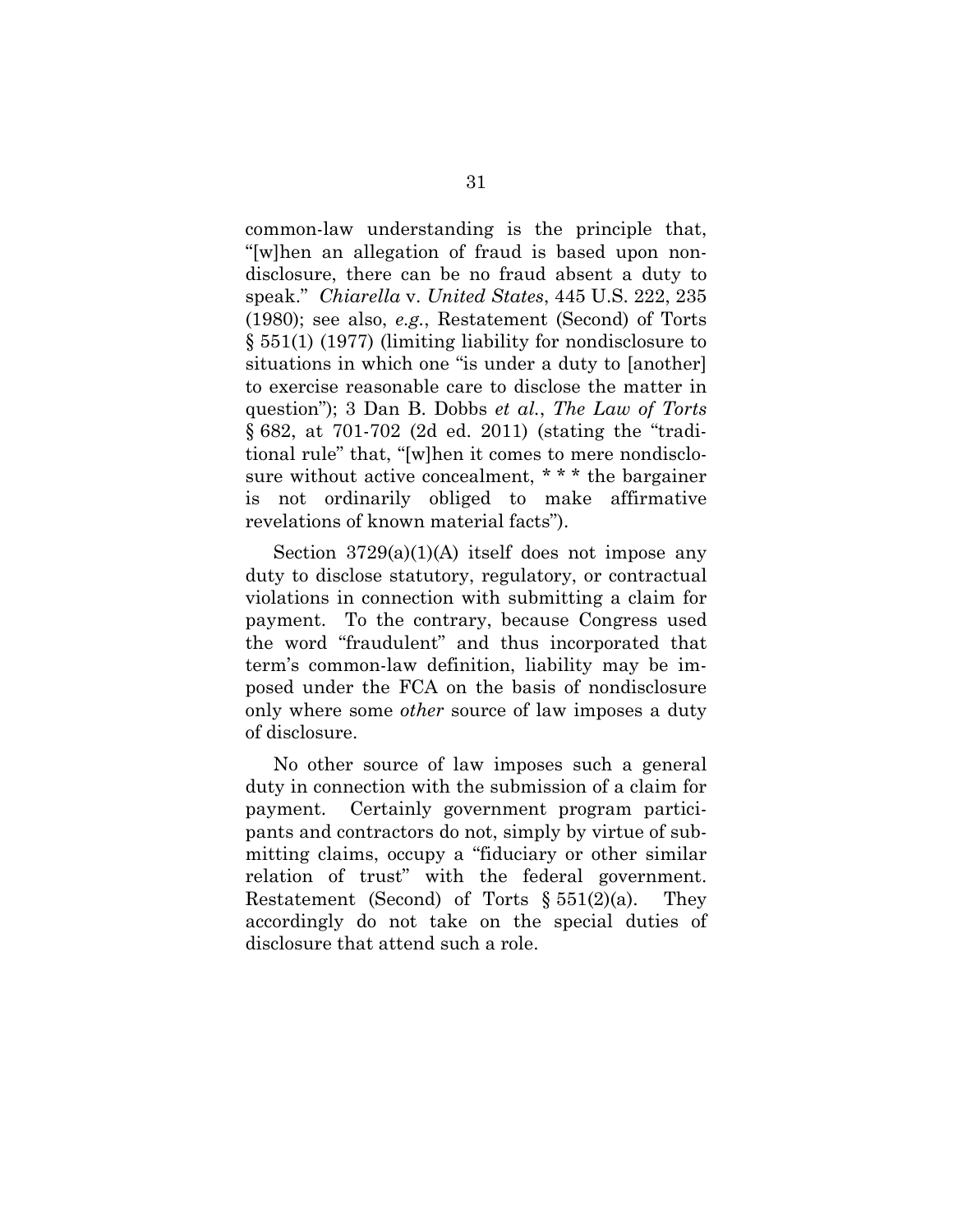common-law understanding is the principle that, "[w]hen an allegation of fraud is based upon nondisclosure, there can be no fraud absent a duty to speak." *Chiarella* v. *United States*, 445 U.S. 222, 235 (1980); see also, *e.g.*, Restatement (Second) of Torts § 551(1) (1977) (limiting liability for nondisclosure to situations in which one "is under a duty to [another] to exercise reasonable care to disclose the matter in question"); 3 Dan B. Dobbs *et al.*, *The Law of Torts* § 682, at 701-702 (2d ed. 2011) (stating the "traditional rule" that, "[w]hen it comes to mere nondisclosure without active concealment, * * * the bargainer is not ordinarily obliged to make affirmative revelations of known material facts").

Section 3729(a)(1)(A) itself does not impose any duty to disclose statutory, regulatory, or contractual violations in connection with submitting a claim for payment. To the contrary, because Congress used the word "fraudulent" and thus incorporated that term's common-law definition, liability may be imposed under the FCA on the basis of nondisclosure only where some *other* source of law imposes a duty of disclosure.

No other source of law imposes such a general duty in connection with the submission of a claim for payment. Certainly government program participants and contractors do not, simply by virtue of submitting claims, occupy a "fiduciary or other similar relation of trust" with the federal government. Restatement (Second) of Torts § 551(2)(a). They accordingly do not take on the special duties of disclosure that attend such a role.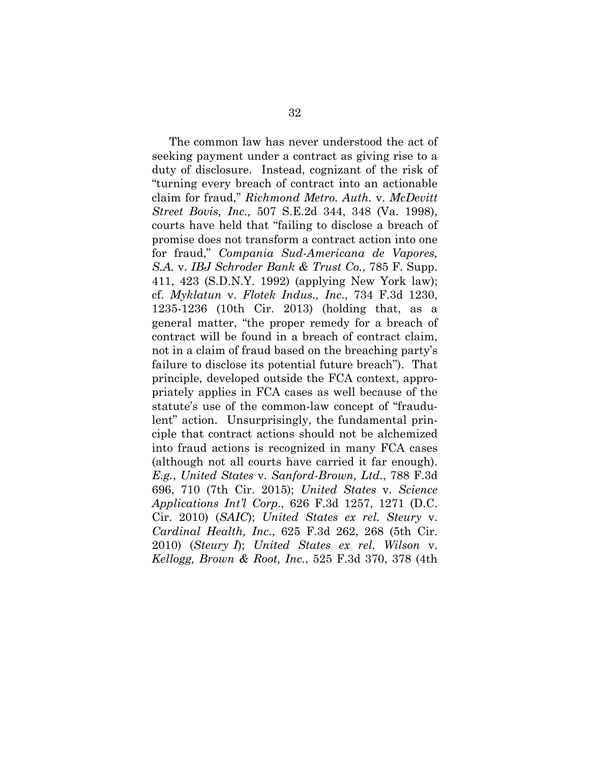The common law has never understood the act of seeking payment under a contract as giving rise to a duty of disclosure. Instead, cognizant of the risk of "turning every breach of contract into an actionable claim for fraud," *Richmond Metro. Auth.* v. *McDevitt Street Bovis, Inc.,* 507 S.E.2d 344, 348 (Va. 1998), courts have held that "failing to disclose a breach of promise does not transform a contract action into one for fraud," *Compania Sud-Americana de Vapores, S.A.* v. *IBJ Schroder Bank & Trust Co.*, 785 F. Supp. 411, 423 (S.D.N.Y. 1992) (applying New York law); cf. *Myklatun* v. *Flotek Indus., Inc.*, 734 F.3d 1230, 1235-1236 (10th Cir. 2013) (holding that, as a general matter, "the proper remedy for a breach of contract will be found in a breach of contract claim, not in a claim of fraud based on the breaching party's failure to disclose its potential future breach"). That principle, developed outside the FCA context, appropriately applies in FCA cases as well because of the statute's use of the common-law concept of "fraudulent" action. Unsurprisingly, the fundamental principle that contract actions should not be alchemized into fraud actions is recognized in many FCA cases (although not all courts have carried it far enough). *E.g.*, *United States* v. *Sanford-Brown, Ltd.*, 788 F.3d 696, 710 (7th Cir. 2015); *United States* v. *Science Applications Int'l Corp*., 626 F.3d 1257, 1271 (D.C. Cir. 2010) (*SAIC*); *United States ex rel. Steury* v. *Cardinal Health, Inc.*, 625 F.3d 262, 268 (5th Cir. 2010) (*Steury I*); *United States ex rel. Wilson* v. *Kellogg, Brown & Root, Inc.*, 525 F.3d 370, 378 (4th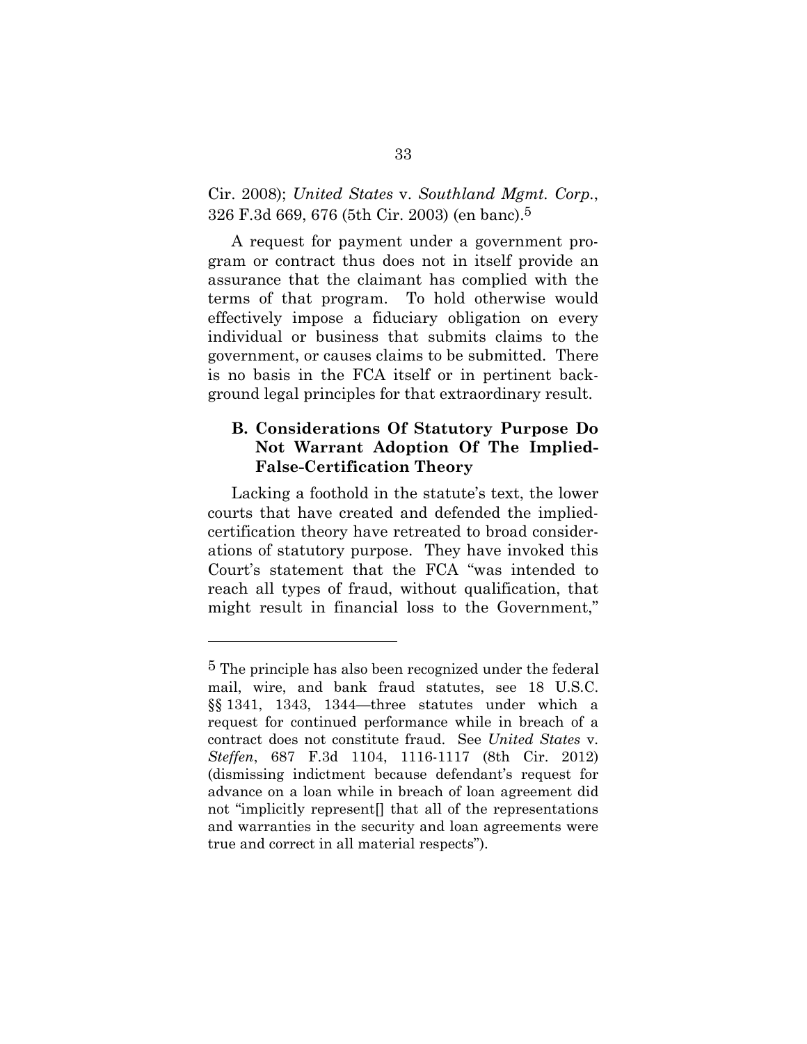Cir. 2008); *United States* v. *Southland Mgmt. Corp.*, 326 F.3d 669, 676 (5th Cir. 2003) (en banc).[5]

A request for payment under a government program or contract thus does not in itself provide an assurance that the claimant has complied with the terms of that program. To hold otherwise would effectively impose a fiduciary obligation on every individual or business that submits claims to the government, or causes claims to be submitted. There is no basis in the FCA itself or in pertinent background legal principles for that extraordinary result.

### B. Considerations Of Statutory Purpose Do Not Warrant Adoption Of The Implied-False-Certification Theory

Lacking a foothold in the statute's text, the lower courts that have created and defended the implied-certification theory have retreated to broad considerations of statutory purpose. They have invoked this Court's statement that the FCA "was intended to reach all types of fraud, without qualification, that might result in financial loss to the Government,"

---

[5] The principle has also been recognized under the federal mail, wire, and bank fraud statutes, see 18 U.S.C. §§ 1341, 1343, 1344—three statutes under which a request for continued performance while in breach of a contract does not constitute fraud. See *United States* v. *Steffen*, 687 F.3d 1104, 1116-1117 (8th Cir. 2012) (dismissing indictment because defendant's request for advance on a loan while in breach of loan agreement did not "implicitly represent[] that all of the representations and warranties in the security and loan agreements were true and correct in all material respects").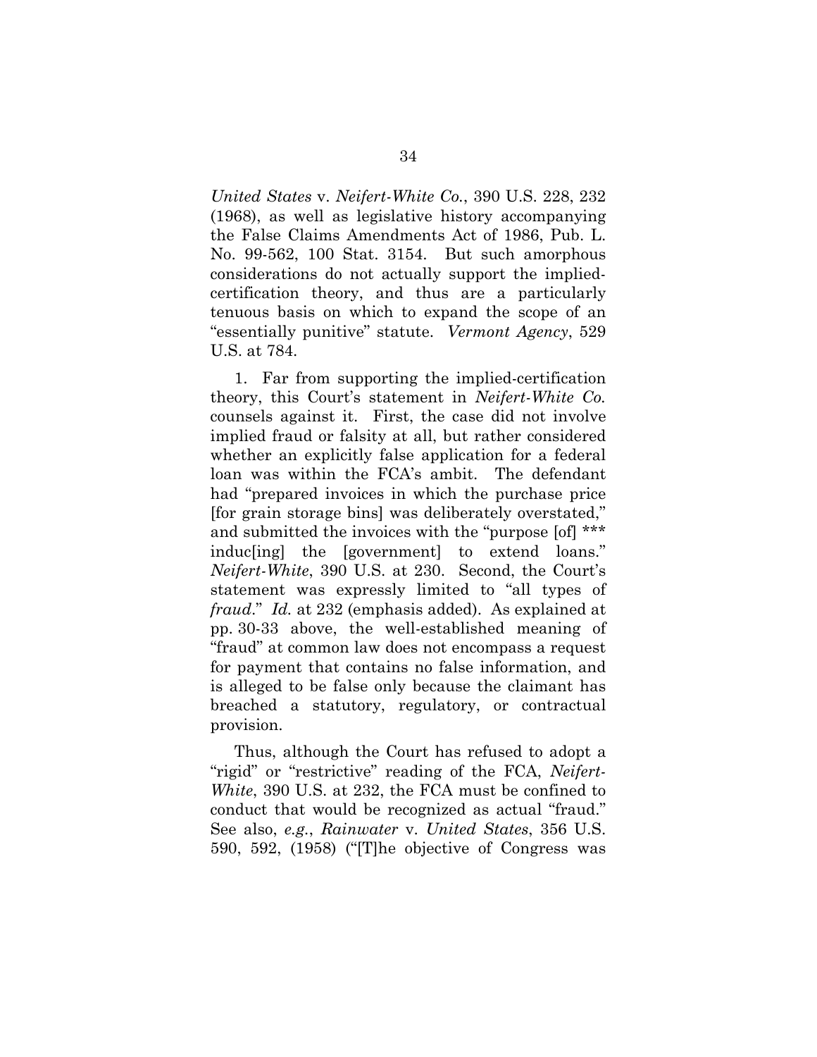*United States* v. *Neifert-White Co.*, 390 U.S. 228, 232 (1968), as well as legislative history accompanying the False Claims Amendments Act of 1986, Pub. L. No. 99-562, 100 Stat. 3154. But such amorphous considerations do not actually support the implied-certification theory, and thus are a particularly tenuous basis on which to expand the scope of an "essentially punitive" statute. *Vermont Agency*, 529 U.S. at 784.

1. Far from supporting the implied-certification theory, this Court's statement in *Neifert-White Co.* counsels against it. First, the case did not involve implied fraud or falsity at all, but rather considered whether an explicitly false application for a federal loan was within the FCA's ambit. The defendant had "prepared invoices in which the purchase price [for grain storage bins] was deliberately overstated," and submitted the invoices with the "purpose [of] *** induc[ing] the [government] to extend loans." *Neifert-White*, 390 U.S. at 230. Second, the Court's statement was expressly limited to "all types of *fraud*." *Id.* at 232 (emphasis added). As explained at pp. 30-33 above, the well-established meaning of "fraud" at common law does not encompass a request for payment that contains no false information, and is alleged to be false only because the claimant has breached a statutory, regulatory, or contractual provision.

Thus, although the Court has refused to adopt a "rigid" or "restrictive" reading of the FCA, *Neifert-White*, 390 U.S. at 232, the FCA must be confined to conduct that would be recognized as actual "fraud." See also, *e.g.*, *Rainwater* v. *United States*, 356 U.S. 590, 592, (1958) ("[T]he objective of Congress was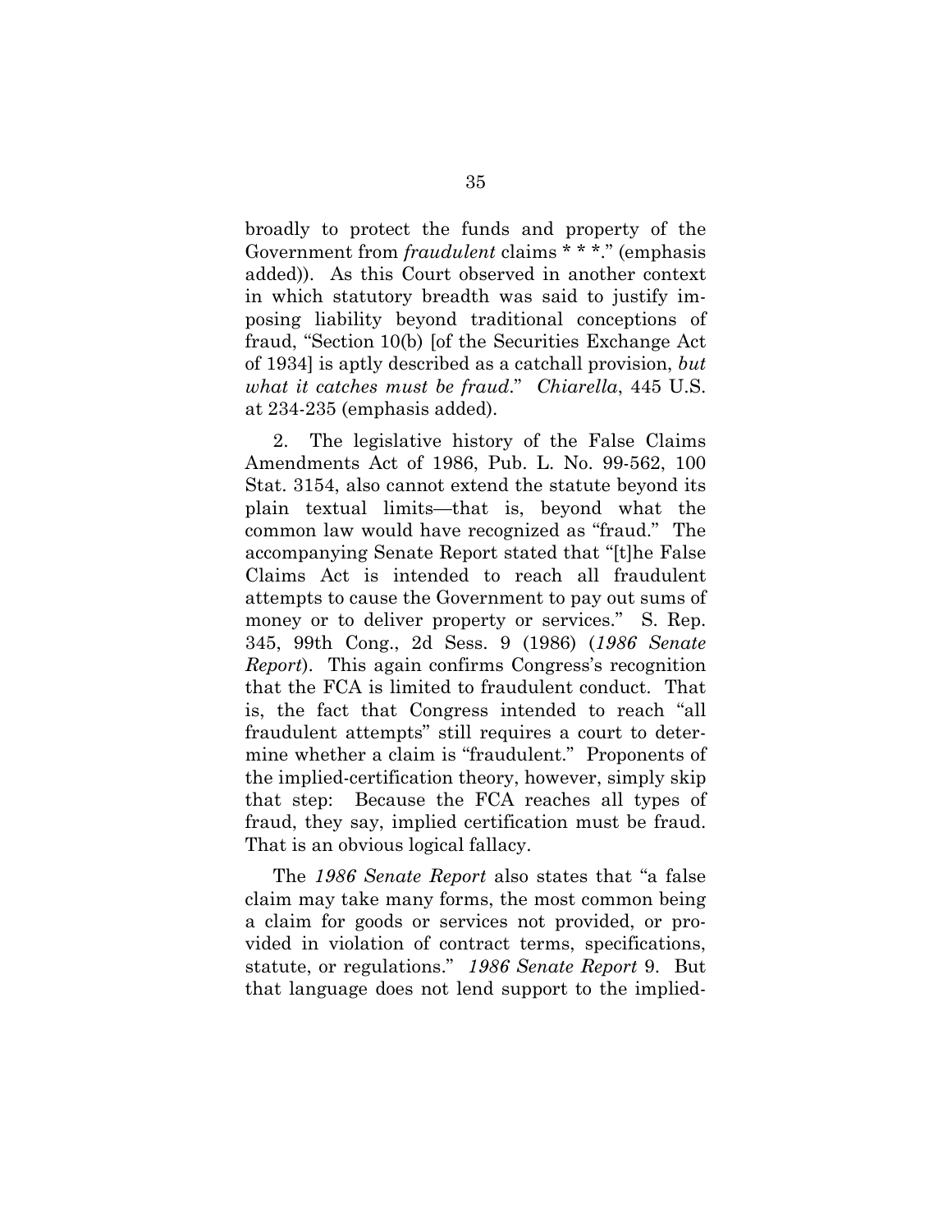broadly to protect the funds and property of the Government from *fraudulent* claims * * *." (emphasis added)). As this Court observed in another context in which statutory breadth was said to justify imposing liability beyond traditional conceptions of fraud, "Section 10(b) [of the Securities Exchange Act of 1934] is aptly described as a catchall provision, *but what it catches must be fraud*." *Chiarella*, 445 U.S. at 234-235 (emphasis added).

2. The legislative history of the False Claims Amendments Act of 1986, Pub. L. No. 99-562, 100 Stat. 3154, also cannot extend the statute beyond its plain textual limits—that is, beyond what the common law would have recognized as "fraud." The accompanying Senate Report stated that "[t]he False Claims Act is intended to reach all fraudulent attempts to cause the Government to pay out sums of money or to deliver property or services." S. Rep. 345, 99th Cong., 2d Sess. 9 (1986) (*1986 Senate Report*). This again confirms Congress's recognition that the FCA is limited to fraudulent conduct. That is, the fact that Congress intended to reach "all fraudulent attempts" still requires a court to determine whether a claim is "fraudulent." Proponents of the implied-certification theory, however, simply skip that step: Because the FCA reaches all types of fraud, they say, implied certification must be fraud. That is an obvious logical fallacy.

The *1986 Senate Report* also states that "a false claim may take many forms, the most common being a claim for goods or services not provided, or provided in violation of contract terms, specifications, statute, or regulations." *1986 Senate Report* 9. But that language does not lend support to the implied-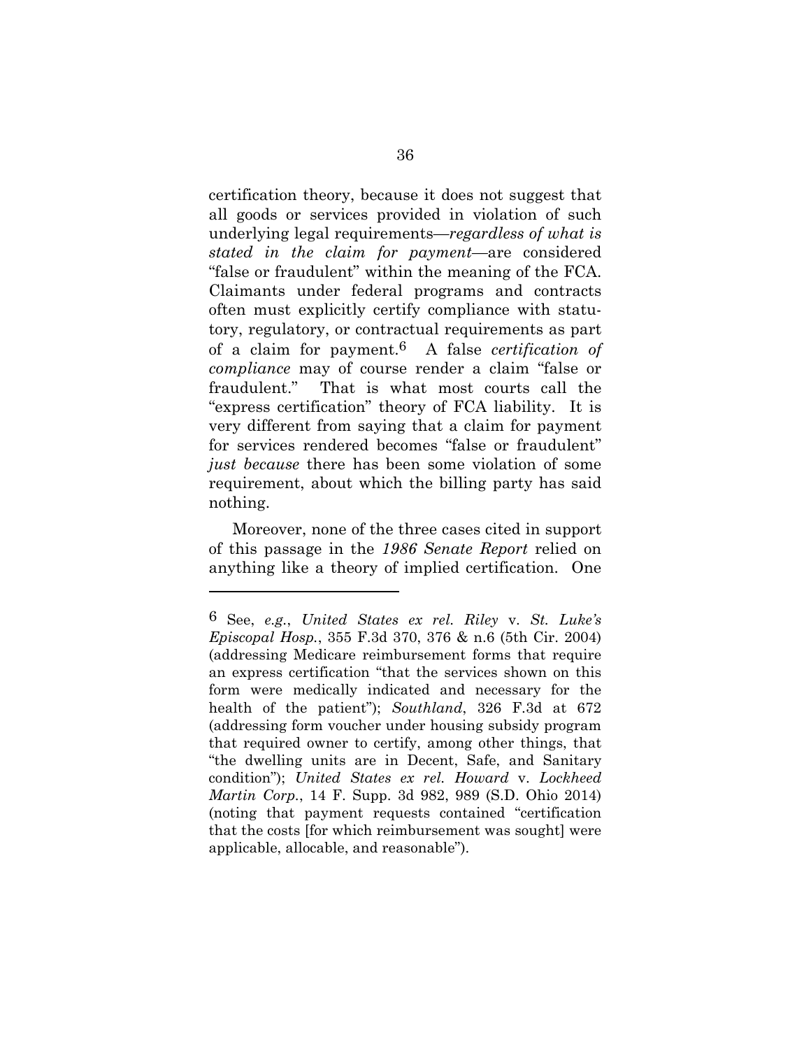certification theory, because it does not suggest that all goods or services provided in violation of such underlying legal requirements—*regardless of what is stated in the claim for payment*—are considered "false or fraudulent" within the meaning of the FCA. Claimants under federal programs and contracts often must explicitly certify compliance with statutory, regulatory, or contractual requirements as part of a claim for payment.[6] A false *certification of compliance* may of course render a claim "false or fraudulent." That is what most courts call the "express certification" theory of FCA liability. It is very different from saying that a claim for payment for services rendered becomes "false or fraudulent" *just because* there has been some violation of some requirement, about which the billing party has said nothing.

Moreover, none of the three cases cited in support of this passage in the *1986 Senate Report* relied on anything like a theory of implied certification. One

---

[6] See, *e.g.*, *United States ex rel. Riley* v. *St. Luke's Episcopal Hosp.*, 355 F.3d 370, 376 & n.6 (5th Cir. 2004) (addressing Medicare reimbursement forms that require an express certification "that the services shown on this form were medically indicated and necessary for the health of the patient"); *Southland*, 326 F.3d at 672 (addressing form voucher under housing subsidy program that required owner to certify, among other things, that "the dwelling units are in Decent, Safe, and Sanitary condition"); *United States ex rel. Howard* v. *Lockheed Martin Corp.*, 14 F. Supp. 3d 982, 989 (S.D. Ohio 2014) (noting that payment requests contained "certification that the costs [for which reimbursement was sought] were applicable, allocable, and reasonable").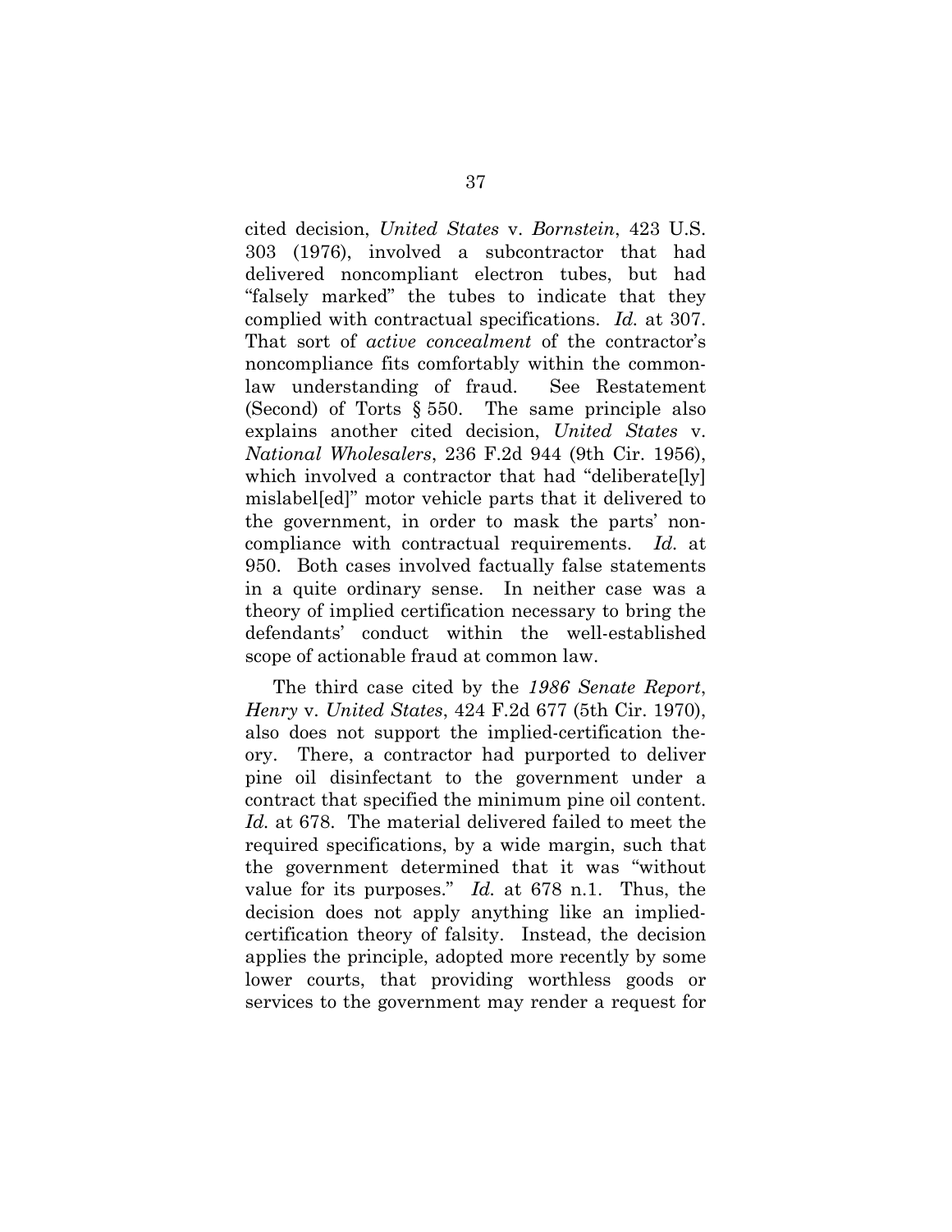cited decision, *United States* v. *Bornstein*, 423 U.S. 303 (1976), involved a subcontractor that had delivered noncompliant electron tubes, but had "falsely marked" the tubes to indicate that they complied with contractual specifications. *Id.* at 307. That sort of *active concealment* of the contractor's noncompliance fits comfortably within the common-law understanding of fraud. See Restatement (Second) of Torts § 550. The same principle also explains another cited decision, *United States* v. *National Wholesalers*, 236 F.2d 944 (9th Cir. 1956), which involved a contractor that had "deliberate[ly] mislabel[ed]" motor vehicle parts that it delivered to the government, in order to mask the parts' non-compliance with contractual requirements. *Id.* at 950. Both cases involved factually false statements in a quite ordinary sense. In neither case was a theory of implied certification necessary to bring the defendants' conduct within the well-established scope of actionable fraud at common law.

The third case cited by the *1986 Senate Report*, *Henry* v. *United States*, 424 F.2d 677 (5th Cir. 1970), also does not support the implied-certification theory. There, a contractor had purported to deliver pine oil disinfectant to the government under a contract that specified the minimum pine oil content. *Id.* at 678. The material delivered failed to meet the required specifications, by a wide margin, such that the government determined that it was "without value for its purposes." *Id.* at 678 n.1. Thus, the decision does not apply anything like an implied-certification theory of falsity. Instead, the decision applies the principle, adopted more recently by some lower courts, that providing worthless goods or services to the government may render a request for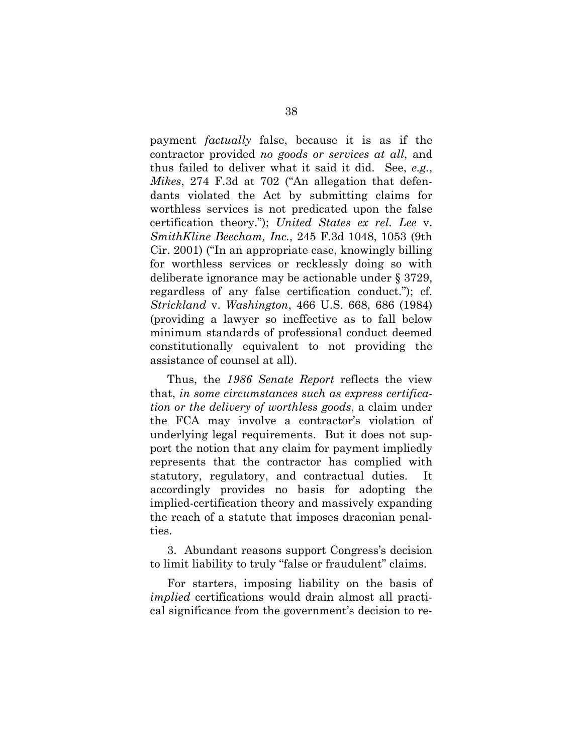payment *factually* false, because it is as if the contractor provided *no goods or services at all*, and thus failed to deliver what it said it did. See, *e.g.*, *Mikes*, 274 F.3d at 702 ("An allegation that defendants violated the Act by submitting claims for worthless services is not predicated upon the false certification theory."); *United States ex rel. Lee* v. *SmithKline Beecham, Inc.*, 245 F.3d 1048, 1053 (9th Cir. 2001) ("In an appropriate case, knowingly billing for worthless services or recklessly doing so with deliberate ignorance may be actionable under § 3729, regardless of any false certification conduct."); cf. *Strickland* v. *Washington*, 466 U.S. 668, 686 (1984) (providing a lawyer so ineffective as to fall below minimum standards of professional conduct deemed constitutionally equivalent to not providing the assistance of counsel at all).

Thus, the *1986 Senate Report* reflects the view that, *in some circumstances such as express certification or the delivery of worthless goods*, a claim under the FCA may involve a contractor's violation of underlying legal requirements. But it does not support the notion that any claim for payment impliedly represents that the contractor has complied with statutory, regulatory, and contractual duties. It accordingly provides no basis for adopting the implied-certification theory and massively expanding the reach of a statute that imposes draconian penalties.

3. Abundant reasons support Congress's decision to limit liability to truly "false or fraudulent" claims.

For starters, imposing liability on the basis of *implied* certifications would drain almost all practical significance from the government's decision to re-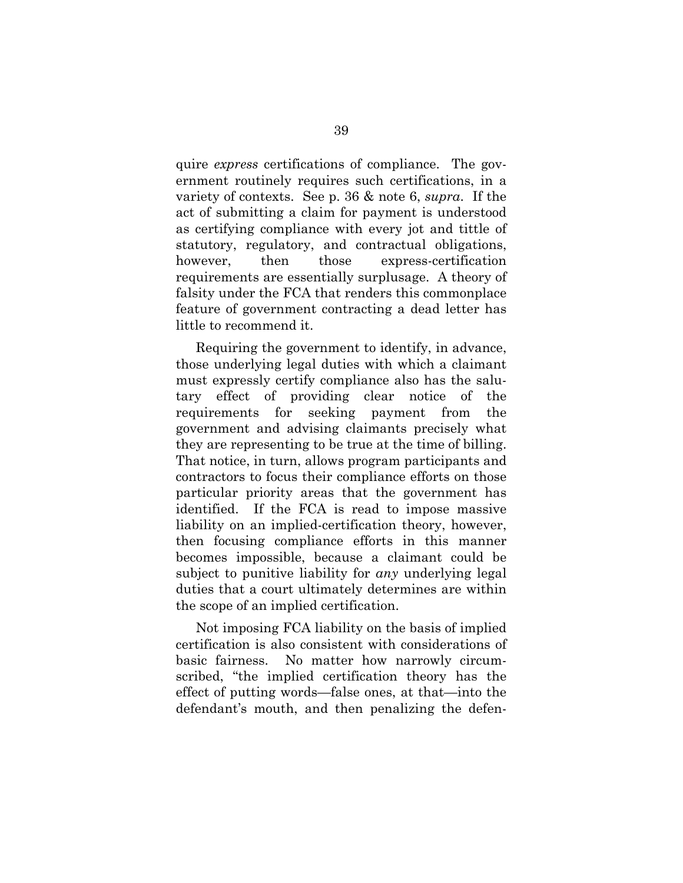quire *express* certifications of compliance. The government routinely requires such certifications, in a variety of contexts. See p. 36 & note 6, *supra*. If the act of submitting a claim for payment is understood as certifying compliance with every jot and tittle of statutory, regulatory, and contractual obligations, however, then those express-certification requirements are essentially surplusage. A theory of falsity under the FCA that renders this commonplace feature of government contracting a dead letter has little to recommend it.

Requiring the government to identify, in advance, those underlying legal duties with which a claimant must expressly certify compliance also has the salutary effect of providing clear notice of the requirements for seeking payment from the government and advising claimants precisely what they are representing to be true at the time of billing. That notice, in turn, allows program participants and contractors to focus their compliance efforts on those particular priority areas that the government has identified. If the FCA is read to impose massive liability on an implied-certification theory, however, then focusing compliance efforts in this manner becomes impossible, because a claimant could be subject to punitive liability for *any* underlying legal duties that a court ultimately determines are within the scope of an implied certification.

Not imposing FCA liability on the basis of implied certification is also consistent with considerations of basic fairness. No matter how narrowly circumscribed, "the implied certification theory has the effect of putting words—false ones, at that—into the defendant's mouth, and then penalizing the defen-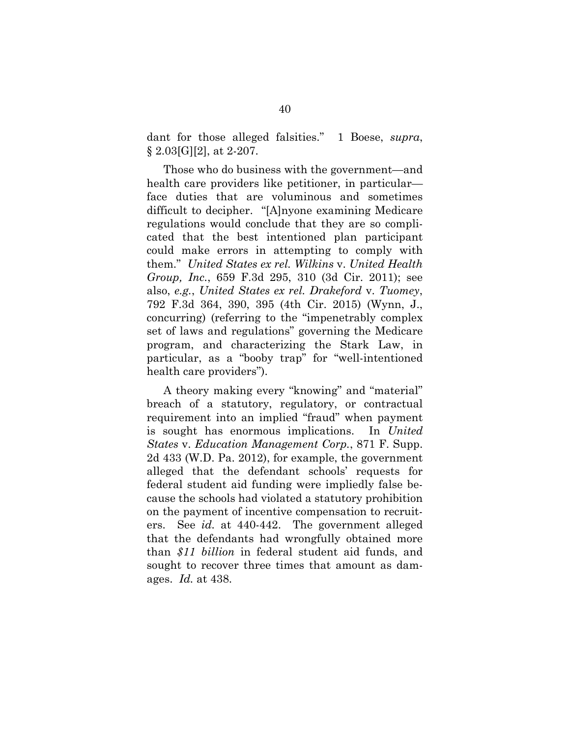dant for those alleged falsities." 1 Boese, *supra*, § 2.03[G][2], at 2-207.

Those who do business with the government—and health care providers like petitioner, in particular—face duties that are voluminous and sometimes difficult to decipher. "[A]nyone examining Medicare regulations would conclude that they are so complicated that the best intentioned plan participant could make errors in attempting to comply with them." *United States ex rel. Wilkins* v. *United Health Group, Inc.*, 659 F.3d 295, 310 (3d Cir. 2011); see also, *e.g.*, *United States ex rel. Drakeford* v. *Tuomey*, 792 F.3d 364, 390, 395 (4th Cir. 2015) (Wynn, J., concurring) (referring to the "impenetrably complex set of laws and regulations" governing the Medicare program, and characterizing the Stark Law, in particular, as a "booby trap" for "well-intentioned health care providers").

A theory making every "knowing" and "material" breach of a statutory, regulatory, or contractual requirement into an implied "fraud" when payment is sought has enormous implications. In *United States* v. *Education Management Corp.*, 871 F. Supp. 2d 433 (W.D. Pa. 2012), for example, the government alleged that the defendant schools' requests for federal student aid funding were impliedly false because the schools had violated a statutory prohibition on the payment of incentive compensation to recruiters. See *id.* at 440-442. The government alleged that the defendants had wrongfully obtained more than *$11 billion* in federal student aid funds, and sought to recover three times that amount as damages. *Id.* at 438.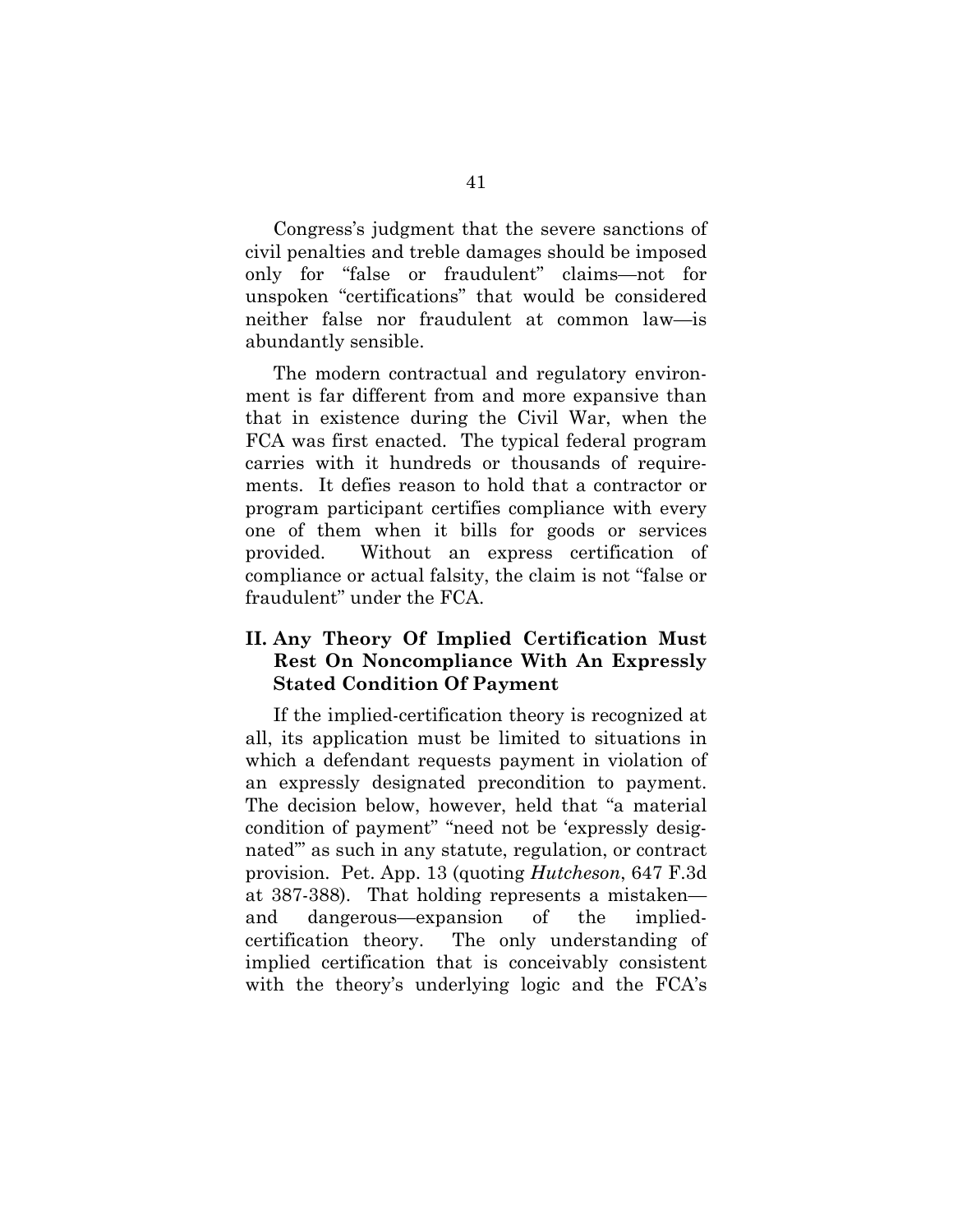Congress's judgment that the severe sanctions of civil penalties and treble damages should be imposed only for "false or fraudulent" claims—not for unspoken "certifications" that would be considered neither false nor fraudulent at common law—is abundantly sensible.

The modern contractual and regulatory environment is far different from and more expansive than that in existence during the Civil War, when the FCA was first enacted. The typical federal program carries with it hundreds or thousands of requirements. It defies reason to hold that a contractor or program participant certifies compliance with every one of them when it bills for goods or services provided. Without an express certification of compliance or actual falsity, the claim is not "false or fraudulent" under the FCA.

## II. Any Theory Of Implied Certification Must Rest On Noncompliance With An Expressly Stated Condition Of Payment

If the implied-certification theory is recognized at all, its application must be limited to situations in which a defendant requests payment in violation of an expressly designated precondition to payment. The decision below, however, held that "a material condition of payment" "need not be 'expressly designated'" as such in any statute, regulation, or contract provision. Pet. App. 13 (quoting *Hutcheson*, 647 F.3d at 387-388). That holding represents a mistaken—and dangerous—expansion of the implied-certification theory. The only understanding of implied certification that is conceivably consistent with the theory's underlying logic and the FCA's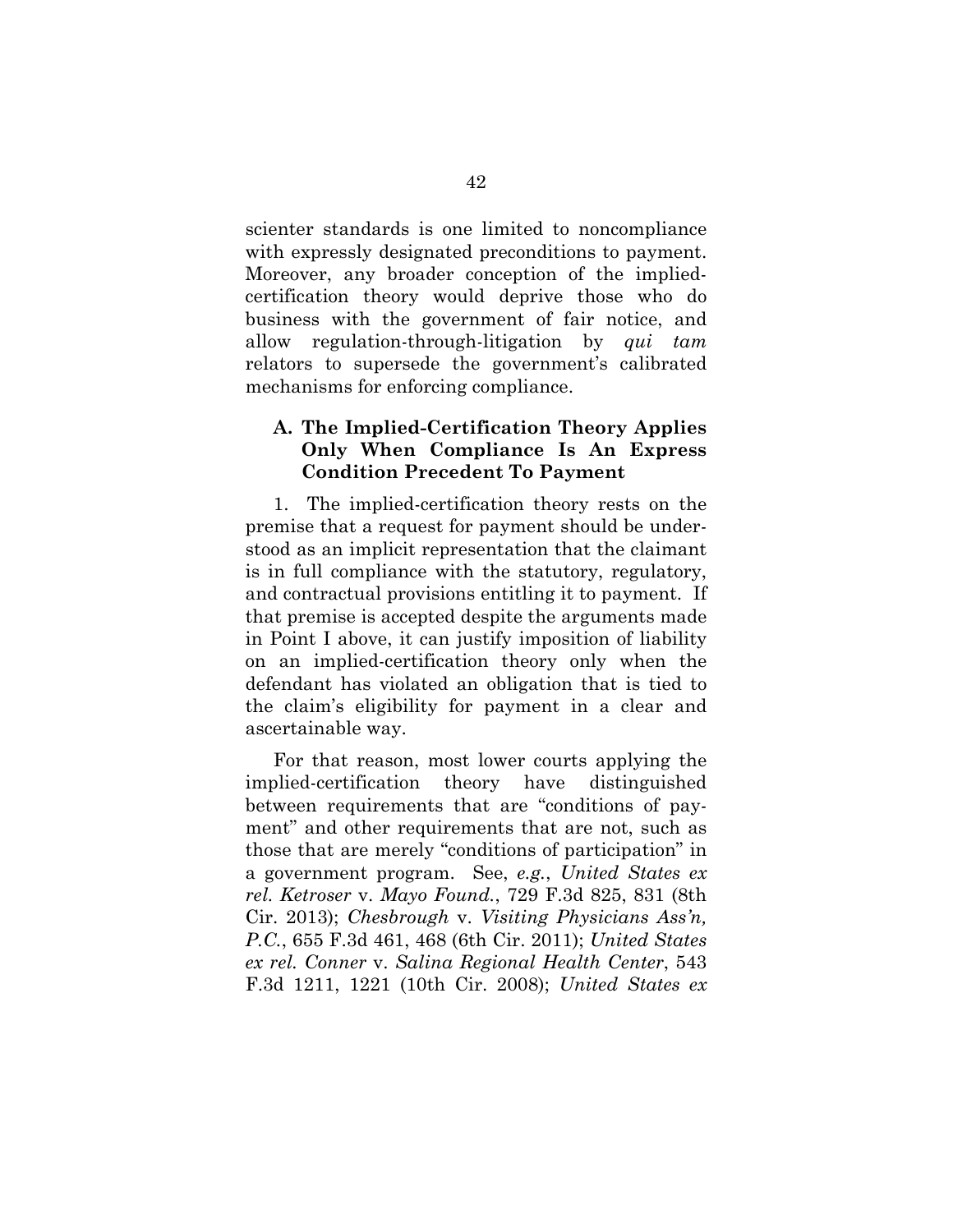scienter standards is one limited to noncompliance with expressly designated preconditions to payment. Moreover, any broader conception of the implied-certification theory would deprive those who do business with the government of fair notice, and allow regulation-through-litigation by *qui tam* relators to supersede the government's calibrated mechanisms for enforcing compliance.

### A. The Implied-Certification Theory Applies Only When Compliance Is An Express Condition Precedent To Payment

1. The implied-certification theory rests on the premise that a request for payment should be understood as an implicit representation that the claimant is in full compliance with the statutory, regulatory, and contractual provisions entitling it to payment. If that premise is accepted despite the arguments made in Point I above, it can justify imposition of liability on an implied-certification theory only when the defendant has violated an obligation that is tied to the claim's eligibility for payment in a clear and ascertainable way.

For that reason, most lower courts applying the implied-certification theory have distinguished between requirements that are "conditions of payment" and other requirements that are not, such as those that are merely "conditions of participation" in a government program. See, *e.g.*, *United States ex rel. Ketroser* v. *Mayo Found.*, 729 F.3d 825, 831 (8th Cir. 2013); *Chesbrough* v. *Visiting Physicians Ass'n, P.C.*, 655 F.3d 461, 468 (6th Cir. 2011); *United States ex rel. Conner* v. *Salina Regional Health Center*, 543 F.3d 1211, 1221 (10th Cir. 2008); *United States ex*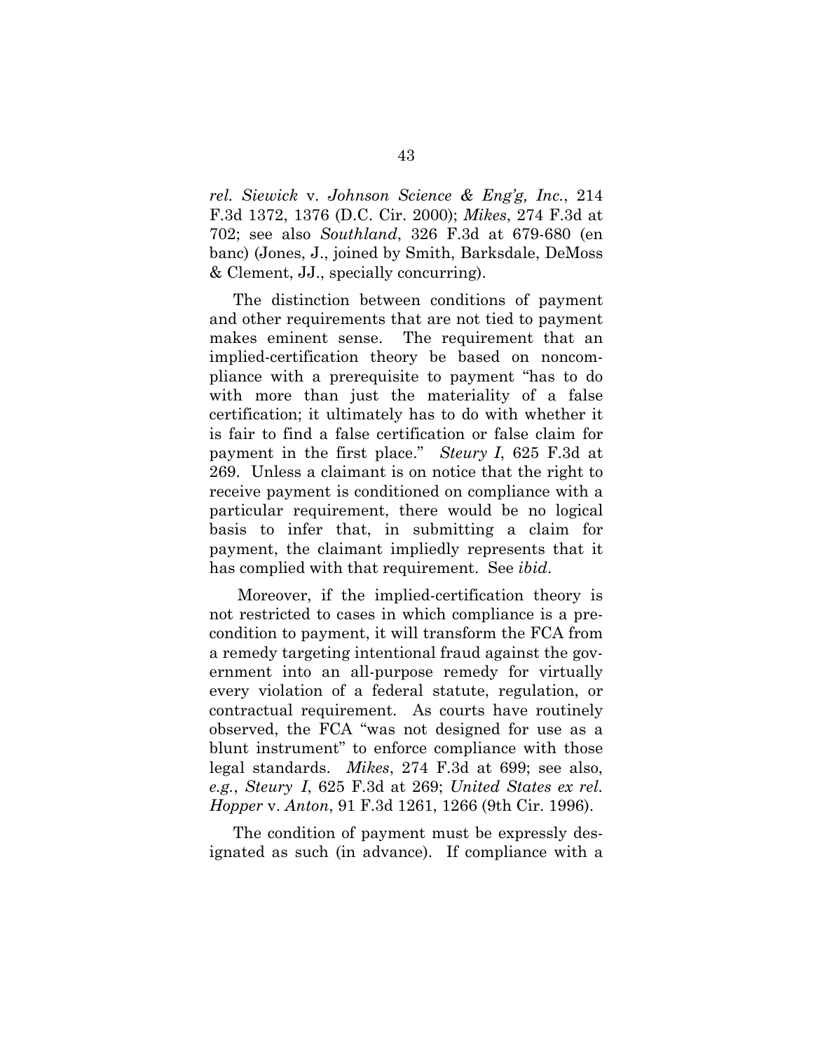*rel. Siewick* v. *Johnson Science & Eng'g, Inc.*, 214 F.3d 1372, 1376 (D.C. Cir. 2000); *Mikes*, 274 F.3d at 702; see also *Southland*, 326 F.3d at 679-680 (en banc) (Jones, J., joined by Smith, Barksdale, DeMoss & Clement, JJ., specially concurring).

The distinction between conditions of payment and other requirements that are not tied to payment makes eminent sense. The requirement that an implied-certification theory be based on noncompliance with a prerequisite to payment "has to do with more than just the materiality of a false certification; it ultimately has to do with whether it is fair to find a false certification or false claim for payment in the first place." *Steury I*, 625 F.3d at 269. Unless a claimant is on notice that the right to receive payment is conditioned on compliance with a particular requirement, there would be no logical basis to infer that, in submitting a claim for payment, the claimant impliedly represents that it has complied with that requirement. See *ibid*.

Moreover, if the implied-certification theory is not restricted to cases in which compliance is a precondition to payment, it will transform the FCA from a remedy targeting intentional fraud against the government into an all-purpose remedy for virtually every violation of a federal statute, regulation, or contractual requirement. As courts have routinely observed, the FCA "was not designed for use as a blunt instrument" to enforce compliance with those legal standards. *Mikes*, 274 F.3d at 699; see also, *e.g.*, *Steury I*, 625 F.3d at 269; *United States ex rel. Hopper* v. *Anton*, 91 F.3d 1261, 1266 (9th Cir. 1996).

The condition of payment must be expressly designated as such (in advance). If compliance with a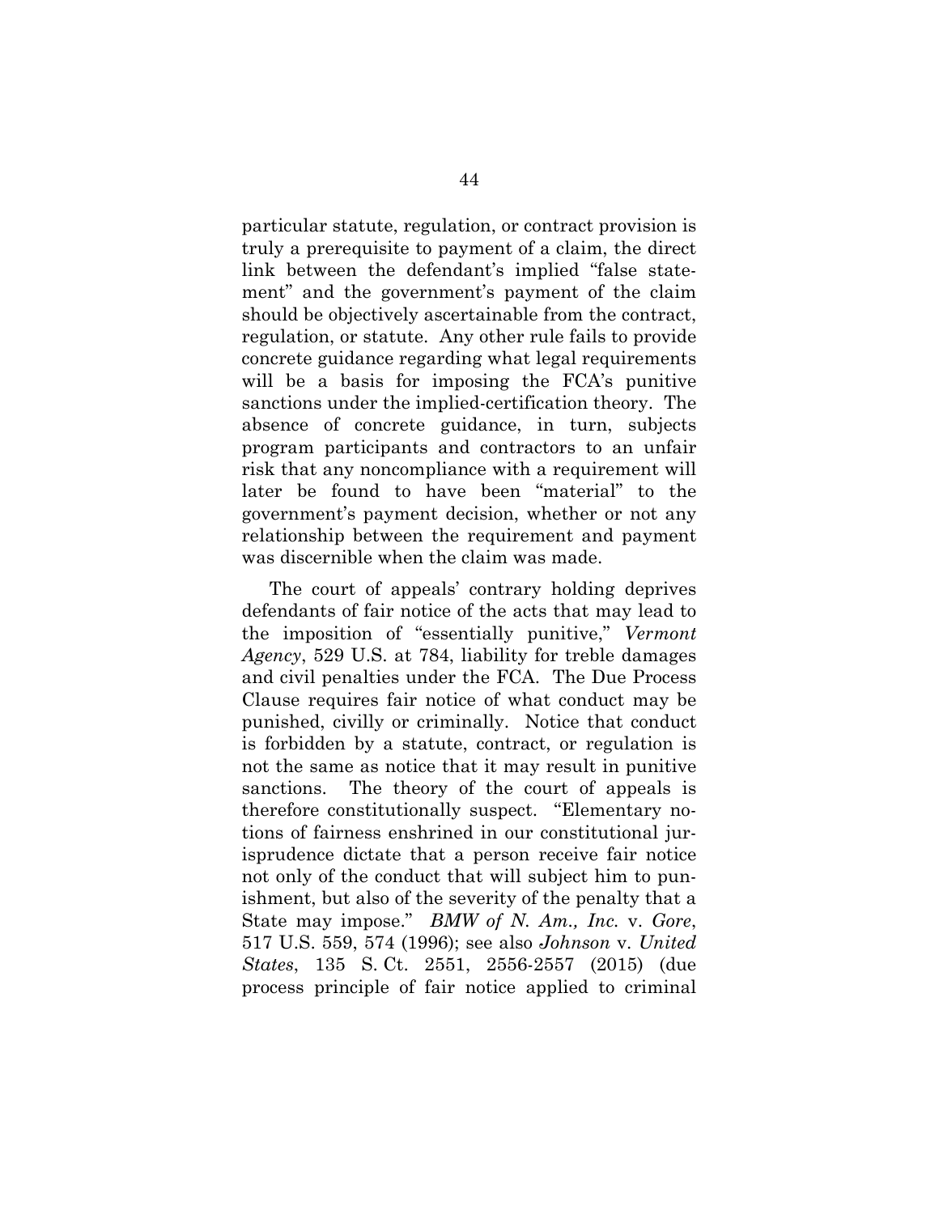particular statute, regulation, or contract provision is truly a prerequisite to payment of a claim, the direct link between the defendant's implied "false statement" and the government's payment of the claim should be objectively ascertainable from the contract, regulation, or statute. Any other rule fails to provide concrete guidance regarding what legal requirements will be a basis for imposing the FCA's punitive sanctions under the implied-certification theory. The absence of concrete guidance, in turn, subjects program participants and contractors to an unfair risk that any noncompliance with a requirement will later be found to have been "material" to the government's payment decision, whether or not any relationship between the requirement and payment was discernible when the claim was made.

The court of appeals' contrary holding deprives defendants of fair notice of the acts that may lead to the imposition of "essentially punitive," *Vermont Agency*, 529 U.S. at 784, liability for treble damages and civil penalties under the FCA. The Due Process Clause requires fair notice of what conduct may be punished, civilly or criminally. Notice that conduct is forbidden by a statute, contract, or regulation is not the same as notice that it may result in punitive sanctions. The theory of the court of appeals is therefore constitutionally suspect. "Elementary notions of fairness enshrined in our constitutional jurisprudence dictate that a person receive fair notice not only of the conduct that will subject him to punishment, but also of the severity of the penalty that a State may impose." *BMW of N. Am., Inc.* v. *Gore*, 517 U.S. 559, 574 (1996); see also *Johnson* v. *United States*, 135 S. Ct. 2551, 2556-2557 (2015) (due process principle of fair notice applied to criminal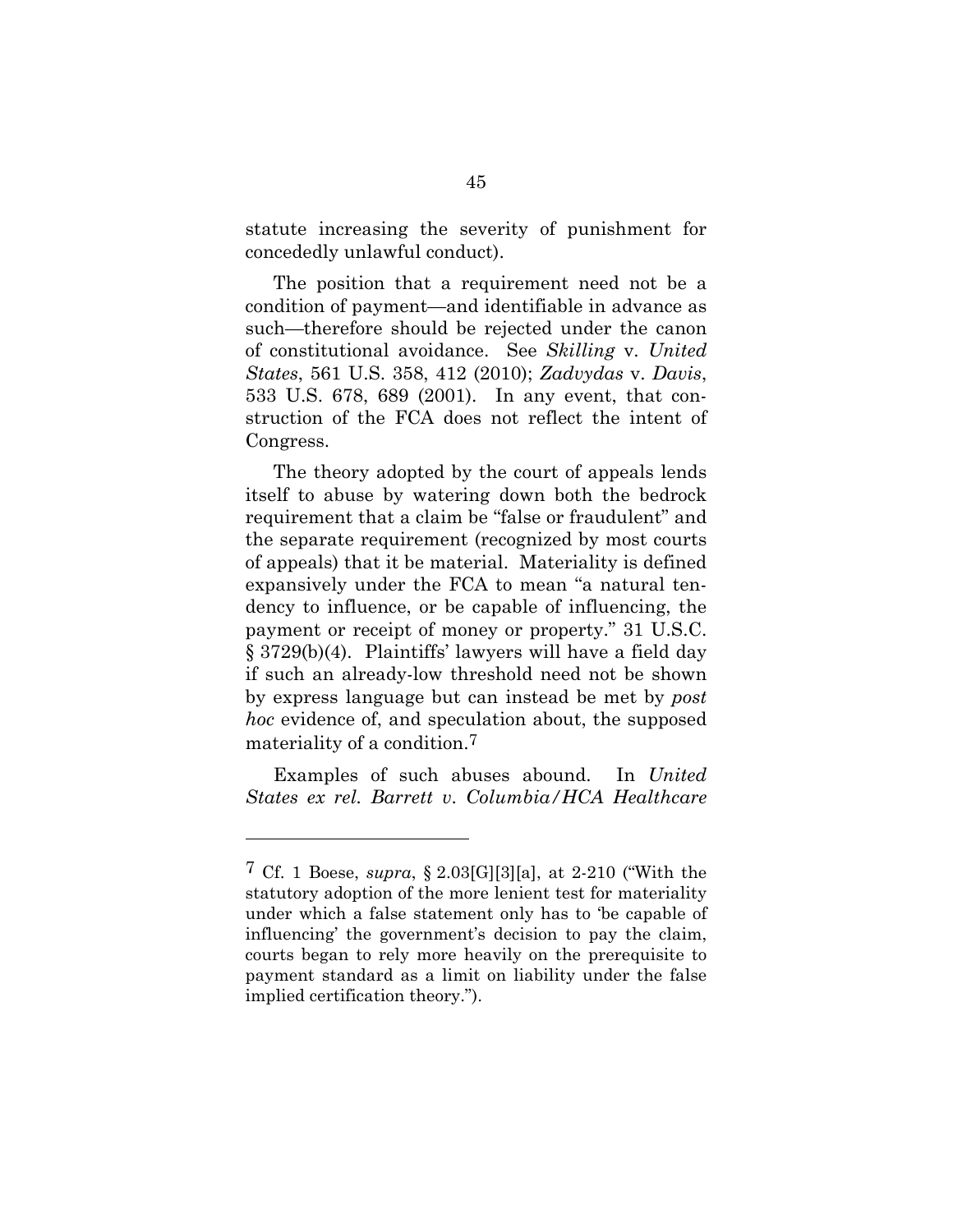statute increasing the severity of punishment for concededly unlawful conduct).

The position that a requirement need not be a condition of payment—and identifiable in advance as such—therefore should be rejected under the canon of constitutional avoidance. See *Skilling* v. *United States*, 561 U.S. 358, 412 (2010); *Zadvydas* v. *Davis*, 533 U.S. 678, 689 (2001). In any event, that construction of the FCA does not reflect the intent of Congress.

The theory adopted by the court of appeals lends itself to abuse by watering down both the bedrock requirement that a claim be "false or fraudulent" and the separate requirement (recognized by most courts of appeals) that it be material. Materiality is defined expansively under the FCA to mean "a natural tendency to influence, or be capable of influencing, the payment or receipt of money or property." 31 U.S.C. § 3729(b)(4). Plaintiffs' lawyers will have a field day if such an already-low threshold need not be shown by express language but can instead be met by *post hoc* evidence of, and speculation about, the supposed materiality of a condition.[7]

Examples of such abuses abound. In *United States ex rel. Barrett v. Columbia/HCA Healthcare*

---

[7] Cf. 1 Boese, *supra*, § 2.03[G][3][a], at 2-210 ("With the statutory adoption of the more lenient test for materiality under which a false statement only has to 'be capable of influencing' the government's decision to pay the claim, courts began to rely more heavily on the prerequisite to payment standard as a limit on liability under the false implied certification theory.").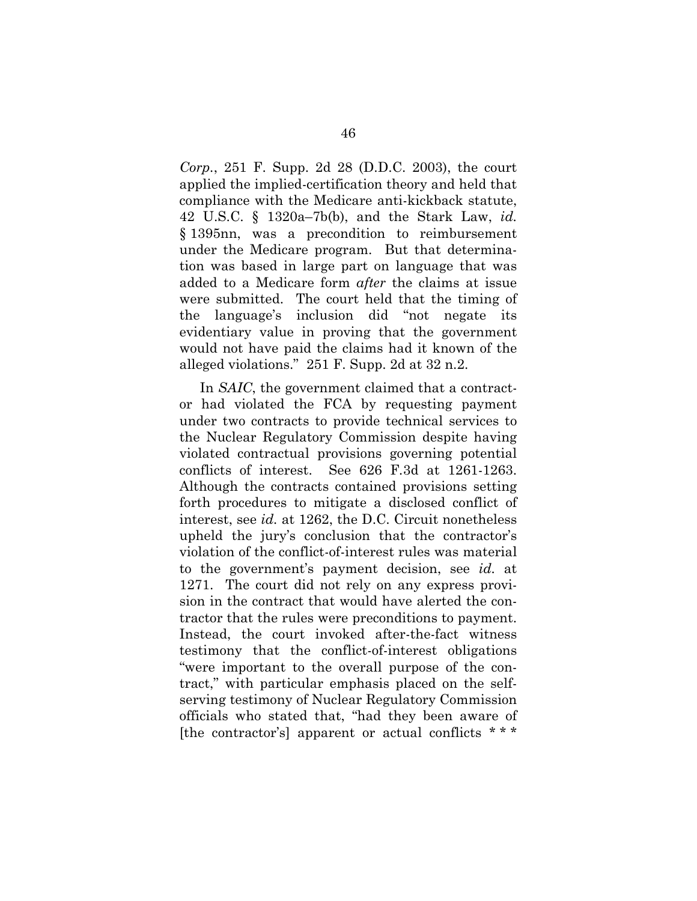*Corp.*, 251 F. Supp. 2d 28 (D.D.C. 2003), the court applied the implied-certification theory and held that compliance with the Medicare anti-kickback statute, 42 U.S.C. § 1320a–7b(b), and the Stark Law, *id.* § 1395nn, was a precondition to reimbursement under the Medicare program. But that determination was based in large part on language that was added to a Medicare form *after* the claims at issue were submitted. The court held that the timing of the language's inclusion did "not negate its evidentiary value in proving that the government would not have paid the claims had it known of the alleged violations." 251 F. Supp. 2d at 32 n.2.

In *SAIC*, the government claimed that a contractor had violated the FCA by requesting payment under two contracts to provide technical services to the Nuclear Regulatory Commission despite having violated contractual provisions governing potential conflicts of interest. See 626 F.3d at 1261-1263. Although the contracts contained provisions setting forth procedures to mitigate a disclosed conflict of interest, see *id.* at 1262, the D.C. Circuit nonetheless upheld the jury's conclusion that the contractor's violation of the conflict-of-interest rules was material to the government's payment decision, see *id.* at 1271. The court did not rely on any express provision in the contract that would have alerted the contractor that the rules were preconditions to payment. Instead, the court invoked after-the-fact witness testimony that the conflict-of-interest obligations "were important to the overall purpose of the contract," with particular emphasis placed on the self-serving testimony of Nuclear Regulatory Commission officials who stated that, "had they been aware of [the contractor's] apparent or actual conflicts * * *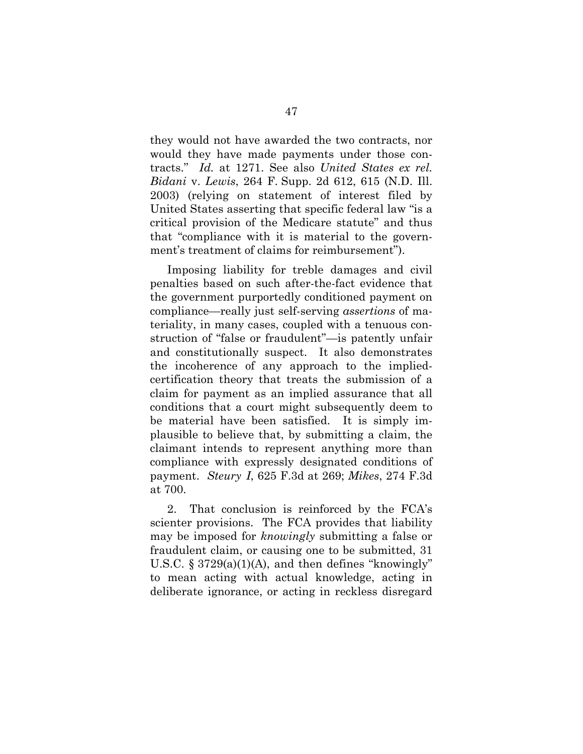they would not have awarded the two contracts, nor would they have made payments under those contracts." *Id.* at 1271. See also *United States ex rel. Bidani* v. *Lewis*, 264 F. Supp. 2d 612, 615 (N.D. Ill. 2003) (relying on statement of interest filed by United States asserting that specific federal law "is a critical provision of the Medicare statute" and thus that "compliance with it is material to the government's treatment of claims for reimbursement").

Imposing liability for treble damages and civil penalties based on such after-the-fact evidence that the government purportedly conditioned payment on compliance—really just self-serving *assertions* of materiality, in many cases, coupled with a tenuous construction of "false or fraudulent"—is patently unfair and constitutionally suspect. It also demonstrates the incoherence of any approach to the implied-certification theory that treats the submission of a claim for payment as an implied assurance that all conditions that a court might subsequently deem to be material have been satisfied. It is simply implausible to believe that, by submitting a claim, the claimant intends to represent anything more than compliance with expressly designated conditions of payment. *Steury I*, 625 F.3d at 269; *Mikes*, 274 F.3d at 700.

2. That conclusion is reinforced by the FCA's scienter provisions. The FCA provides that liability may be imposed for *knowingly* submitting a false or fraudulent claim, or causing one to be submitted, 31 U.S.C. § 3729(a)(1)(A), and then defines "knowingly" to mean acting with actual knowledge, acting in deliberate ignorance, or acting in reckless disregard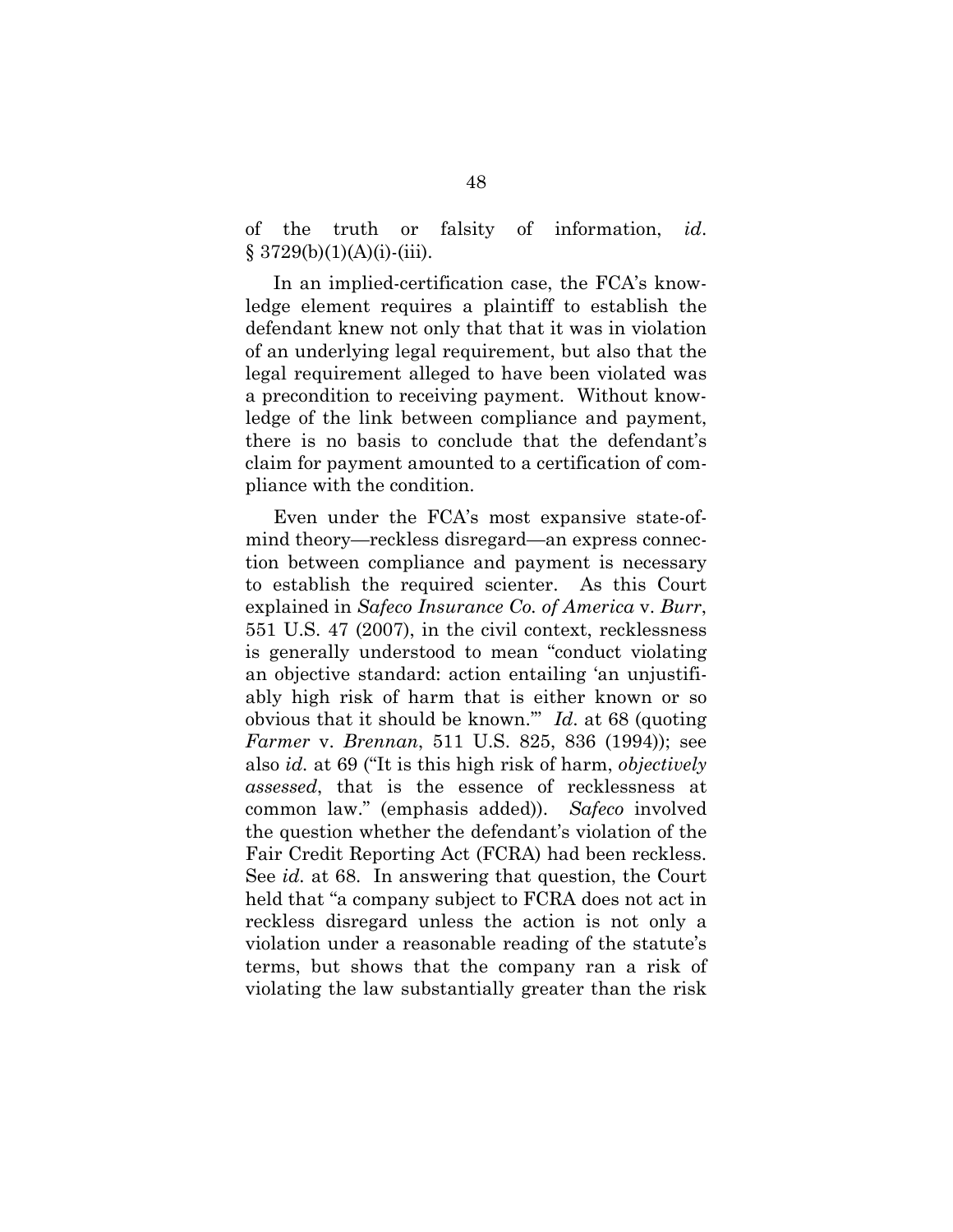of the truth or falsity of information, *id*. § 3729(b)(1)(A)(i)-(iii).

In an implied-certification case, the FCA's knowledge element requires a plaintiff to establish the defendant knew not only that that it was in violation of an underlying legal requirement, but also that the legal requirement alleged to have been violated was a precondition to receiving payment. Without knowledge of the link between compliance and payment, there is no basis to conclude that the defendant's claim for payment amounted to a certification of compliance with the condition.

Even under the FCA's most expansive state-of-mind theory—reckless disregard—an express connection between compliance and payment is necessary to establish the required scienter. As this Court explained in *Safeco Insurance Co. of America* v. *Burr*, 551 U.S. 47 (2007), in the civil context, recklessness is generally understood to mean "conduct violating an objective standard: action entailing 'an unjustifiably high risk of harm that is either known or so obvious that it should be known.'" *Id*. at 68 (quoting *Farmer* v. *Brennan*, 511 U.S. 825, 836 (1994)); see also *id.* at 69 ("It is this high risk of harm, *objectively assessed*, that is the essence of recklessness at common law." (emphasis added)). *Safeco* involved the question whether the defendant's violation of the Fair Credit Reporting Act (FCRA) had been reckless. See *id.* at 68. In answering that question, the Court held that "a company subject to FCRA does not act in reckless disregard unless the action is not only a violation under a reasonable reading of the statute's terms, but shows that the company ran a risk of violating the law substantially greater than the risk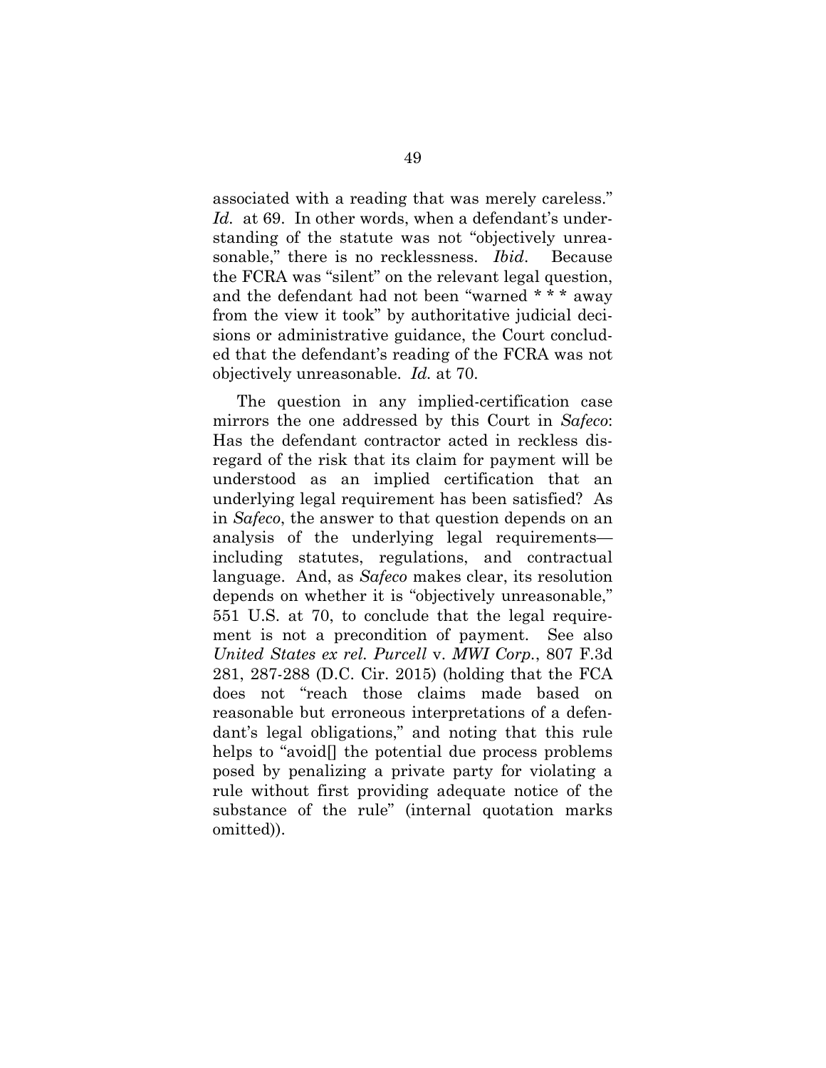associated with a reading that was merely careless." *Id.* at 69. In other words, when a defendant's understanding of the statute was not "objectively unreasonable," there is no recklessness. *Ibid*. Because the FCRA was "silent" on the relevant legal question, and the defendant had not been "warned * * * away from the view it took" by authoritative judicial decisions or administrative guidance, the Court concluded that the defendant's reading of the FCRA was not objectively unreasonable. *Id.* at 70.

The question in any implied-certification case mirrors the one addressed by this Court in *Safeco*: Has the defendant contractor acted in reckless disregard of the risk that its claim for payment will be understood as an implied certification that an underlying legal requirement has been satisfied? As in *Safeco*, the answer to that question depends on an analysis of the underlying legal requirements—including statutes, regulations, and contractual language. And, as *Safeco* makes clear, its resolution depends on whether it is "objectively unreasonable," 551 U.S. at 70, to conclude that the legal requirement is not a precondition of payment. See also *United States ex rel. Purcell* v. *MWI Corp.*, 807 F.3d 281, 287-288 (D.C. Cir. 2015) (holding that the FCA does not "reach those claims made based on reasonable but erroneous interpretations of a defendant's legal obligations," and noting that this rule helps to "avoid[] the potential due process problems posed by penalizing a private party for violating a rule without first providing adequate notice of the substance of the rule" (internal quotation marks omitted)).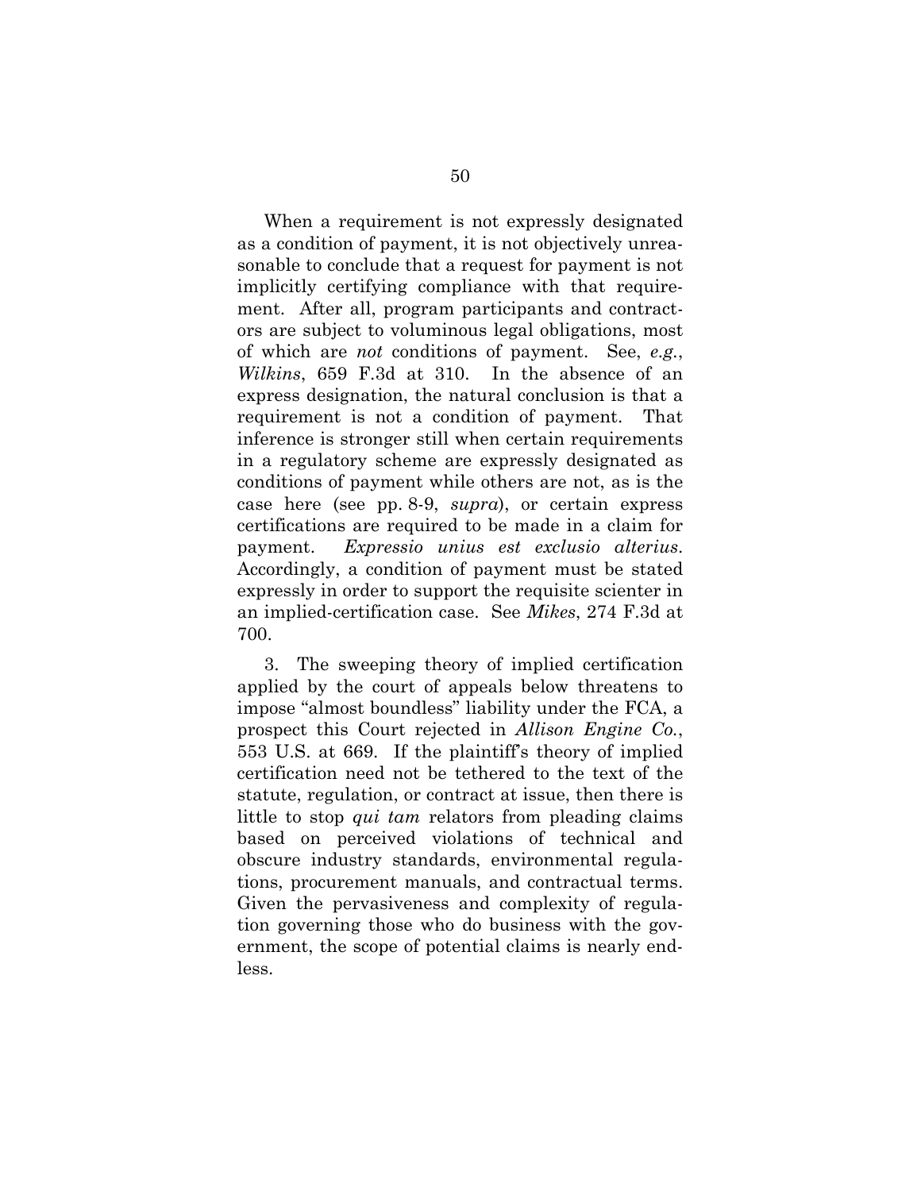When a requirement is not expressly designated as a condition of payment, it is not objectively unreasonable to conclude that a request for payment is not implicitly certifying compliance with that requirement. After all, program participants and contractors are subject to voluminous legal obligations, most of which are *not* conditions of payment. See, *e.g.*, *Wilkins*, 659 F.3d at 310. In the absence of an express designation, the natural conclusion is that a requirement is not a condition of payment. That inference is stronger still when certain requirements in a regulatory scheme are expressly designated as conditions of payment while others are not, as is the case here (see pp. 8-9, *supra*), or certain express certifications are required to be made in a claim for payment. *Expressio unius est exclusio alterius*. Accordingly, a condition of payment must be stated expressly in order to support the requisite scienter in an implied-certification case. See *Mikes*, 274 F.3d at 700.

3. The sweeping theory of implied certification applied by the court of appeals below threatens to impose "almost boundless" liability under the FCA, a prospect this Court rejected in *Allison Engine Co.*, 553 U.S. at 669. If the plaintiff's theory of implied certification need not be tethered to the text of the statute, regulation, or contract at issue, then there is little to stop *qui tam* relators from pleading claims based on perceived violations of technical and obscure industry standards, environmental regulations, procurement manuals, and contractual terms. Given the pervasiveness and complexity of regulation governing those who do business with the government, the scope of potential claims is nearly endless.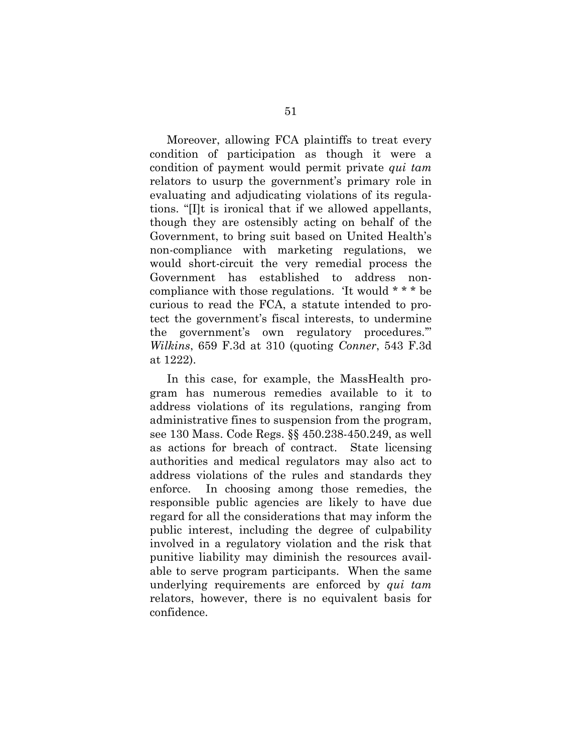Moreover, allowing FCA plaintiffs to treat every condition of participation as though it were a condition of payment would permit private *qui tam* relators to usurp the government's primary role in evaluating and adjudicating violations of its regulations. "[I]t is ironical that if we allowed appellants, though they are ostensibly acting on behalf of the Government, to bring suit based on United Health's non-compliance with marketing regulations, we would short-circuit the very remedial process the Government has established to address non-compliance with those regulations. 'It would * * * be curious to read the FCA, a statute intended to protect the government's fiscal interests, to undermine the government's own regulatory procedures.'" *Wilkins*, 659 F.3d at 310 (quoting *Conner*, 543 F.3d at 1222).

In this case, for example, the MassHealth program has numerous remedies available to it to address violations of its regulations, ranging from administrative fines to suspension from the program, see 130 Mass. Code Regs. §§ 450.238-450.249, as well as actions for breach of contract. State licensing authorities and medical regulators may also act to address violations of the rules and standards they enforce. In choosing among those remedies, the responsible public agencies are likely to have due regard for all the considerations that may inform the public interest, including the degree of culpability involved in a regulatory violation and the risk that punitive liability may diminish the resources available to serve program participants. When the same underlying requirements are enforced by *qui tam* relators, however, there is no equivalent basis for confidence.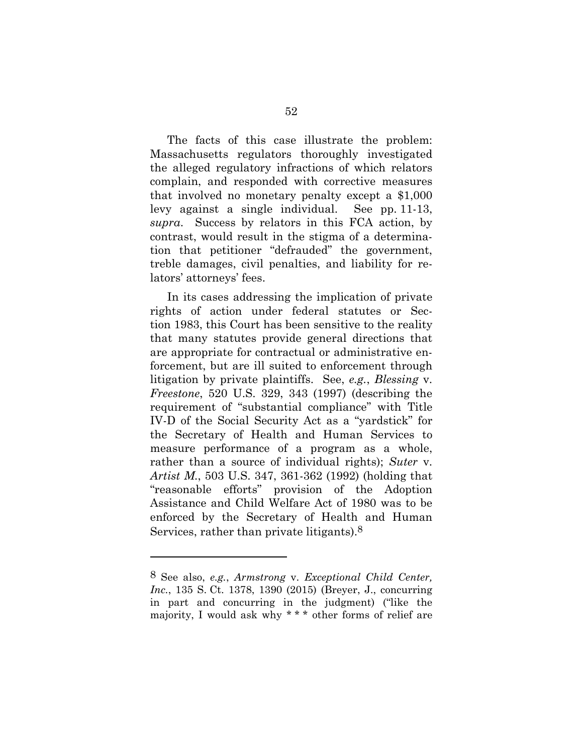The facts of this case illustrate the problem: Massachusetts regulators thoroughly investigated the alleged regulatory infractions of which relators complain, and responded with corrective measures that involved no monetary penalty except a $1,000 levy against a single individual. See pp. 11-13, *supra*. Success by relators in this FCA action, by contrast, would result in the stigma of a determination that petitioner "defrauded" the government, treble damages, civil penalties, and liability for relators' attorneys' fees.

In its cases addressing the implication of private rights of action under federal statutes or Section 1983, this Court has been sensitive to the reality that many statutes provide general directions that are appropriate for contractual or administrative enforcement, but are ill suited to enforcement through litigation by private plaintiffs. See, *e.g.*, *Blessing* v. *Freestone*, 520 U.S. 329, 343 (1997) (describing the requirement of "substantial compliance" with Title IV-D of the Social Security Act as a "yardstick" for the Secretary of Health and Human Services to measure performance of a program as a whole, rather than a source of individual rights); *Suter* v. *Artist M.*, 503 U.S. 347, 361-362 (1992) (holding that "reasonable efforts" provision of the Adoption Assistance and Child Welfare Act of 1980 was to be enforced by the Secretary of Health and Human Services, rather than private litigants).[8]

---

[8] See also, *e.g.*, *Armstrong* v. *Exceptional Child Center, Inc.*, 135 S. Ct. 1378, 1390 (2015) (Breyer, J., concurring in part and concurring in the judgment) ("like the majority, I would ask why * * * other forms of relief are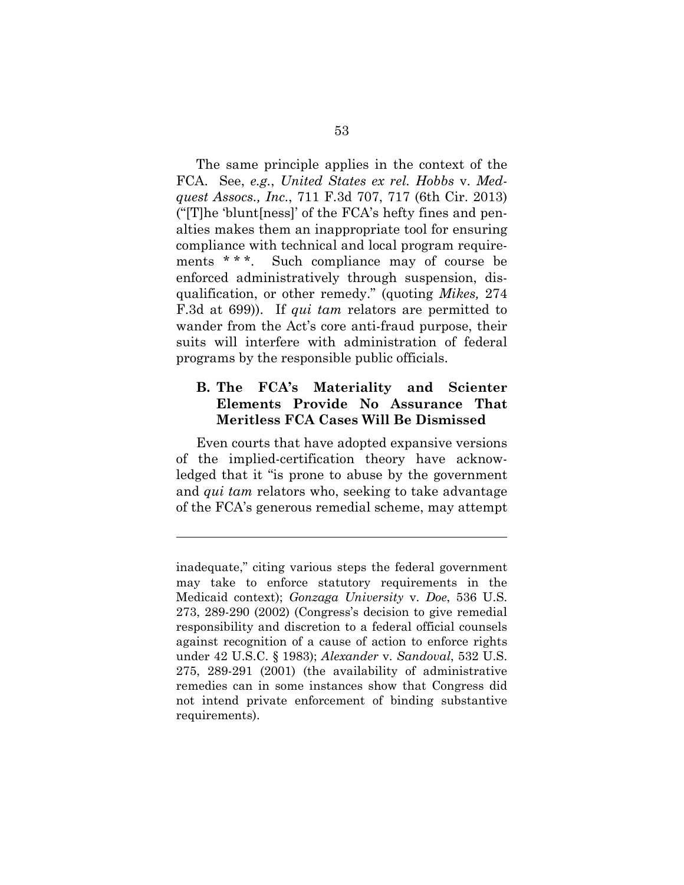The same principle applies in the context of the FCA. See, *e.g.*, *United States ex rel. Hobbs* v. *Medquest Assocs., Inc.*, 711 F.3d 707, 717 (6th Cir. 2013) ("[T]he 'blunt[ness]' of the FCA's hefty fines and penalties makes them an inappropriate tool for ensuring compliance with technical and local program requirements * * *. Such compliance may of course be enforced administratively through suspension, disqualification, or other remedy." (quoting *Mikes,* 274 F.3d at 699)). If *qui tam* relators are permitted to wander from the Act's core anti-fraud purpose, their suits will interfere with administration of federal programs by the responsible public officials.

### B. The FCA's Materiality and Scienter Elements Provide No Assurance That Meritless FCA Cases Will Be Dismissed

Even courts that have adopted expansive versions of the implied-certification theory have acknowledged that it "is prone to abuse by the government and *qui tam* relators who, seeking to take advantage of the FCA's generous remedial scheme, may attempt

---

inadequate," citing various steps the federal government may take to enforce statutory requirements in the Medicaid context); *Gonzaga University* v. *Doe*, 536 U.S. 273, 289-290 (2002) (Congress's decision to give remedial responsibility and discretion to a federal official counsels against recognition of a cause of action to enforce rights under 42 U.S.C. § 1983); *Alexander* v. *Sandoval*, 532 U.S. 275, 289-291 (2001) (the availability of administrative remedies can in some instances show that Congress did not intend private enforcement of binding substantive requirements).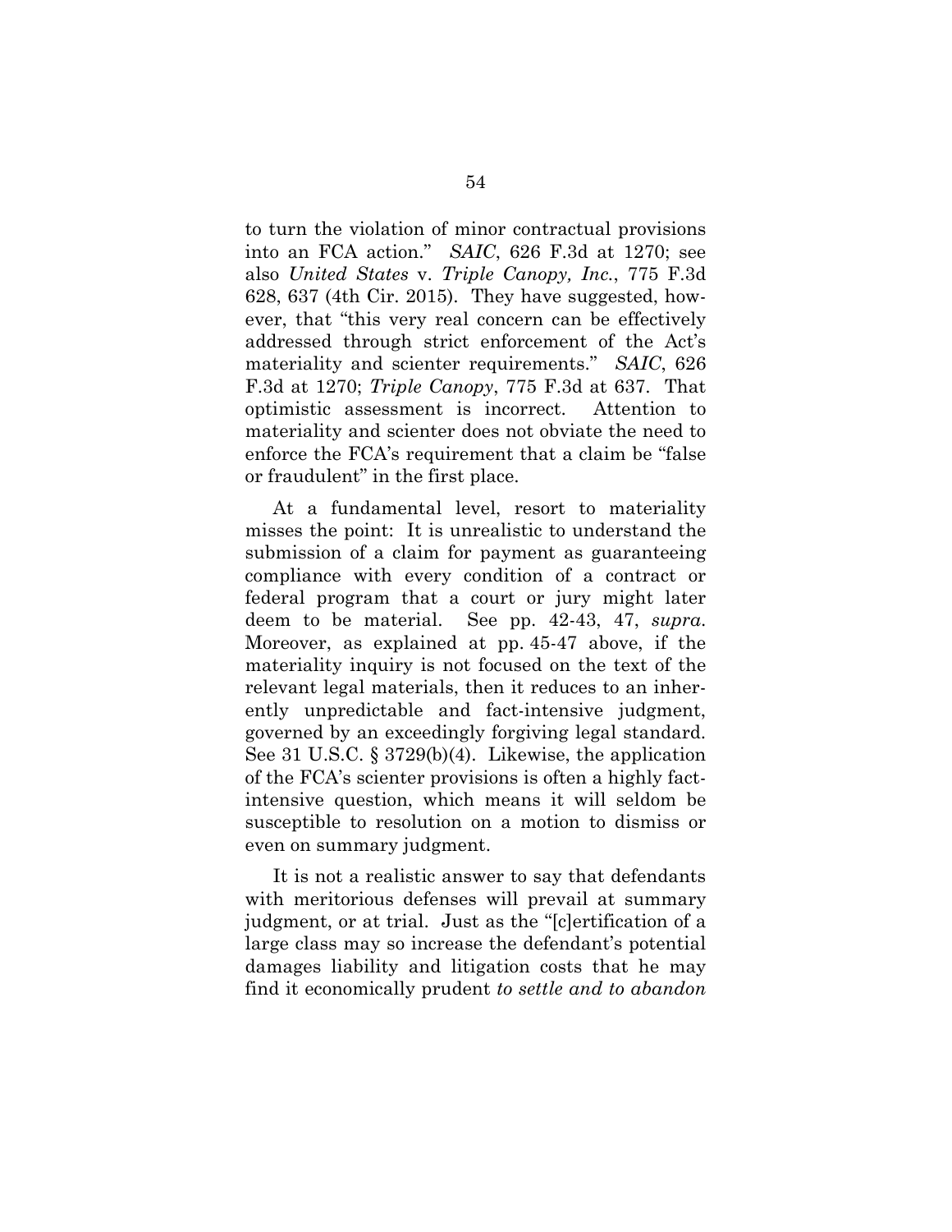to turn the violation of minor contractual provisions into an FCA action." *SAIC*, 626 F.3d at 1270; see also *United States* v. *Triple Canopy, Inc.*, 775 F.3d 628, 637 (4th Cir. 2015). They have suggested, however, that "this very real concern can be effectively addressed through strict enforcement of the Act's materiality and scienter requirements." *SAIC*, 626 F.3d at 1270; *Triple Canopy*, 775 F.3d at 637. That optimistic assessment is incorrect. Attention to materiality and scienter does not obviate the need to enforce the FCA's requirement that a claim be "false or fraudulent" in the first place.

At a fundamental level, resort to materiality misses the point: It is unrealistic to understand the submission of a claim for payment as guaranteeing compliance with every condition of a contract or federal program that a court or jury might later deem to be material. See pp. 42-43, 47, *supra*. Moreover, as explained at pp. 45-47 above, if the materiality inquiry is not focused on the text of the relevant legal materials, then it reduces to an inherently unpredictable and fact-intensive judgment, governed by an exceedingly forgiving legal standard. See 31 U.S.C. § 3729(b)(4). Likewise, the application of the FCA's scienter provisions is often a highly fact-intensive question, which means it will seldom be susceptible to resolution on a motion to dismiss or even on summary judgment.

It is not a realistic answer to say that defendants with meritorious defenses will prevail at summary judgment, or at trial. Just as the "[c]ertification of a large class may so increase the defendant's potential damages liability and litigation costs that he may find it economically prudent *to settle and to abandon*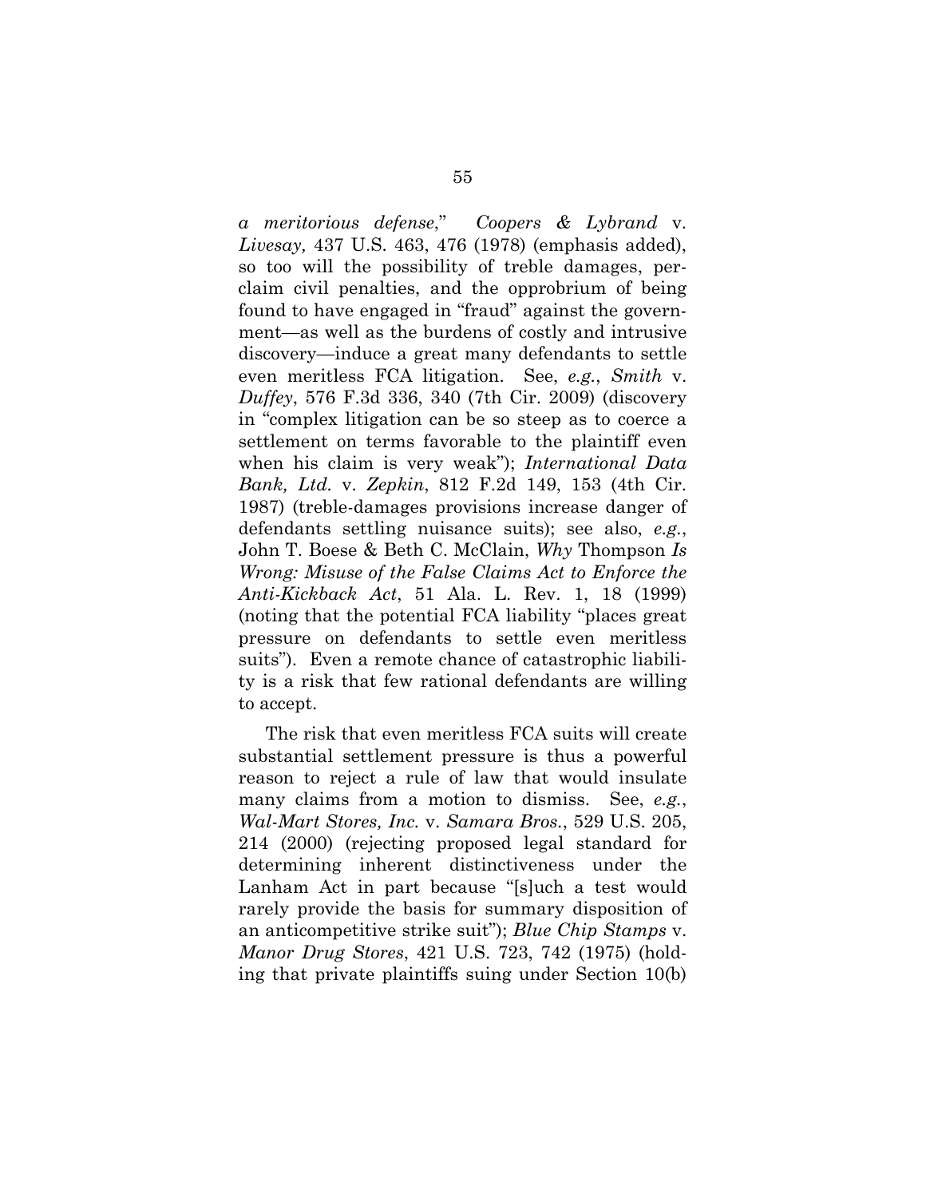*a meritorious defense*," *Coopers & Lybrand* v. *Livesay,* 437 U.S. 463, 476 (1978) (emphasis added), so too will the possibility of treble damages, per-claim civil penalties, and the opprobrium of being found to have engaged in "fraud" against the government—as well as the burdens of costly and intrusive discovery—induce a great many defendants to settle even meritless FCA litigation. See, *e.g.*, *Smith* v. *Duffey*, 576 F.3d 336, 340 (7th Cir. 2009) (discovery in "complex litigation can be so steep as to coerce a settlement on terms favorable to the plaintiff even when his claim is very weak"); *International Data Bank, Ltd.* v. *Zepkin*, 812 F.2d 149, 153 (4th Cir. 1987) (treble-damages provisions increase danger of defendants settling nuisance suits); see also, *e.g.*, John T. Boese & Beth C. McClain, *Why* Thompson *Is Wrong: Misuse of the False Claims Act to Enforce the Anti-Kickback Act*, 51 Ala. L. Rev. 1, 18 (1999) (noting that the potential FCA liability "places great pressure on defendants to settle even meritless suits"). Even a remote chance of catastrophic liability is a risk that few rational defendants are willing to accept.

The risk that even meritless FCA suits will create substantial settlement pressure is thus a powerful reason to reject a rule of law that would insulate many claims from a motion to dismiss. See, *e.g.*, *Wal-Mart Stores, Inc.* v. *Samara Bros.*, 529 U.S. 205, 214 (2000) (rejecting proposed legal standard for determining inherent distinctiveness under the Lanham Act in part because "[s]uch a test would rarely provide the basis for summary disposition of an anticompetitive strike suit"); *Blue Chip Stamps* v. *Manor Drug Stores*, 421 U.S. 723, 742 (1975) (holding that private plaintiffs suing under Section 10(b)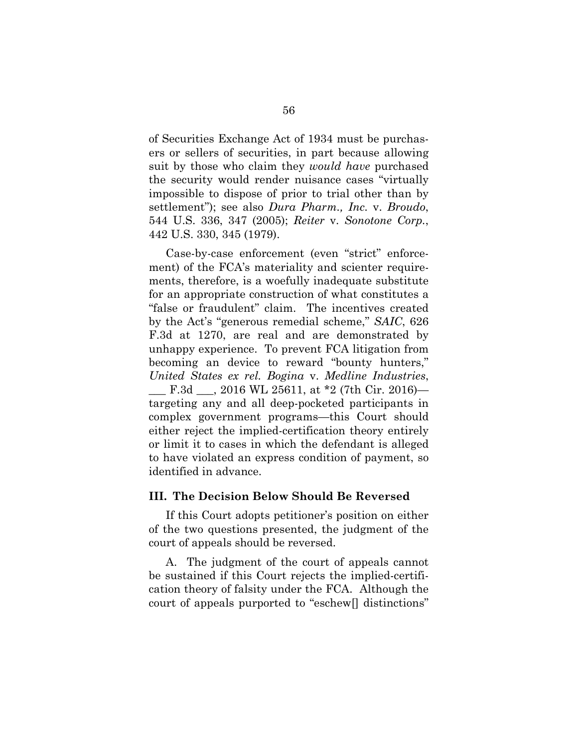of Securities Exchange Act of 1934 must be purchasers or sellers of securities, in part because allowing suit by those who claim they *would have* purchased the security would render nuisance cases "virtually impossible to dispose of prior to trial other than by settlement"); see also *Dura Pharm., Inc.* v. *Broudo*, 544 U.S. 336, 347 (2005); *Reiter* v. *Sonotone Corp.*, 442 U.S. 330, 345 (1979).

Case-by-case enforcement (even "strict" enforcement) of the FCA's materiality and scienter requirements, therefore, is a woefully inadequate substitute for an appropriate construction of what constitutes a "false or fraudulent" claim. The incentives created by the Act's "generous remedial scheme," *SAIC*, 626 F.3d at 1270, are real and are demonstrated by unhappy experience. To prevent FCA litigation from becoming an device to reward "bounty hunters," *United States ex rel. Bogina* v. *Medline Industries*, ___ F.3d ___, 2016 WL 25611, at *2 (7th Cir. 2016)—targeting any and all deep-pocketed participants in complex government programs—this Court should either reject the implied-certification theory entirely or limit it to cases in which the defendant is alleged to have violated an express condition of payment, so identified in advance.

### III. The Decision Below Should Be Reversed

If this Court adopts petitioner's position on either of the two questions presented, the judgment of the court of appeals should be reversed.

A. The judgment of the court of appeals cannot be sustained if this Court rejects the implied-certification theory of falsity under the FCA. Although the court of appeals purported to "eschew[] distinctions"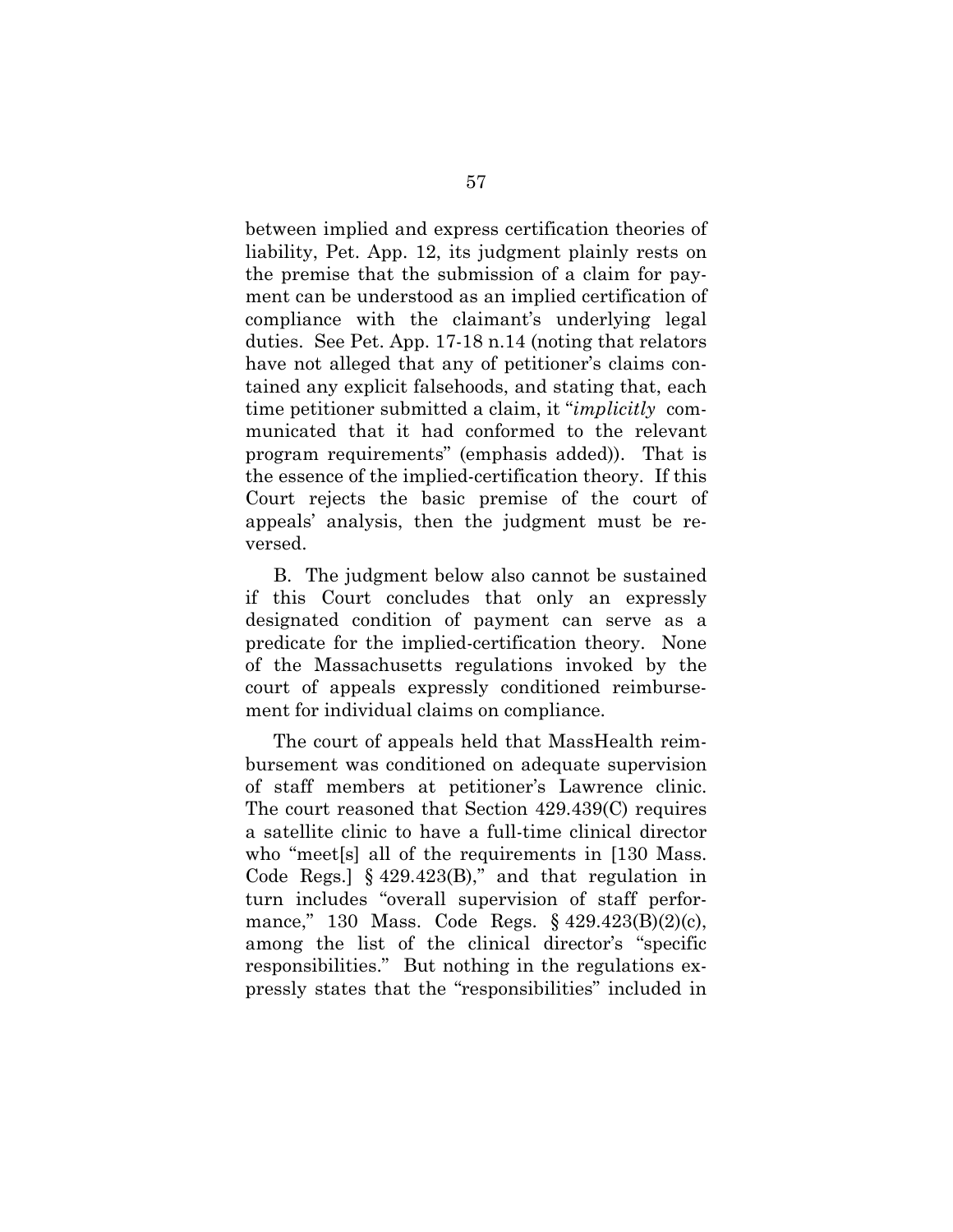between implied and express certification theories of liability, Pet. App. 12, its judgment plainly rests on the premise that the submission of a claim for payment can be understood as an implied certification of compliance with the claimant's underlying legal duties. See Pet. App. 17-18 n.14 (noting that relators have not alleged that any of petitioner's claims contained any explicit falsehoods, and stating that, each time petitioner submitted a claim, it "*implicitly* communicated that it had conformed to the relevant program requirements" (emphasis added)). That is the essence of the implied-certification theory. If this Court rejects the basic premise of the court of appeals' analysis, then the judgment must be reversed.

B. The judgment below also cannot be sustained if this Court concludes that only an expressly designated condition of payment can serve as a predicate for the implied-certification theory. None of the Massachusetts regulations invoked by the court of appeals expressly conditioned reimbursement for individual claims on compliance.

The court of appeals held that MassHealth reimbursement was conditioned on adequate supervision of staff members at petitioner's Lawrence clinic. The court reasoned that Section 429.439(C) requires a satellite clinic to have a full-time clinical director who "meet[s] all of the requirements in [130 Mass. Code Regs.] § 429.423(B)," and that regulation in turn includes "overall supervision of staff performance," 130 Mass. Code Regs. § 429.423(B)(2)(c), among the list of the clinical director's "specific responsibilities." But nothing in the regulations expressly states that the "responsibilities" included in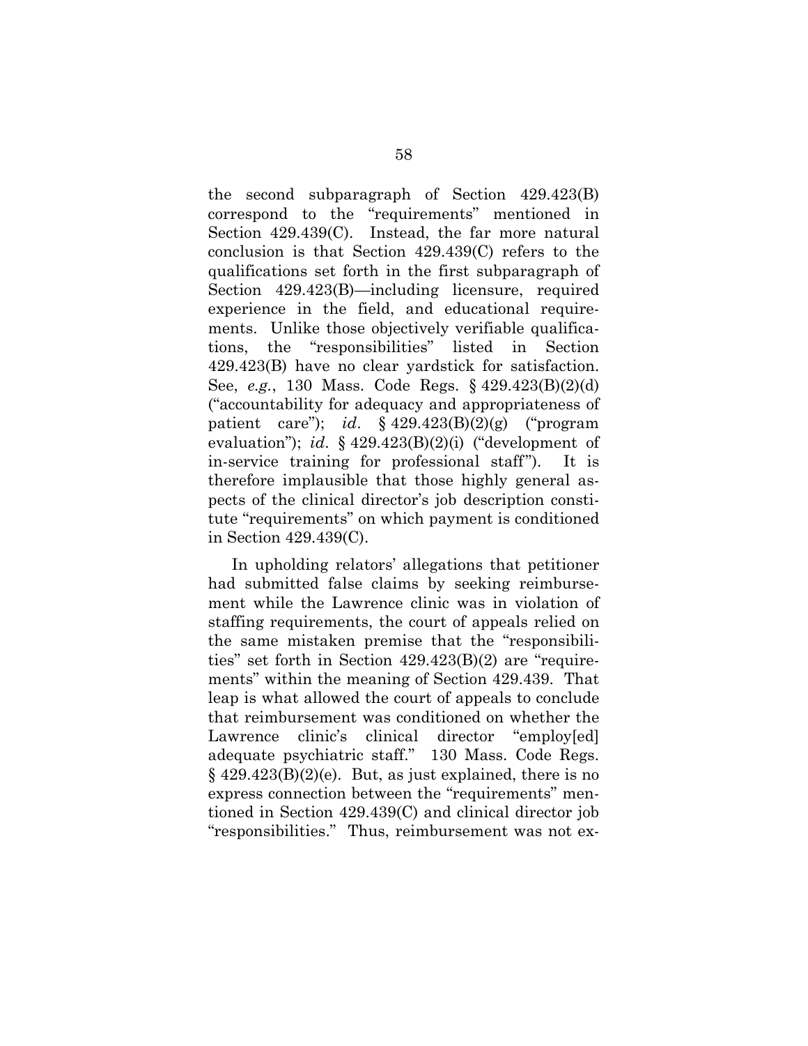the second subparagraph of Section 429.423(B) correspond to the "requirements" mentioned in Section 429.439(C). Instead, the far more natural conclusion is that Section 429.439(C) refers to the qualifications set forth in the first subparagraph of Section 429.423(B)—including licensure, required experience in the field, and educational requirements. Unlike those objectively verifiable qualifications, the "responsibilities" listed in Section 429.423(B) have no clear yardstick for satisfaction. See, *e.g.*, 130 Mass. Code Regs. § 429.423(B)(2)(d) ("accountability for adequacy and appropriateness of patient care"); *id*. § 429.423(B)(2)(g) ("program evaluation"); *id*. § 429.423(B)(2)(i) ("development of in-service training for professional staff"). It is therefore implausible that those highly general aspects of the clinical director's job description constitute "requirements" on which payment is conditioned in Section 429.439(C).

In upholding relators' allegations that petitioner had submitted false claims by seeking reimbursement while the Lawrence clinic was in violation of staffing requirements, the court of appeals relied on the same mistaken premise that the "responsibilities" set forth in Section 429.423(B)(2) are "requirements" within the meaning of Section 429.439. That leap is what allowed the court of appeals to conclude that reimbursement was conditioned on whether the Lawrence clinic's clinical director "employ[ed] adequate psychiatric staff." 130 Mass. Code Regs. § 429.423(B)(2)(e). But, as just explained, there is no express connection between the "requirements" mentioned in Section 429.439(C) and clinical director job "responsibilities." Thus, reimbursement was not ex-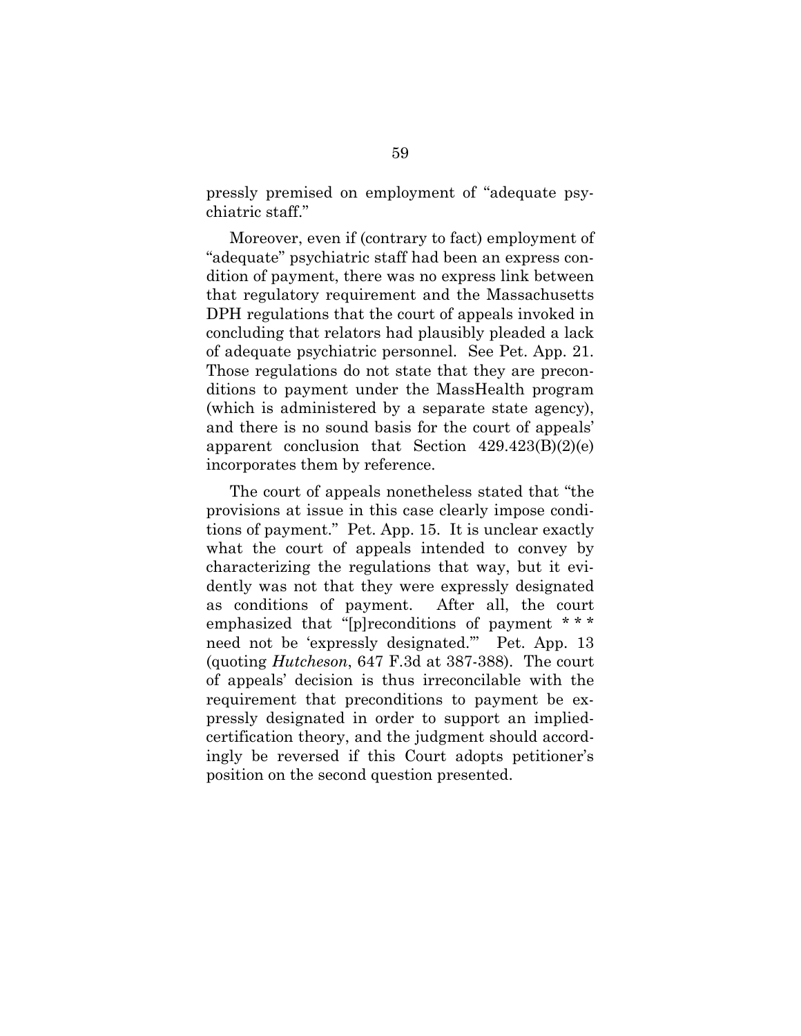pressly premised on employment of "adequate psychiatric staff."

Moreover, even if (contrary to fact) employment of "adequate" psychiatric staff had been an express condition of payment, there was no express link between that regulatory requirement and the Massachusetts DPH regulations that the court of appeals invoked in concluding that relators had plausibly pleaded a lack of adequate psychiatric personnel. See Pet. App. 21. Those regulations do not state that they are preconditions to payment under the MassHealth program (which is administered by a separate state agency), and there is no sound basis for the court of appeals' apparent conclusion that Section 429.423(B)(2)(e) incorporates them by reference.

The court of appeals nonetheless stated that "the provisions at issue in this case clearly impose conditions of payment." Pet. App. 15. It is unclear exactly what the court of appeals intended to convey by characterizing the regulations that way, but it evidently was not that they were expressly designated as conditions of payment. After all, the court emphasized that "[p]reconditions of payment * * * need not be 'expressly designated.'" Pet. App. 13 (quoting *Hutcheson*, 647 F.3d at 387-388). The court of appeals' decision is thus irreconcilable with the requirement that preconditions to payment be expressly designated in order to support an implied-certification theory, and the judgment should accordingly be reversed if this Court adopts petitioner's position on the second question presented.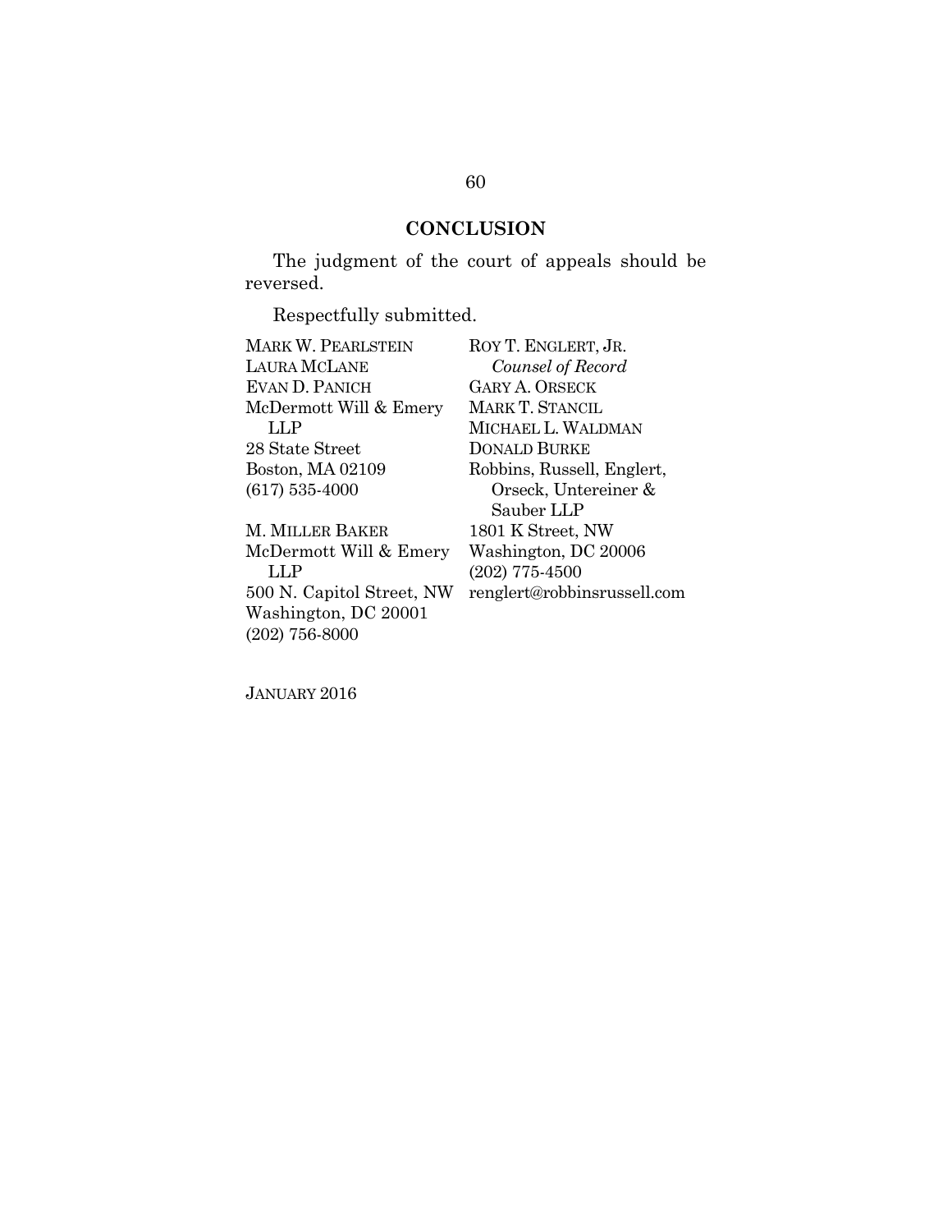## CONCLUSION

The judgment of the court of appeals should be reversed.

Respectfully submitted.

MARK W. PEARLSTEIN
LAURA MCLANE
EVAN D. PANICH
McDermott Will & Emery LLP
28 State Street
Boston, MA 02109
(617) 535-4000

M. MILLER BAKER
McDermott Will & Emery LLP
500 N. Capitol Street, NW
Washington, DC 20001
(202) 756-8000

ROY T. ENGLERT, JR.
*Counsel of Record*
GARY A. ORSECK
MARK T. STANCIL
MICHAEL L. WALDMAN
DONALD BURKE
Robbins, Russell, Englert, Orseck, Untereiner & Sauber LLP
1801 K Street, NW
Washington, DC 20006
(202) 775-4500
renglert@robbinsrussell.com

JANUARY 2016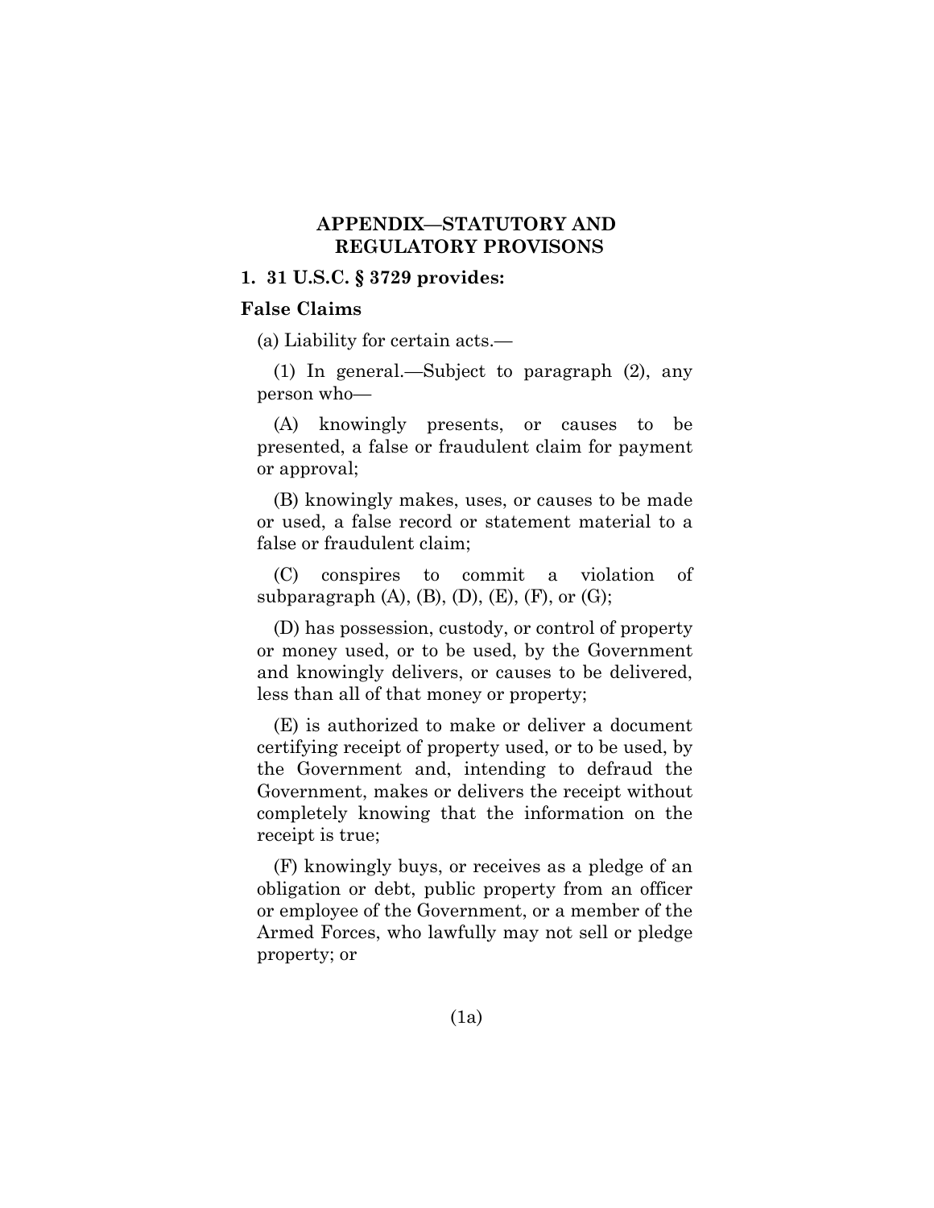## APPENDIX—STATUTORY AND REGULATORY PROVISONS

### 1. 31 U.S.C. § 3729 provides:

**False Claims**

(a) Liability for certain acts.—

(1) In general.—Subject to paragraph (2), any person who—

(A) knowingly presents, or causes to be presented, a false or fraudulent claim for payment or approval;

(B) knowingly makes, uses, or causes to be made or used, a false record or statement material to a false or fraudulent claim;

(C) conspires to commit a violation of subparagraph (A), (B), (D), (E), (F), or (G);

(D) has possession, custody, or control of property or money used, or to be used, by the Government and knowingly delivers, or causes to be delivered, less than all of that money or property;

(E) is authorized to make or deliver a document certifying receipt of property used, or to be used, by the Government and, intending to defraud the Government, makes or delivers the receipt without completely knowing that the information on the receipt is true;

(F) knowingly buys, or receives as a pledge of an obligation or debt, public property from an officer or employee of the Government, or a member of the Armed Forces, who lawfully may not sell or pledge property; or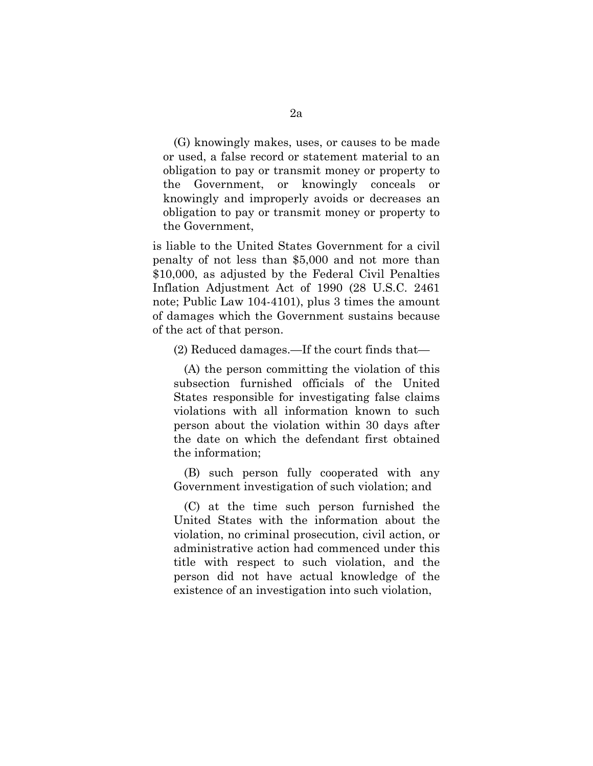(G) knowingly makes, uses, or causes to be made or used, a false record or statement material to an obligation to pay or transmit money or property to the Government, or knowingly conceals or knowingly and improperly avoids or decreases an obligation to pay or transmit money or property to the Government,

is liable to the United States Government for a civil penalty of not less than $5,000 and not more than $10,000, as adjusted by the Federal Civil Penalties Inflation Adjustment Act of 1990 (28 U.S.C. 2461 note; Public Law 104-4101), plus 3 times the amount of damages which the Government sustains because of the act of that person.

(2) Reduced damages.—If the court finds that—

(A) the person committing the violation of this subsection furnished officials of the United States responsible for investigating false claims violations with all information known to such person about the violation within 30 days after the date on which the defendant first obtained the information;

(B) such person fully cooperated with any Government investigation of such violation; and

(C) at the time such person furnished the United States with the information about the violation, no criminal prosecution, civil action, or administrative action had commenced under this title with respect to such violation, and the person did not have actual knowledge of the existence of an investigation into such violation,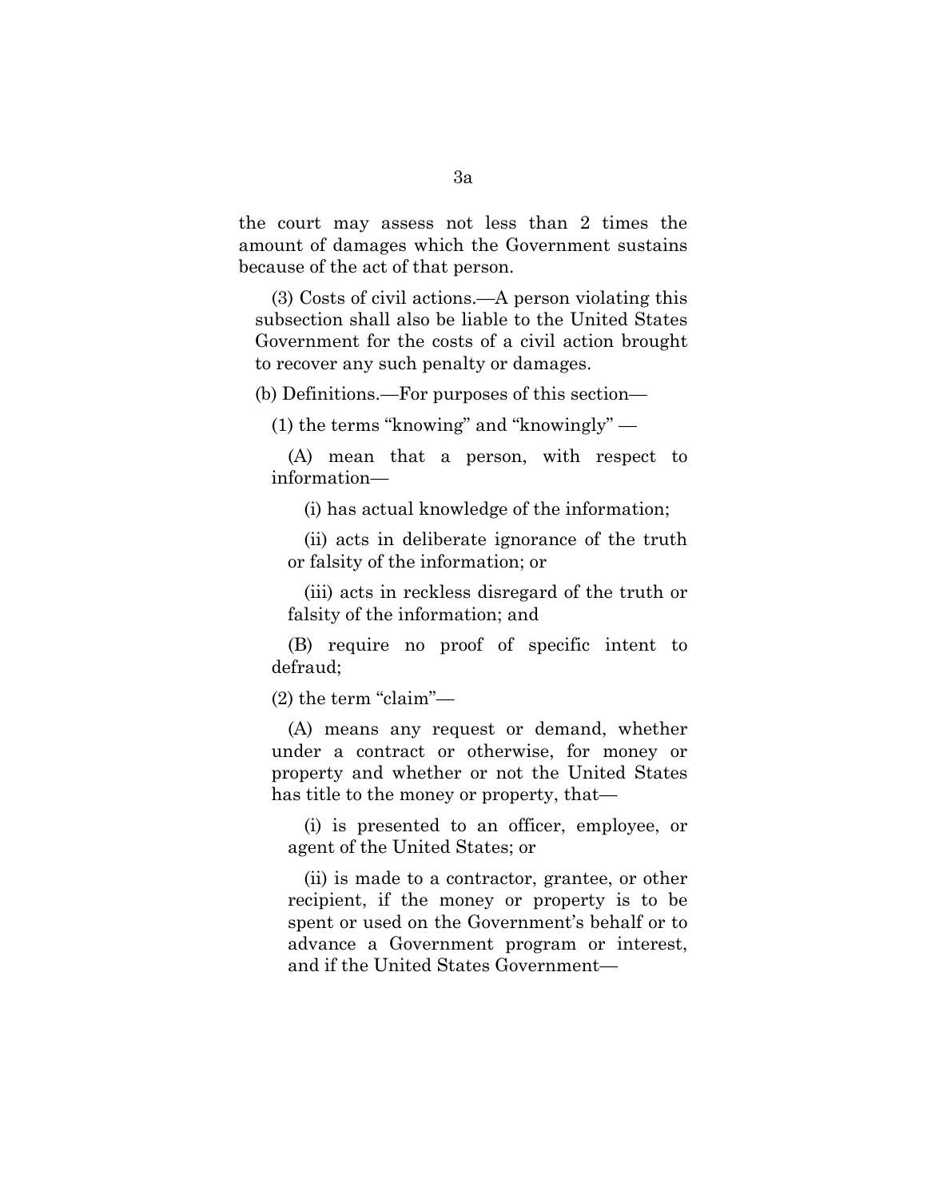the court may assess not less than 2 times the amount of damages which the Government sustains because of the act of that person.

(3) Costs of civil actions.—A person violating this subsection shall also be liable to the United States Government for the costs of a civil action brought to recover any such penalty or damages.

(b) Definitions.—For purposes of this section—

(1) the terms "knowing" and "knowingly" —

(A) mean that a person, with respect to information—

(i) has actual knowledge of the information;

(ii) acts in deliberate ignorance of the truth or falsity of the information; or

(iii) acts in reckless disregard of the truth or falsity of the information; and

(B) require no proof of specific intent to defraud;

(2) the term "claim"—

(A) means any request or demand, whether under a contract or otherwise, for money or property and whether or not the United States has title to the money or property, that—

(i) is presented to an officer, employee, or agent of the United States; or

(ii) is made to a contractor, grantee, or other recipient, if the money or property is to be spent or used on the Government's behalf or to advance a Government program or interest, and if the United States Government—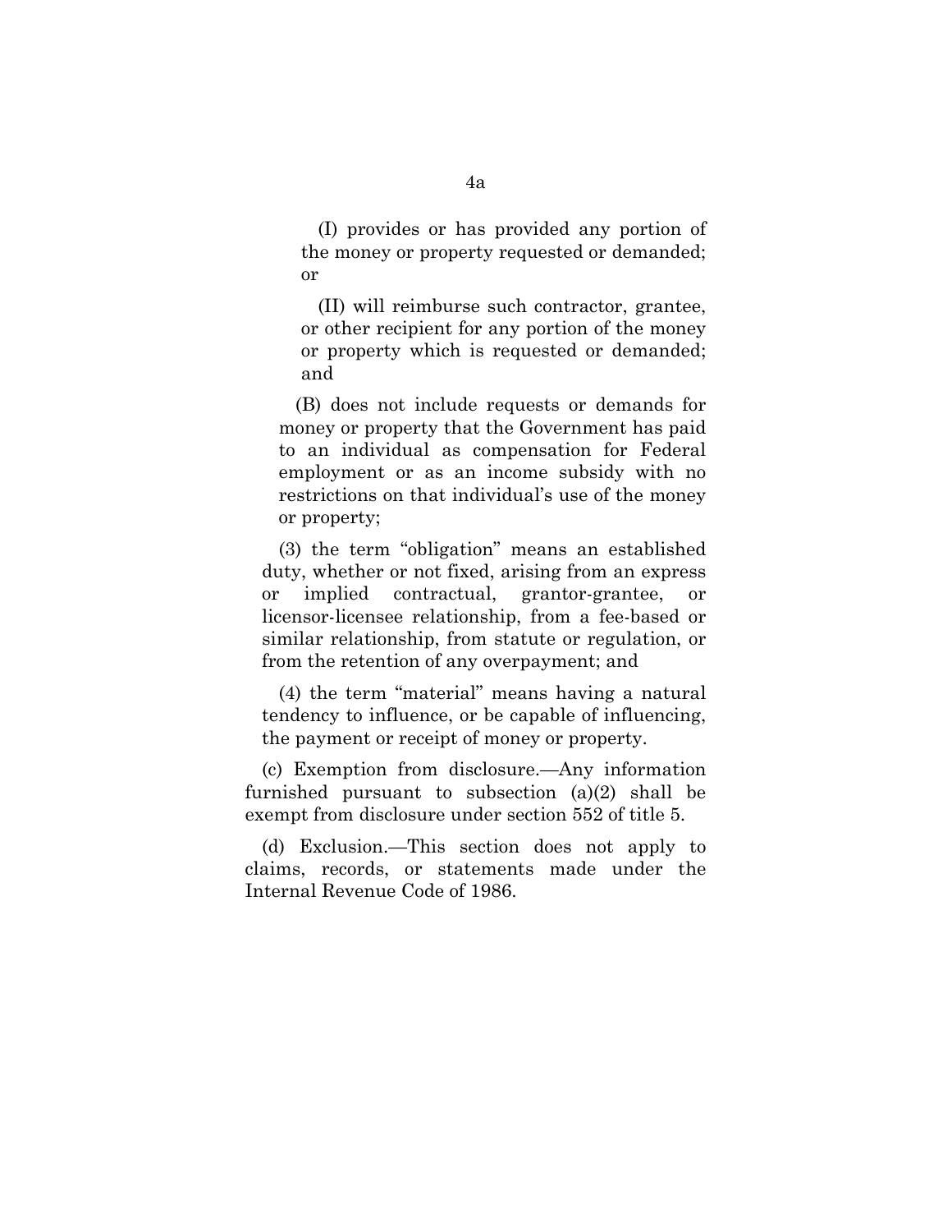(I) provides or has provided any portion of the money or property requested or demanded; or

(II) will reimburse such contractor, grantee, or other recipient for any portion of the money or property which is requested or demanded; and

(B) does not include requests or demands for money or property that the Government has paid to an individual as compensation for Federal employment or as an income subsidy with no restrictions on that individual's use of the money or property;

(3) the term "obligation" means an established duty, whether or not fixed, arising from an express or implied contractual, grantor-grantee, or licensor-licensee relationship, from a fee-based or similar relationship, from statute or regulation, or from the retention of any overpayment; and

(4) the term "material" means having a natural tendency to influence, or be capable of influencing, the payment or receipt of money or property.

(c) Exemption from disclosure.—Any information furnished pursuant to subsection (a)(2) shall be exempt from disclosure under section 552 of title 5.

(d) Exclusion.—This section does not apply to claims, records, or statements made under the Internal Revenue Code of 1986.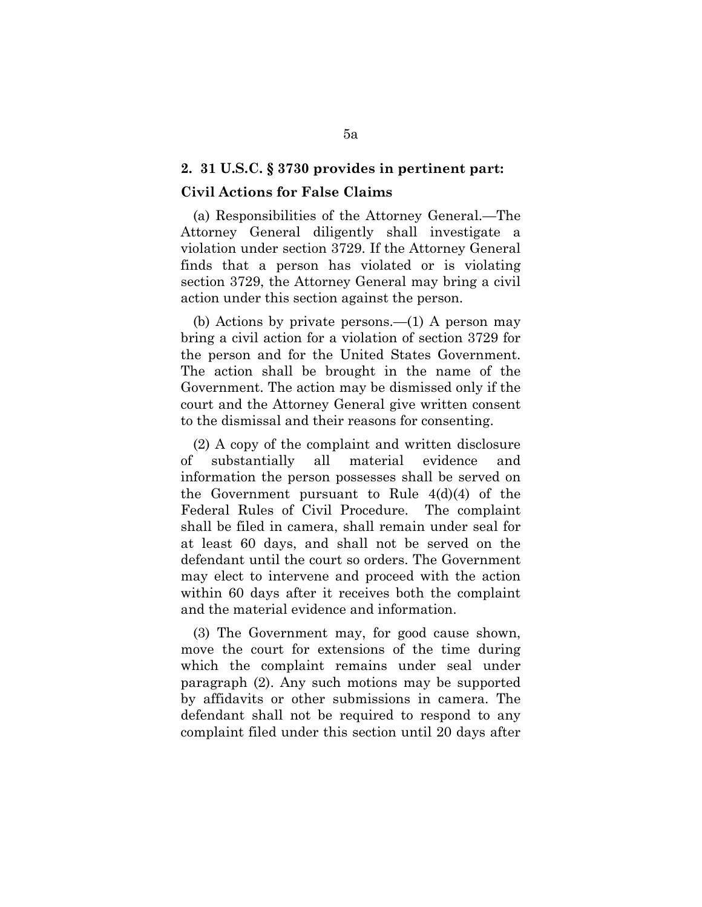**2. 31 U.S.C. § 3730 provides in pertinent part:**

**Civil Actions for False Claims**

(a) Responsibilities of the Attorney General.—The Attorney General diligently shall investigate a violation under section 3729. If the Attorney General finds that a person has violated or is violating section 3729, the Attorney General may bring a civil action under this section against the person.

(b) Actions by private persons.—(1) A person may bring a civil action for a violation of section 3729 for the person and for the United States Government. The action shall be brought in the name of the Government. The action may be dismissed only if the court and the Attorney General give written consent to the dismissal and their reasons for consenting.

(2) A copy of the complaint and written disclosure of substantially all material evidence and information the person possesses shall be served on the Government pursuant to Rule 4(d)(4) of the Federal Rules of Civil Procedure. The complaint shall be filed in camera, shall remain under seal for at least 60 days, and shall not be served on the defendant until the court so orders. The Government may elect to intervene and proceed with the action within 60 days after it receives both the complaint and the material evidence and information.

(3) The Government may, for good cause shown, move the court for extensions of the time during which the complaint remains under seal under paragraph (2). Any such motions may be supported by affidavits or other submissions in camera. The defendant shall not be required to respond to any complaint filed under this section until 20 days after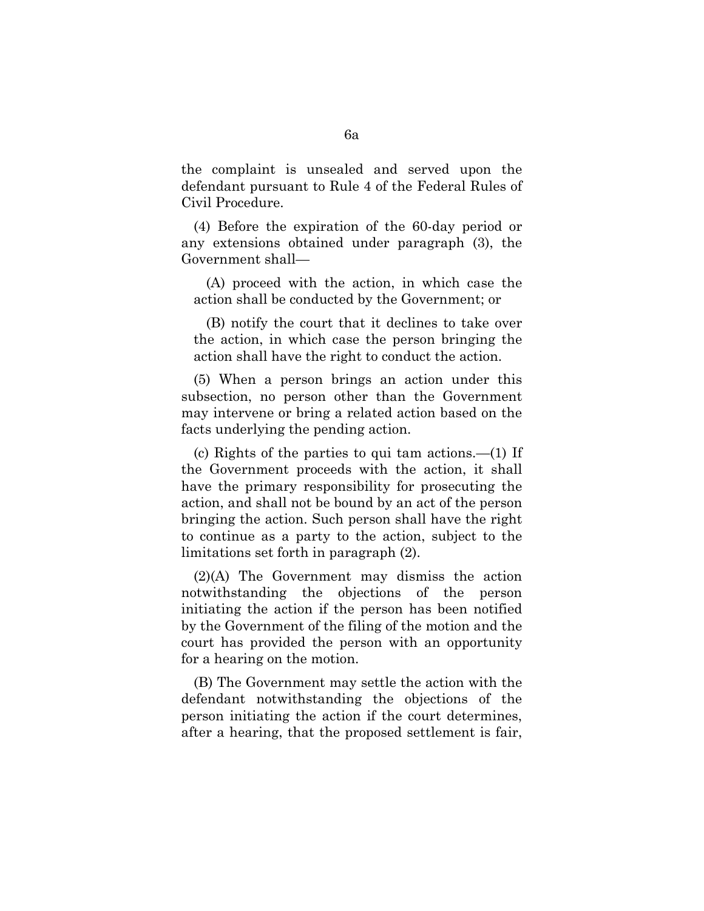the complaint is unsealed and served upon the defendant pursuant to Rule 4 of the Federal Rules of Civil Procedure.

(4) Before the expiration of the 60-day period or any extensions obtained under paragraph (3), the Government shall—

(A) proceed with the action, in which case the action shall be conducted by the Government; or

(B) notify the court that it declines to take over the action, in which case the person bringing the action shall have the right to conduct the action.

(5) When a person brings an action under this subsection, no person other than the Government may intervene or bring a related action based on the facts underlying the pending action.

(c) Rights of the parties to qui tam actions.—(1) If the Government proceeds with the action, it shall have the primary responsibility for prosecuting the action, and shall not be bound by an act of the person bringing the action. Such person shall have the right to continue as a party to the action, subject to the limitations set forth in paragraph (2).

(2)(A) The Government may dismiss the action notwithstanding the objections of the person initiating the action if the person has been notified by the Government of the filing of the motion and the court has provided the person with an opportunity for a hearing on the motion.

(B) The Government may settle the action with the defendant notwithstanding the objections of the person initiating the action if the court determines, after a hearing, that the proposed settlement is fair,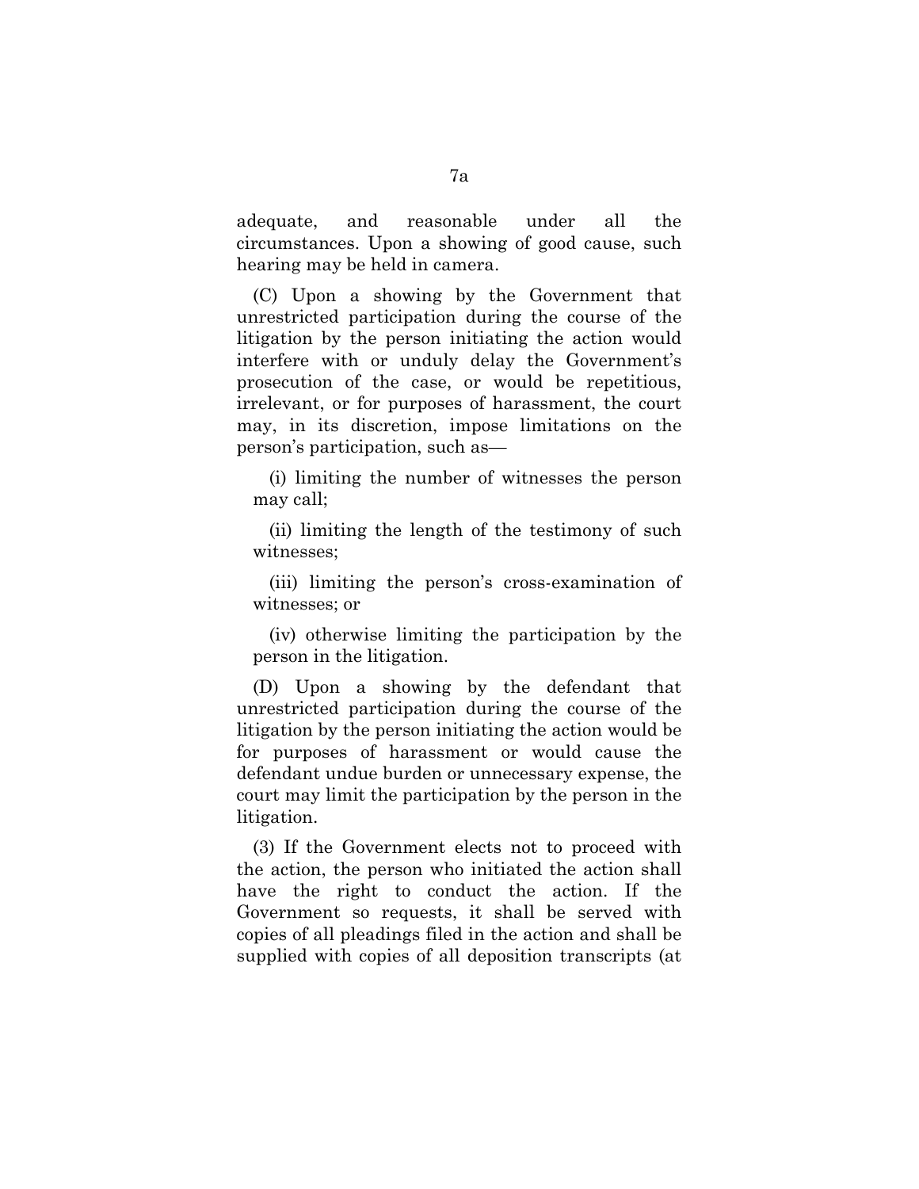adequate, and reasonable under all the circumstances. Upon a showing of good cause, such hearing may be held in camera.

(C) Upon a showing by the Government that unrestricted participation during the course of the litigation by the person initiating the action would interfere with or unduly delay the Government's prosecution of the case, or would be repetitious, irrelevant, or for purposes of harassment, the court may, in its discretion, impose limitations on the person's participation, such as—

(i) limiting the number of witnesses the person may call;

(ii) limiting the length of the testimony of such witnesses;

(iii) limiting the person's cross-examination of witnesses; or

(iv) otherwise limiting the participation by the person in the litigation.

(D) Upon a showing by the defendant that unrestricted participation during the course of the litigation by the person initiating the action would be for purposes of harassment or would cause the defendant undue burden or unnecessary expense, the court may limit the participation by the person in the litigation.

(3) If the Government elects not to proceed with the action, the person who initiated the action shall have the right to conduct the action. If the Government so requests, it shall be served with copies of all pleadings filed in the action and shall be supplied with copies of all deposition transcripts (at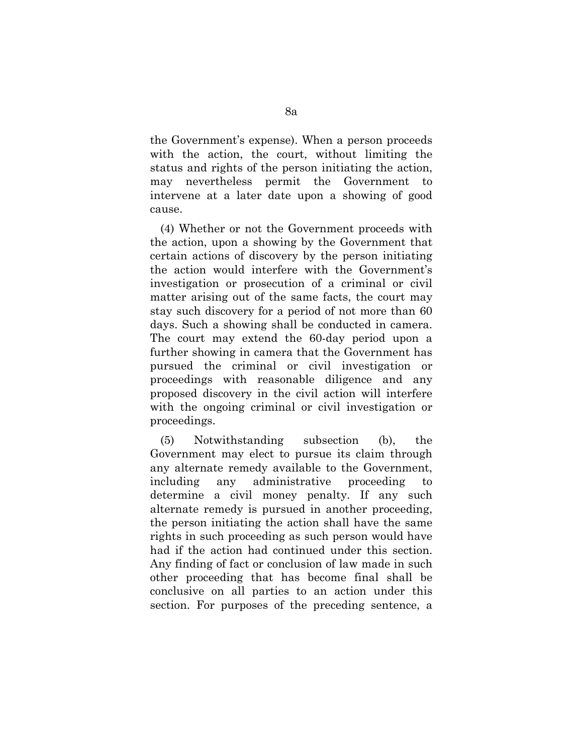the Government's expense). When a person proceeds with the action, the court, without limiting the status and rights of the person initiating the action, may nevertheless permit the Government to intervene at a later date upon a showing of good cause.

(4) Whether or not the Government proceeds with the action, upon a showing by the Government that certain actions of discovery by the person initiating the action would interfere with the Government's investigation or prosecution of a criminal or civil matter arising out of the same facts, the court may stay such discovery for a period of not more than 60 days. Such a showing shall be conducted in camera. The court may extend the 60-day period upon a further showing in camera that the Government has pursued the criminal or civil investigation or proceedings with reasonable diligence and any proposed discovery in the civil action will interfere with the ongoing criminal or civil investigation or proceedings.

(5) Notwithstanding subsection (b), the Government may elect to pursue its claim through any alternate remedy available to the Government, including any administrative proceeding to determine a civil money penalty. If any such alternate remedy is pursued in another proceeding, the person initiating the action shall have the same rights in such proceeding as such person would have had if the action had continued under this section. Any finding of fact or conclusion of law made in such other proceeding that has become final shall be conclusive on all parties to an action under this section. For purposes of the preceding sentence, a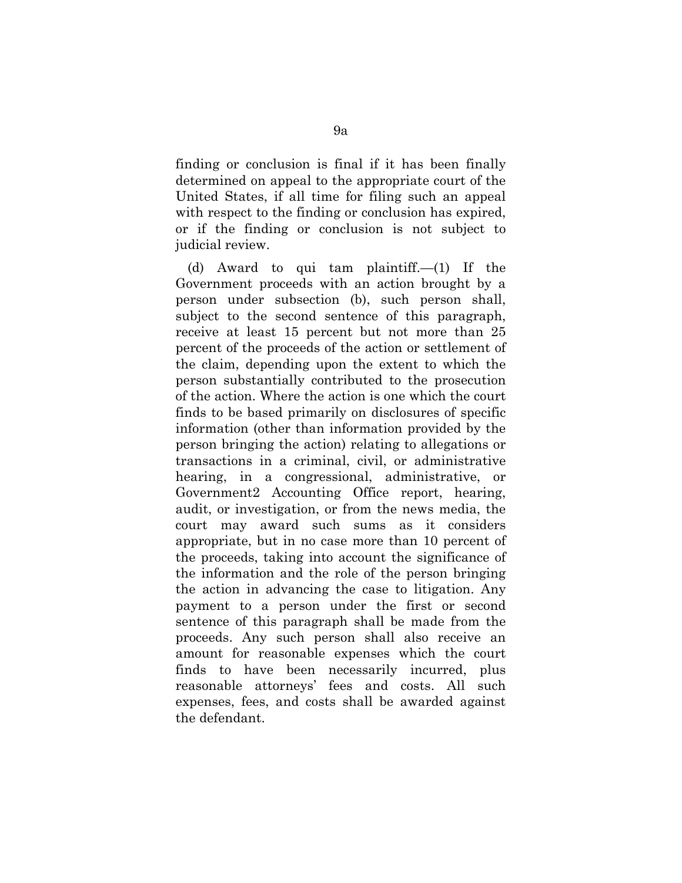finding or conclusion is final if it has been finally determined on appeal to the appropriate court of the United States, if all time for filing such an appeal with respect to the finding or conclusion has expired, or if the finding or conclusion is not subject to judicial review.

(d) Award to qui tam plaintiff.—(1) If the Government proceeds with an action brought by a person under subsection (b), such person shall, subject to the second sentence of this paragraph, receive at least 15 percent but not more than 25 percent of the proceeds of the action or settlement of the claim, depending upon the extent to which the person substantially contributed to the prosecution of the action. Where the action is one which the court finds to be based primarily on disclosures of specific information (other than information provided by the person bringing the action) relating to allegations or transactions in a criminal, civil, or administrative hearing, in a congressional, administrative, or Government2 Accounting Office report, hearing, audit, or investigation, or from the news media, the court may award such sums as it considers appropriate, but in no case more than 10 percent of the proceeds, taking into account the significance of the information and the role of the person bringing the action in advancing the case to litigation. Any payment to a person under the first or second sentence of this paragraph shall be made from the proceeds. Any such person shall also receive an amount for reasonable expenses which the court finds to have been necessarily incurred, plus reasonable attorneys' fees and costs. All such expenses, fees, and costs shall be awarded against the defendant.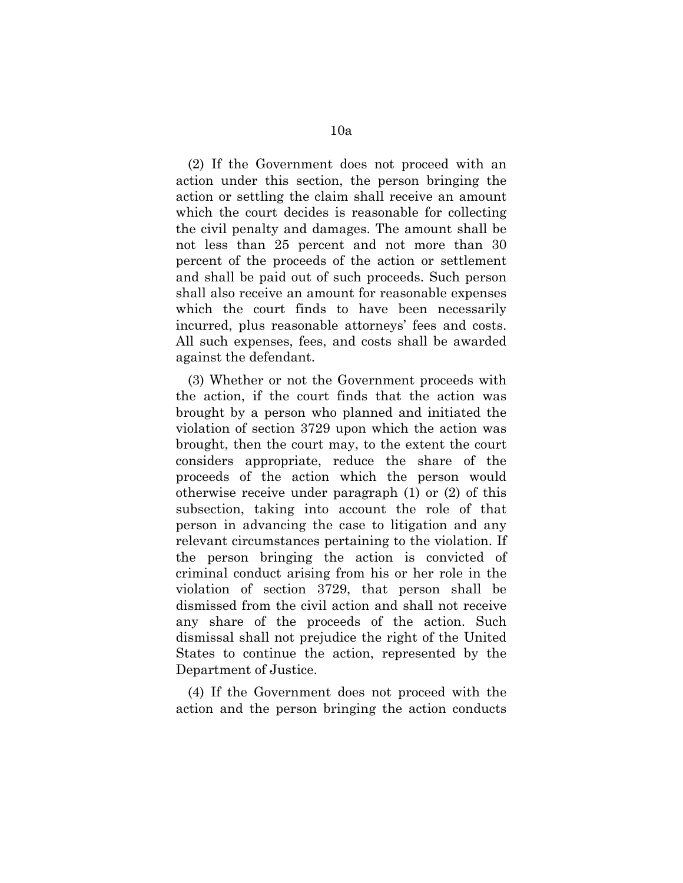(2) If the Government does not proceed with an action under this section, the person bringing the action or settling the claim shall receive an amount which the court decides is reasonable for collecting the civil penalty and damages. The amount shall be not less than 25 percent and not more than 30 percent of the proceeds of the action or settlement and shall be paid out of such proceeds. Such person shall also receive an amount for reasonable expenses which the court finds to have been necessarily incurred, plus reasonable attorneys' fees and costs. All such expenses, fees, and costs shall be awarded against the defendant.

(3) Whether or not the Government proceeds with the action, if the court finds that the action was brought by a person who planned and initiated the violation of section 3729 upon which the action was brought, then the court may, to the extent the court considers appropriate, reduce the share of the proceeds of the action which the person would otherwise receive under paragraph (1) or (2) of this subsection, taking into account the role of that person in advancing the case to litigation and any relevant circumstances pertaining to the violation. If the person bringing the action is convicted of criminal conduct arising from his or her role in the violation of section 3729, that person shall be dismissed from the civil action and shall not receive any share of the proceeds of the action. Such dismissal shall not prejudice the right of the United States to continue the action, represented by the Department of Justice.

(4) If the Government does not proceed with the action and the person bringing the action conducts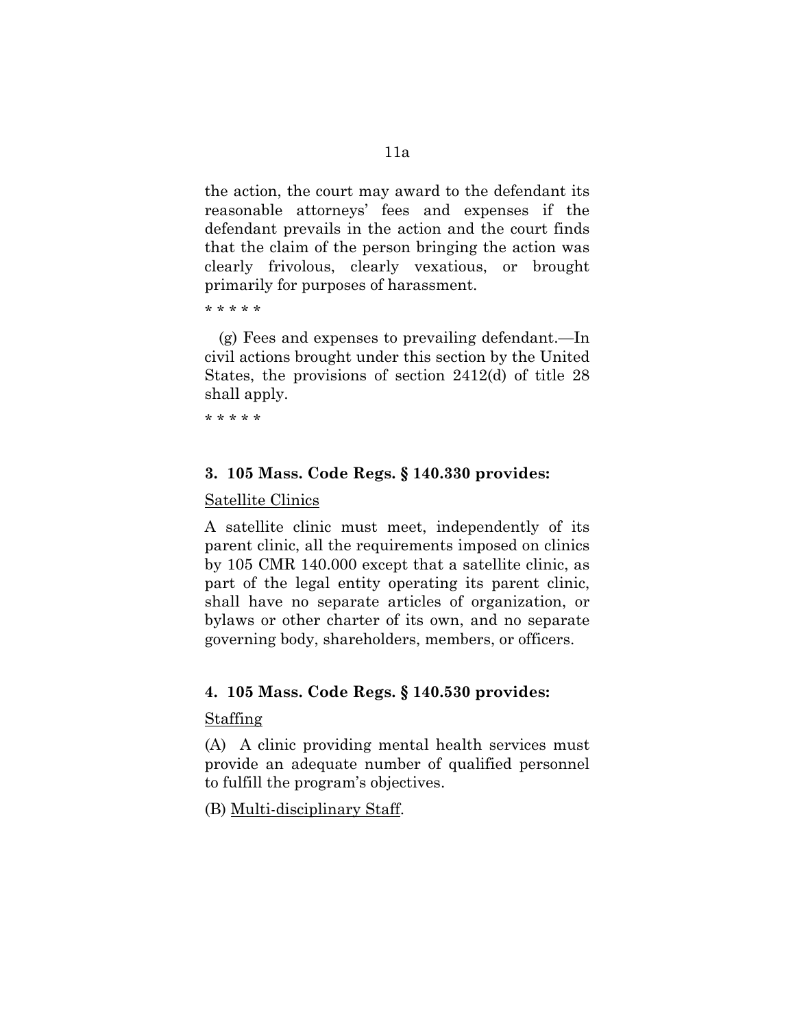the action, the court may award to the defendant its reasonable attorneys' fees and expenses if the defendant prevails in the action and the court finds that the claim of the person bringing the action was clearly frivolous, clearly vexatious, or brought primarily for purposes of harassment.

* * * * *

(g) Fees and expenses to prevailing defendant.—In civil actions brought under this section by the United States, the provisions of section 2412(d) of title 28 shall apply.

* * * * *

### 3. 105 Mass. Code Regs. § 140.330 provides:

Satellite Clinics

A satellite clinic must meet, independently of its parent clinic, all the requirements imposed on clinics by 105 CMR 140.000 except that a satellite clinic, as part of the legal entity operating its parent clinic, shall have no separate articles of organization, or bylaws or other charter of its own, and no separate governing body, shareholders, members, or officers.

### 4. 105 Mass. Code Regs. § 140.530 provides:

Staffing

(A) A clinic providing mental health services must provide an adequate number of qualified personnel to fulfill the program's objectives.

(B) Multi-disciplinary Staff.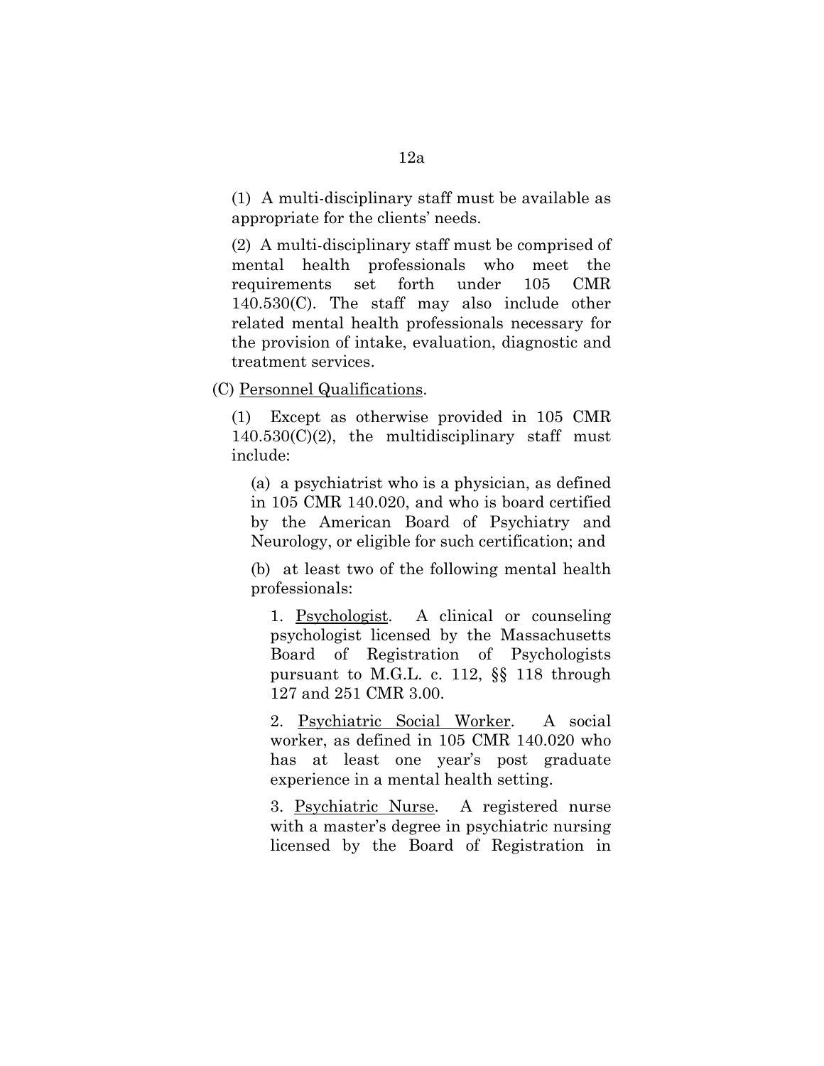(1) A multi-disciplinary staff must be available as appropriate for the clients' needs.

(2) A multi-disciplinary staff must be comprised of mental health professionals who meet the requirements set forth under 105 CMR 140.530(C). The staff may also include other related mental health professionals necessary for the provision of intake, evaluation, diagnostic and treatment services.

(C) Personnel Qualifications.

(1) Except as otherwise provided in 105 CMR 140.530(C)(2), the multidisciplinary staff must include:

(a) a psychiatrist who is a physician, as defined in 105 CMR 140.020, and who is board certified by the American Board of Psychiatry and Neurology, or eligible for such certification; and

(b) at least two of the following mental health professionals:

1. Psychologist. A clinical or counseling psychologist licensed by the Massachusetts Board of Registration of Psychologists pursuant to M.G.L. c. 112, §§ 118 through 127 and 251 CMR 3.00.

2. Psychiatric Social Worker. A social worker, as defined in 105 CMR 140.020 who has at least one year's post graduate experience in a mental health setting.

3. Psychiatric Nurse. A registered nurse with a master's degree in psychiatric nursing licensed by the Board of Registration in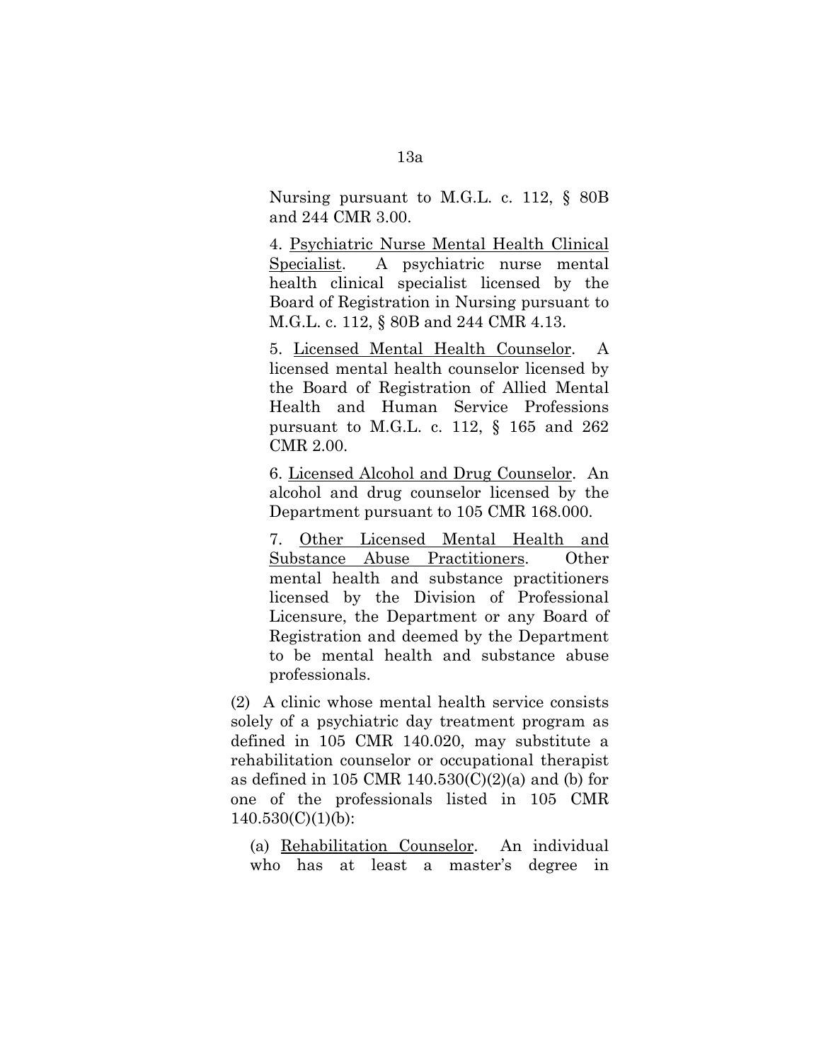Nursing pursuant to M.G.L. c. 112, § 80B and 244 CMR 3.00.

4. Psychiatric Nurse Mental Health Clinical Specialist. A psychiatric nurse mental health clinical specialist licensed by the Board of Registration in Nursing pursuant to M.G.L. c. 112, § 80B and 244 CMR 4.13.

5. Licensed Mental Health Counselor. A licensed mental health counselor licensed by the Board of Registration of Allied Mental Health and Human Service Professions pursuant to M.G.L. c. 112, § 165 and 262 CMR 2.00.

6. Licensed Alcohol and Drug Counselor. An alcohol and drug counselor licensed by the Department pursuant to 105 CMR 168.000.

7. Other Licensed Mental Health and Substance Abuse Practitioners. Other mental health and substance practitioners licensed by the Division of Professional Licensure, the Department or any Board of Registration and deemed by the Department to be mental health and substance abuse professionals.

(2) A clinic whose mental health service consists solely of a psychiatric day treatment program as defined in 105 CMR 140.020, may substitute a rehabilitation counselor or occupational therapist as defined in 105 CMR 140.530(C)(2)(a) and (b) for one of the professionals listed in 105 CMR 140.530(C)(1)(b):

(a) Rehabilitation Counselor. An individual who has at least a master's degree in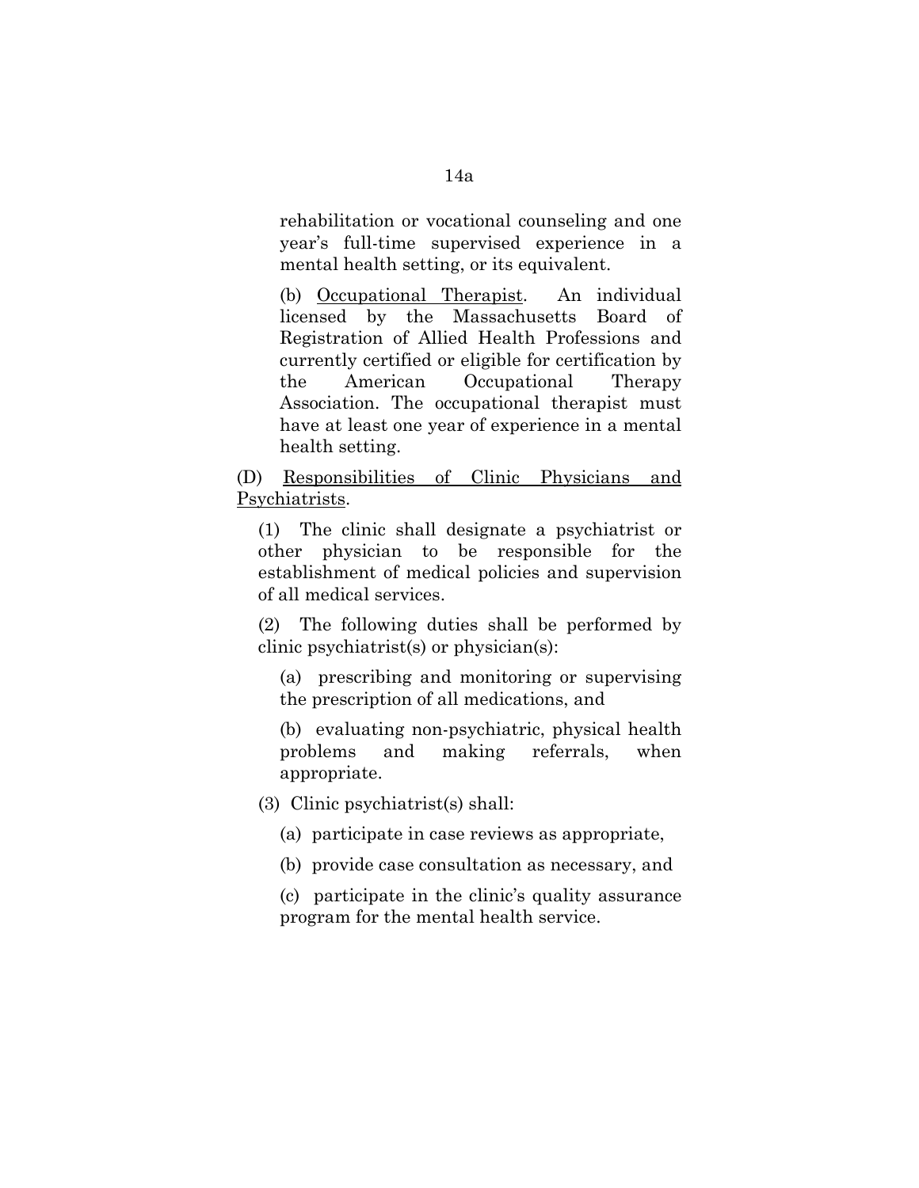rehabilitation or vocational counseling and one year's full-time supervised experience in a mental health setting, or its equivalent.

(b) Occupational Therapist. An individual licensed by the Massachusetts Board of Registration of Allied Health Professions and currently certified or eligible for certification by the American Occupational Therapy Association. The occupational therapist must have at least one year of experience in a mental health setting.

(D) Responsibilities of Clinic Physicians and Psychiatrists.

(1) The clinic shall designate a psychiatrist or other physician to be responsible for the establishment of medical policies and supervision of all medical services.

(2) The following duties shall be performed by clinic psychiatrist(s) or physician(s):

(a) prescribing and monitoring or supervising the prescription of all medications, and

(b) evaluating non-psychiatric, physical health problems and making referrals, when appropriate.

(3) Clinic psychiatrist(s) shall:

(a) participate in case reviews as appropriate,

(b) provide case consultation as necessary, and

(c) participate in the clinic's quality assurance program for the mental health service.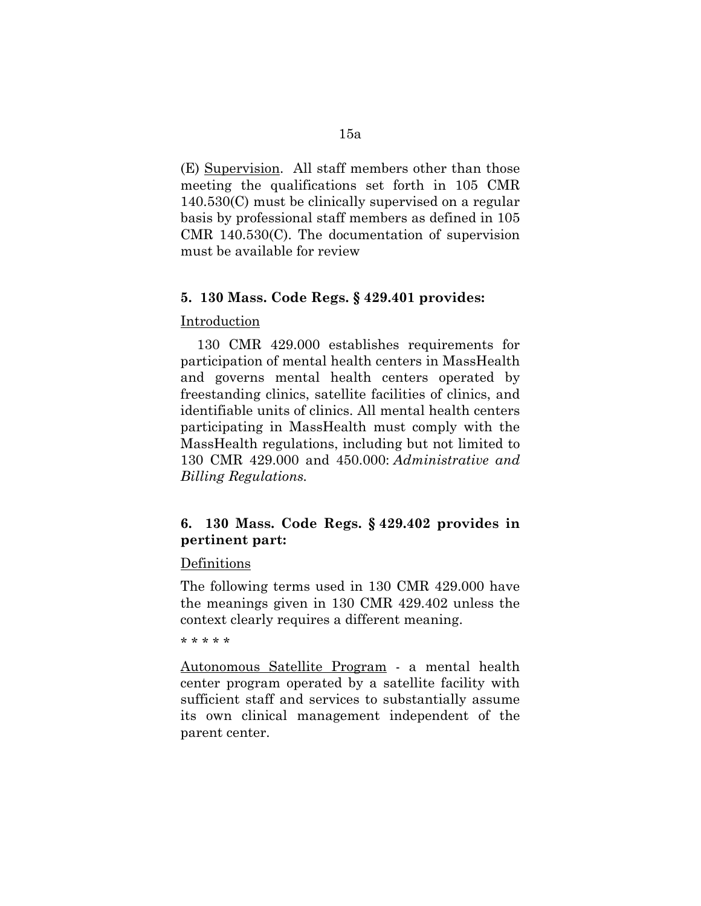(E) Supervision. All staff members other than those meeting the qualifications set forth in 105 CMR 140.530(C) must be clinically supervised on a regular basis by professional staff members as defined in 105 CMR 140.530(C). The documentation of supervision must be available for review

**5. 130 Mass. Code Regs. § 429.401 provides:**

Introduction

130 CMR 429.000 establishes requirements for participation of mental health centers in MassHealth and governs mental health centers operated by freestanding clinics, satellite facilities of clinics, and identifiable units of clinics. All mental health centers participating in MassHealth must comply with the MassHealth regulations, including but not limited to 130 CMR 429.000 and 450.000: *Administrative and Billing Regulations.*

**6. 130 Mass. Code Regs. § 429.402 provides in pertinent part:**

Definitions

The following terms used in 130 CMR 429.000 have the meanings given in 130 CMR 429.402 unless the context clearly requires a different meaning.

* * * * *

Autonomous Satellite Program - a mental health center program operated by a satellite facility with sufficient staff and services to substantially assume its own clinical management independent of the parent center.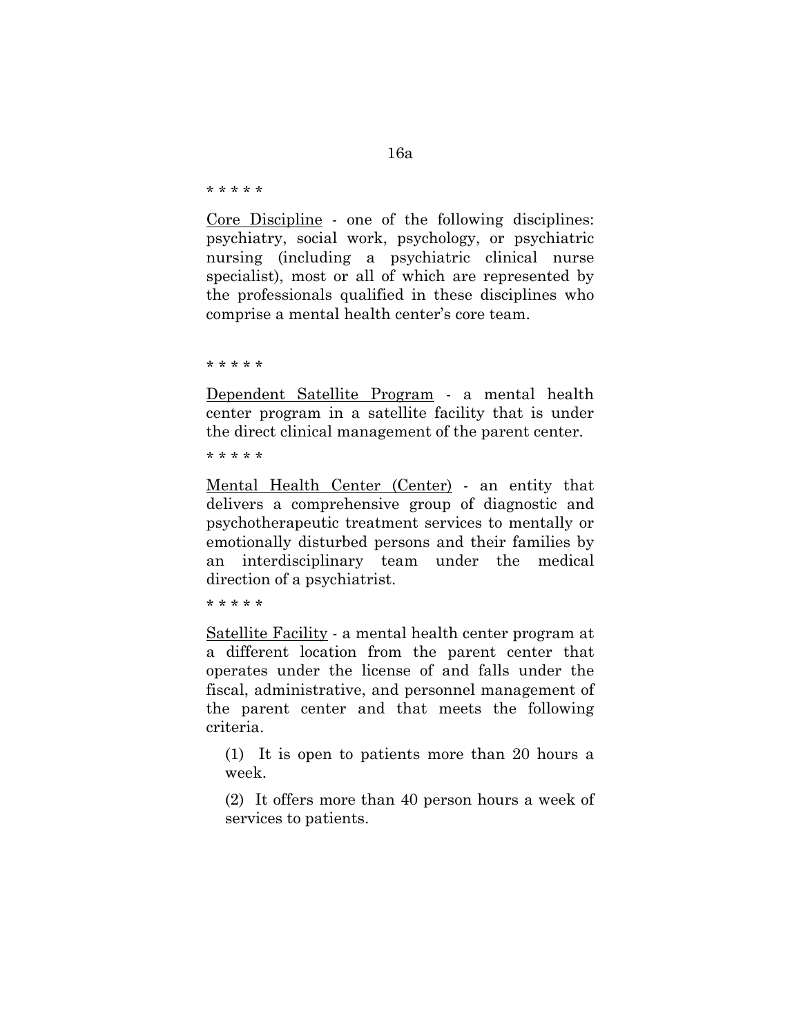\* \* \* \* \*

<u>Core Discipline</u> - one of the following disciplines: psychiatry, social work, psychology, or psychiatric nursing (including a psychiatric clinical nurse specialist), most or all of which are represented by the professionals qualified in these disciplines who comprise a mental health center's core team.

\* \* \* \* \*

<u>Dependent Satellite Program</u> - a mental health center program in a satellite facility that is under the direct clinical management of the parent center.

\* \* \* \* \*

<u>Mental Health Center (Center)</u> - an entity that delivers a comprehensive group of diagnostic and psychotherapeutic treatment services to mentally or emotionally disturbed persons and their families by an interdisciplinary team under the medical direction of a psychiatrist.

\* \* \* \* \*

<u>Satellite Facility</u> - a mental health center program at a different location from the parent center that operates under the license of and falls under the fiscal, administrative, and personnel management of the parent center and that meets the following criteria.

(1) It is open to patients more than 20 hours a week.

(2) It offers more than 40 person hours a week of services to patients.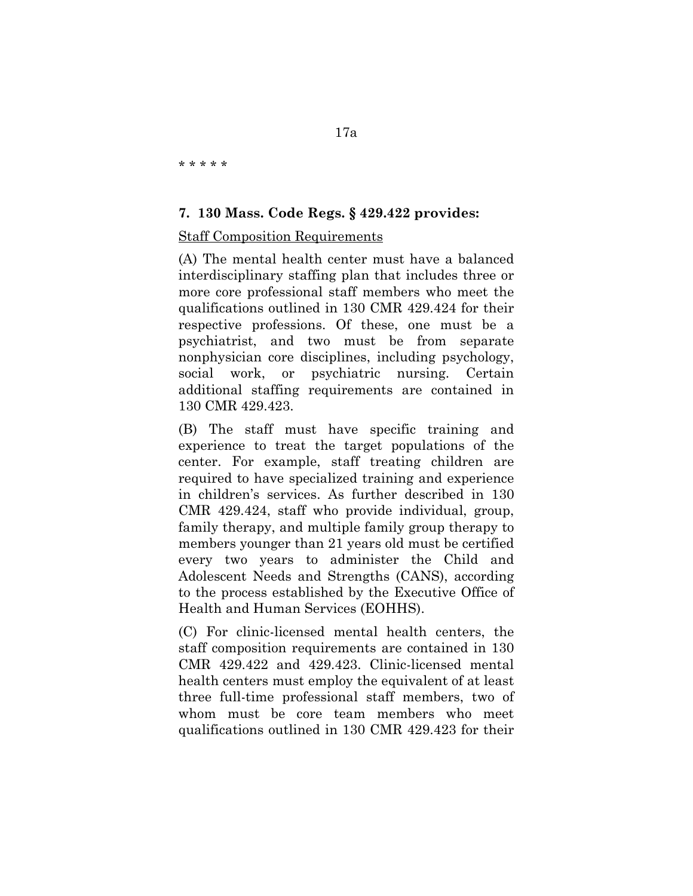* * * * *

**7. 130 Mass. Code Regs. § 429.422 provides:**

Staff Composition Requirements

(A) The mental health center must have a balanced interdisciplinary staffing plan that includes three or more core professional staff members who meet the qualifications outlined in 130 CMR 429.424 for their respective professions. Of these, one must be a psychiatrist, and two must be from separate nonphysician core disciplines, including psychology, social work, or psychiatric nursing. Certain additional staffing requirements are contained in 130 CMR 429.423.

(B) The staff must have specific training and experience to treat the target populations of the center. For example, staff treating children are required to have specialized training and experience in children's services. As further described in 130 CMR 429.424, staff who provide individual, group, family therapy, and multiple family group therapy to members younger than 21 years old must be certified every two years to administer the Child and Adolescent Needs and Strengths (CANS), according to the process established by the Executive Office of Health and Human Services (EOHHS).

(C) For clinic-licensed mental health centers, the staff composition requirements are contained in 130 CMR 429.422 and 429.423. Clinic-licensed mental health centers must employ the equivalent of at least three full-time professional staff members, two of whom must be core team members who meet qualifications outlined in 130 CMR 429.423 for their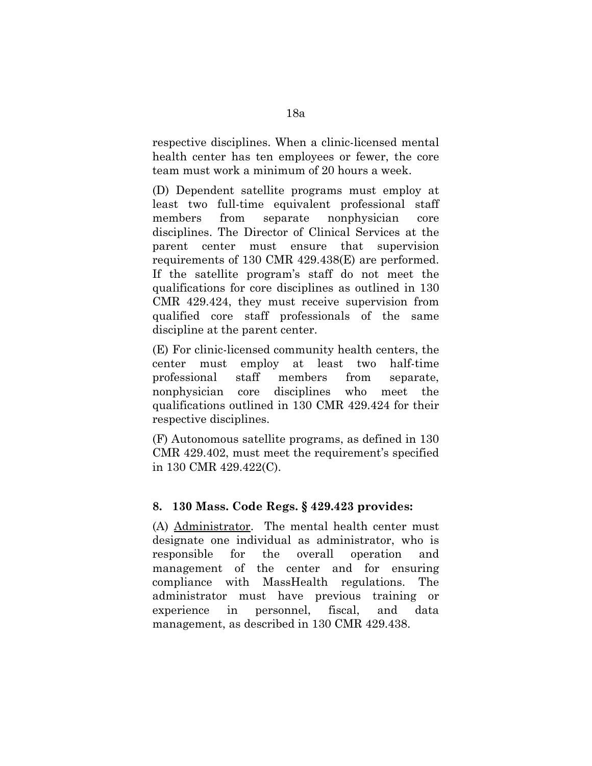respective disciplines. When a clinic-licensed mental health center has ten employees or fewer, the core team must work a minimum of 20 hours a week.

(D) Dependent satellite programs must employ at least two full-time equivalent professional staff members from separate nonphysician core disciplines. The Director of Clinical Services at the parent center must ensure that supervision requirements of 130 CMR 429.438(E) are performed. If the satellite program's staff do not meet the qualifications for core disciplines as outlined in 130 CMR 429.424, they must receive supervision from qualified core staff professionals of the same discipline at the parent center.

(E) For clinic-licensed community health centers, the center must employ at least two half-time professional staff members from separate, nonphysician core disciplines who meet the qualifications outlined in 130 CMR 429.424 for their respective disciplines.

(F) Autonomous satellite programs, as defined in 130 CMR 429.402, must meet the requirement's specified in 130 CMR 429.422(C).

**8. 130 Mass. Code Regs. § 429.423 provides:**

(A) Administrator. The mental health center must designate one individual as administrator, who is responsible for the overall operation and management of the center and for ensuring compliance with MassHealth regulations. The administrator must have previous training or experience in personnel, fiscal, and data management, as described in 130 CMR 429.438.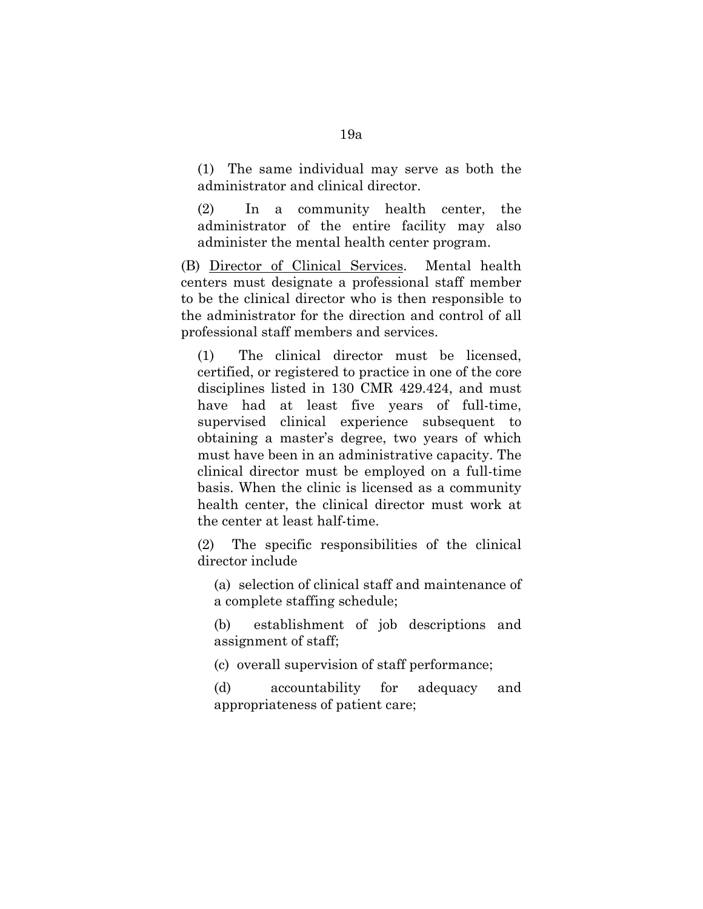(1) The same individual may serve as both the administrator and clinical director.

(2) In a community health center, the administrator of the entire facility may also administer the mental health center program.

(B) Director of Clinical Services. Mental health centers must designate a professional staff member to be the clinical director who is then responsible to the administrator for the direction and control of all professional staff members and services.

(1) The clinical director must be licensed, certified, or registered to practice in one of the core disciplines listed in 130 CMR 429.424, and must have had at least five years of full-time, supervised clinical experience subsequent to obtaining a master's degree, two years of which must have been in an administrative capacity. The clinical director must be employed on a full-time basis. When the clinic is licensed as a community health center, the clinical director must work at the center at least half-time.

(2) The specific responsibilities of the clinical director include

(a) selection of clinical staff and maintenance of a complete staffing schedule;

(b) establishment of job descriptions and assignment of staff;

(c) overall supervision of staff performance;

(d) accountability for adequacy and appropriateness of patient care;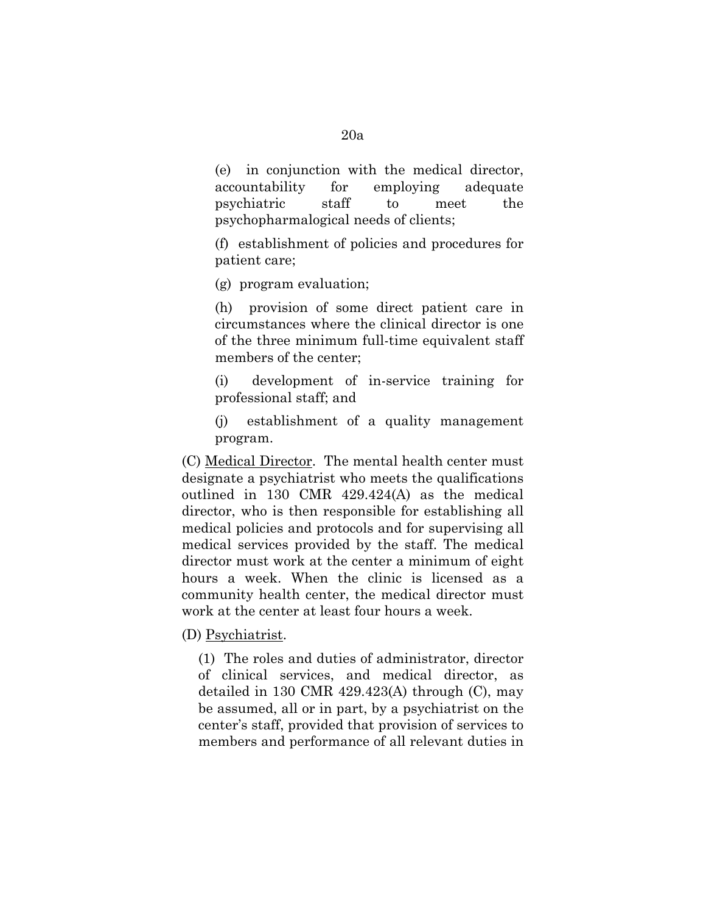(e) in conjunction with the medical director, accountability for employing adequate psychiatric staff to meet the psychopharmalogical needs of clients;

(f) establishment of policies and procedures for patient care;

(g) program evaluation;

(h) provision of some direct patient care in circumstances where the clinical director is one of the three minimum full-time equivalent staff members of the center;

(i) development of in-service training for professional staff; and

(j) establishment of a quality management program.

(C) <u>Medical Director</u>. The mental health center must designate a psychiatrist who meets the qualifications outlined in 130 CMR 429.424(A) as the medical director, who is then responsible for establishing all medical policies and protocols and for supervising all medical services provided by the staff. The medical director must work at the center a minimum of eight hours a week. When the clinic is licensed as a community health center, the medical director must work at the center at least four hours a week.

(D) <u>Psychiatrist</u>.

(1) The roles and duties of administrator, director of clinical services, and medical director, as detailed in 130 CMR 429.423(A) through (C), may be assumed, all or in part, by a psychiatrist on the center's staff, provided that provision of services to members and performance of all relevant duties in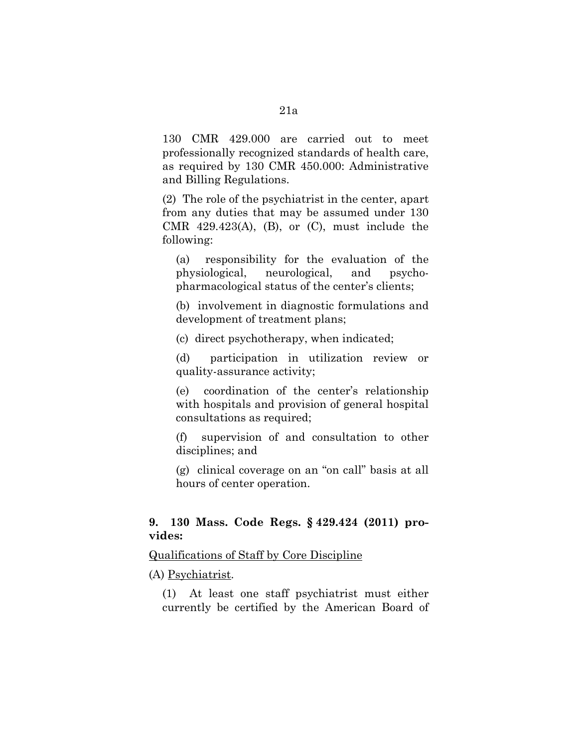130 CMR 429.000 are carried out to meet professionally recognized standards of health care, as required by 130 CMR 450.000: Administrative and Billing Regulations.

(2) The role of the psychiatrist in the center, apart from any duties that may be assumed under 130 CMR 429.423(A), (B), or (C), must include the following:

(a) responsibility for the evaluation of the physiological, neurological, and psycho-pharmacological status of the center's clients;

(b) involvement in diagnostic formulations and development of treatment plans;

(c) direct psychotherapy, when indicated;

(d) participation in utilization review or quality-assurance activity;

(e) coordination of the center's relationship with hospitals and provision of general hospital consultations as required;

(f) supervision of and consultation to other disciplines; and

(g) clinical coverage on an "on call" basis at all hours of center operation.

**9. 130 Mass. Code Regs. § 429.424 (2011) provides:**

Qualifications of Staff by Core Discipline

(A) Psychiatrist.

(1) At least one staff psychiatrist must either currently be certified by the American Board of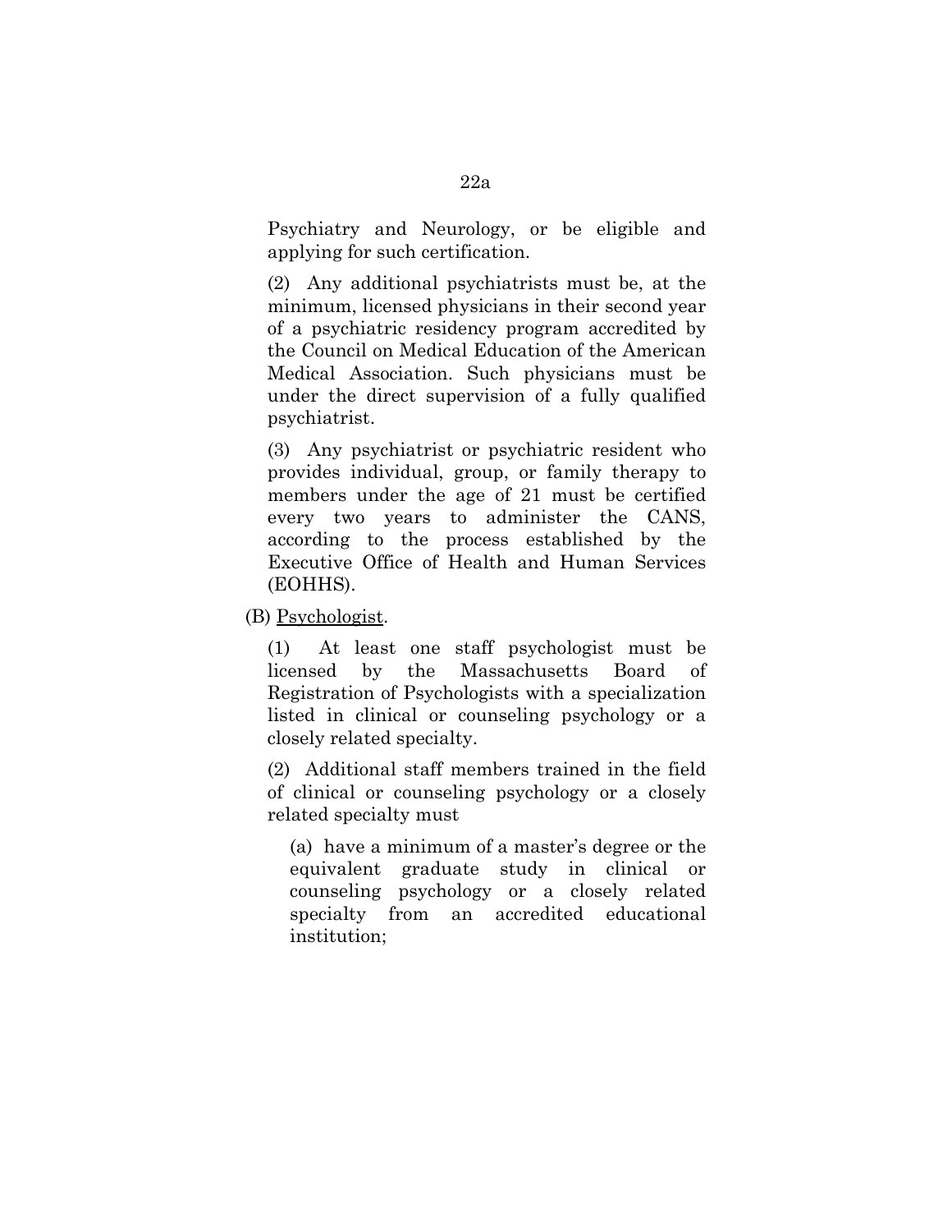Psychiatry and Neurology, or be eligible and applying for such certification.

(2) Any additional psychiatrists must be, at the minimum, licensed physicians in their second year of a psychiatric residency program accredited by the Council on Medical Education of the American Medical Association. Such physicians must be under the direct supervision of a fully qualified psychiatrist.

(3) Any psychiatrist or psychiatric resident who provides individual, group, or family therapy to members under the age of 21 must be certified every two years to administer the CANS, according to the process established by the Executive Office of Health and Human Services (EOHHS).

(B) <u>Psychologist</u>.

(1) At least one staff psychologist must be licensed by the Massachusetts Board of Registration of Psychologists with a specialization listed in clinical or counseling psychology or a closely related specialty.

(2) Additional staff members trained in the field of clinical or counseling psychology or a closely related specialty must

(a) have a minimum of a master's degree or the equivalent graduate study in clinical or counseling psychology or a closely related specialty from an accredited educational institution;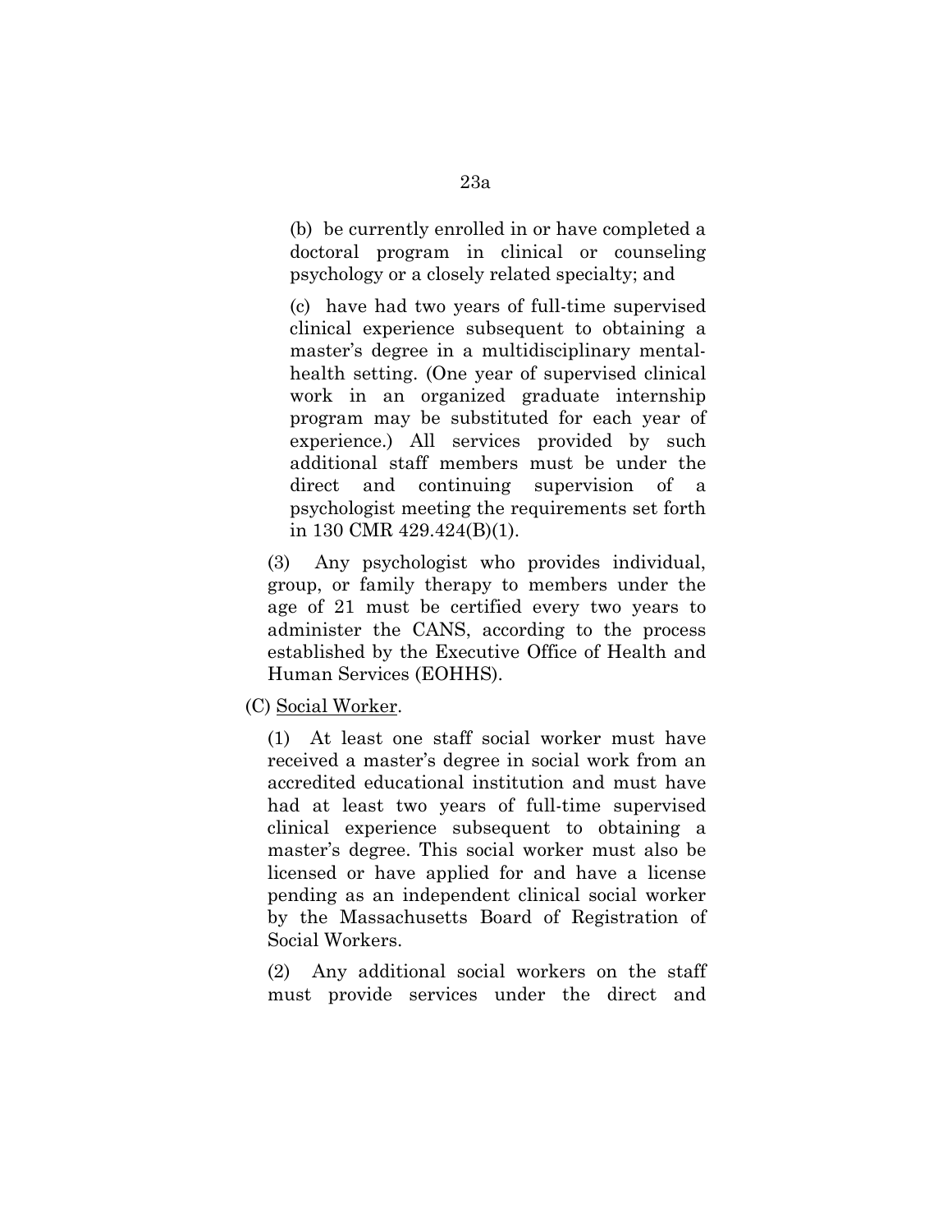(b) be currently enrolled in or have completed a doctoral program in clinical or counseling psychology or a closely related specialty; and

(c) have had two years of full-time supervised clinical experience subsequent to obtaining a master's degree in a multidisciplinary mental-health setting. (One year of supervised clinical work in an organized graduate internship program may be substituted for each year of experience.) All services provided by such additional staff members must be under the direct and continuing supervision of a psychologist meeting the requirements set forth in 130 CMR 429.424(B)(1).

(3) Any psychologist who provides individual, group, or family therapy to members under the age of 21 must be certified every two years to administer the CANS, according to the process established by the Executive Office of Health and Human Services (EOHHS).

(C) Social Worker.

(1) At least one staff social worker must have received a master's degree in social work from an accredited educational institution and must have had at least two years of full-time supervised clinical experience subsequent to obtaining a master's degree. This social worker must also be licensed or have applied for and have a license pending as an independent clinical social worker by the Massachusetts Board of Registration of Social Workers.

(2) Any additional social workers on the staff must provide services under the direct and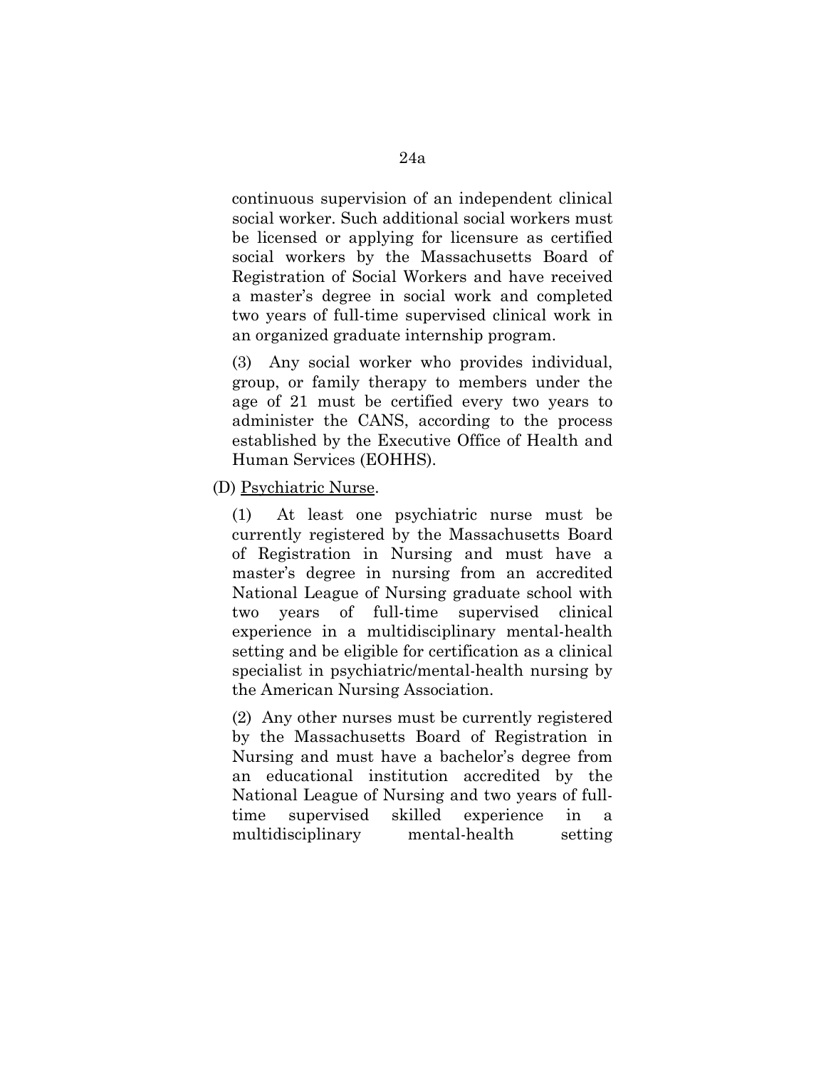continuous supervision of an independent clinical social worker. Such additional social workers must be licensed or applying for licensure as certified social workers by the Massachusetts Board of Registration of Social Workers and have received a master's degree in social work and completed two years of full-time supervised clinical work in an organized graduate internship program.

(3) Any social worker who provides individual, group, or family therapy to members under the age of 21 must be certified every two years to administer the CANS, according to the process established by the Executive Office of Health and Human Services (EOHHS).

(D) Psychiatric Nurse.

(1) At least one psychiatric nurse must be currently registered by the Massachusetts Board of Registration in Nursing and must have a master's degree in nursing from an accredited National League of Nursing graduate school with two years of full-time supervised clinical experience in a multidisciplinary mental-health setting and be eligible for certification as a clinical specialist in psychiatric/mental-health nursing by the American Nursing Association.

(2) Any other nurses must be currently registered by the Massachusetts Board of Registration in Nursing and must have a bachelor's degree from an educational institution accredited by the National League of Nursing and two years of full-time supervised skilled experience in a multidisciplinary mental-health setting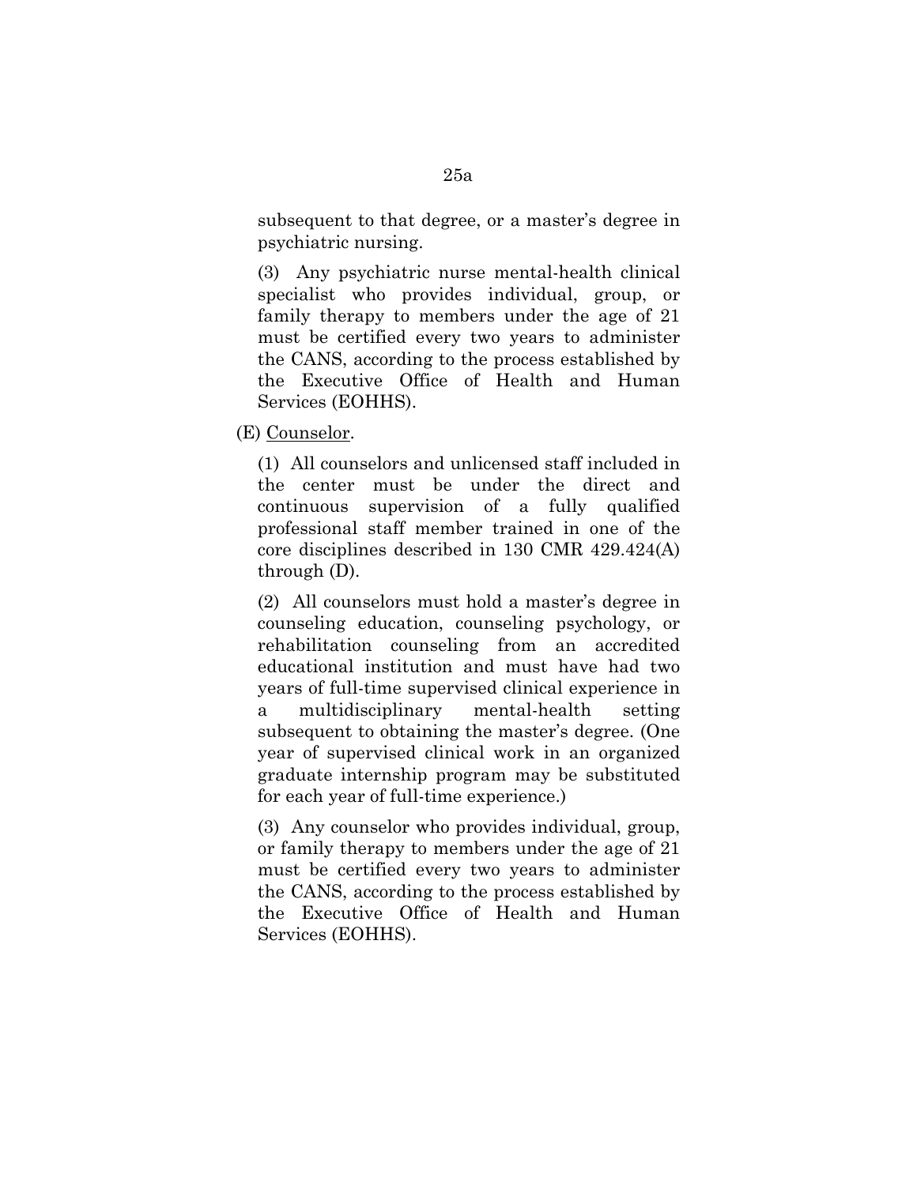subsequent to that degree, or a master's degree in psychiatric nursing.

(3) Any psychiatric nurse mental-health clinical specialist who provides individual, group, or family therapy to members under the age of 21 must be certified every two years to administer the CANS, according to the process established by the Executive Office of Health and Human Services (EOHHS).

(E) Counselor.

(1) All counselors and unlicensed staff included in the center must be under the direct and continuous supervision of a fully qualified professional staff member trained in one of the core disciplines described in 130 CMR 429.424(A) through (D).

(2) All counselors must hold a master's degree in counseling education, counseling psychology, or rehabilitation counseling from an accredited educational institution and must have had two years of full-time supervised clinical experience in a multidisciplinary mental-health setting subsequent to obtaining the master's degree. (One year of supervised clinical work in an organized graduate internship program may be substituted for each year of full-time experience.)

(3) Any counselor who provides individual, group, or family therapy to members under the age of 21 must be certified every two years to administer the CANS, according to the process established by the Executive Office of Health and Human Services (EOHHS).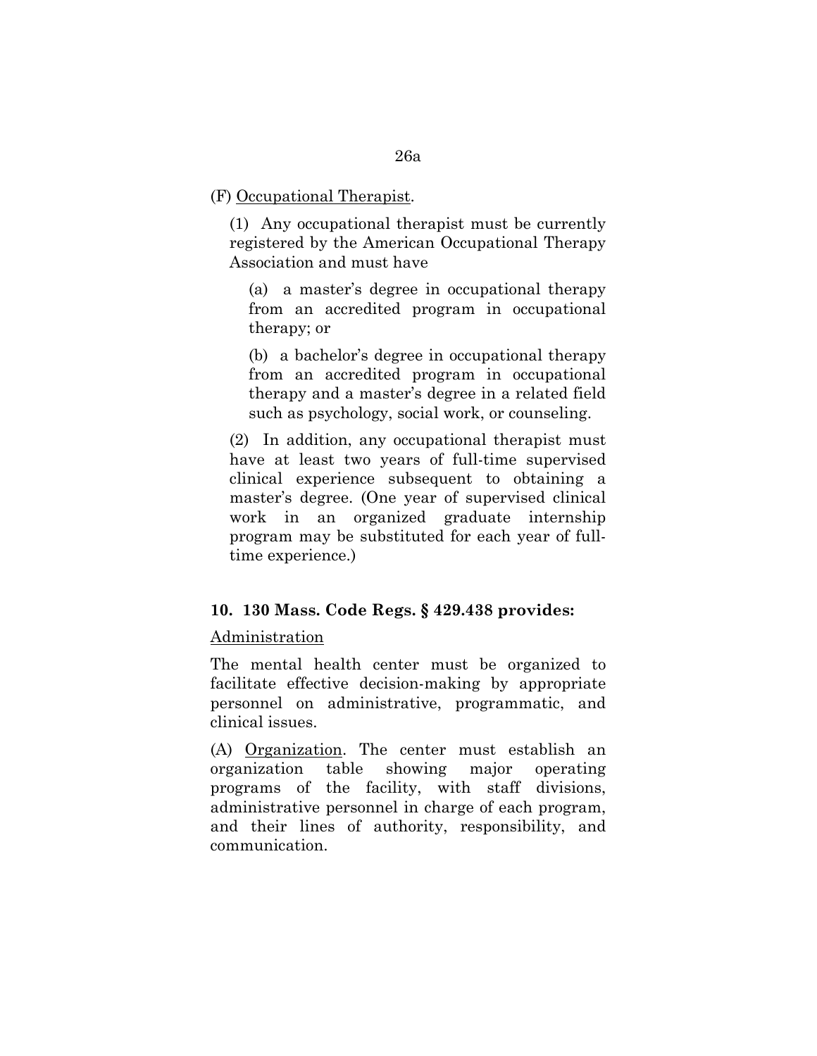(F) Occupational Therapist.

(1) Any occupational therapist must be currently registered by the American Occupational Therapy Association and must have

(a) a master's degree in occupational therapy from an accredited program in occupational therapy; or

(b) a bachelor's degree in occupational therapy from an accredited program in occupational therapy and a master's degree in a related field such as psychology, social work, or counseling.

(2) In addition, any occupational therapist must have at least two years of full-time supervised clinical experience subsequent to obtaining a master's degree. (One year of supervised clinical work in an organized graduate internship program may be substituted for each year of full-time experience.)

**10. 130 Mass. Code Regs. § 429.438 provides:**

Administration

The mental health center must be organized to facilitate effective decision-making by appropriate personnel on administrative, programmatic, and clinical issues.

(A) Organization. The center must establish an organization table showing major operating programs of the facility, with staff divisions, administrative personnel in charge of each program, and their lines of authority, responsibility, and communication.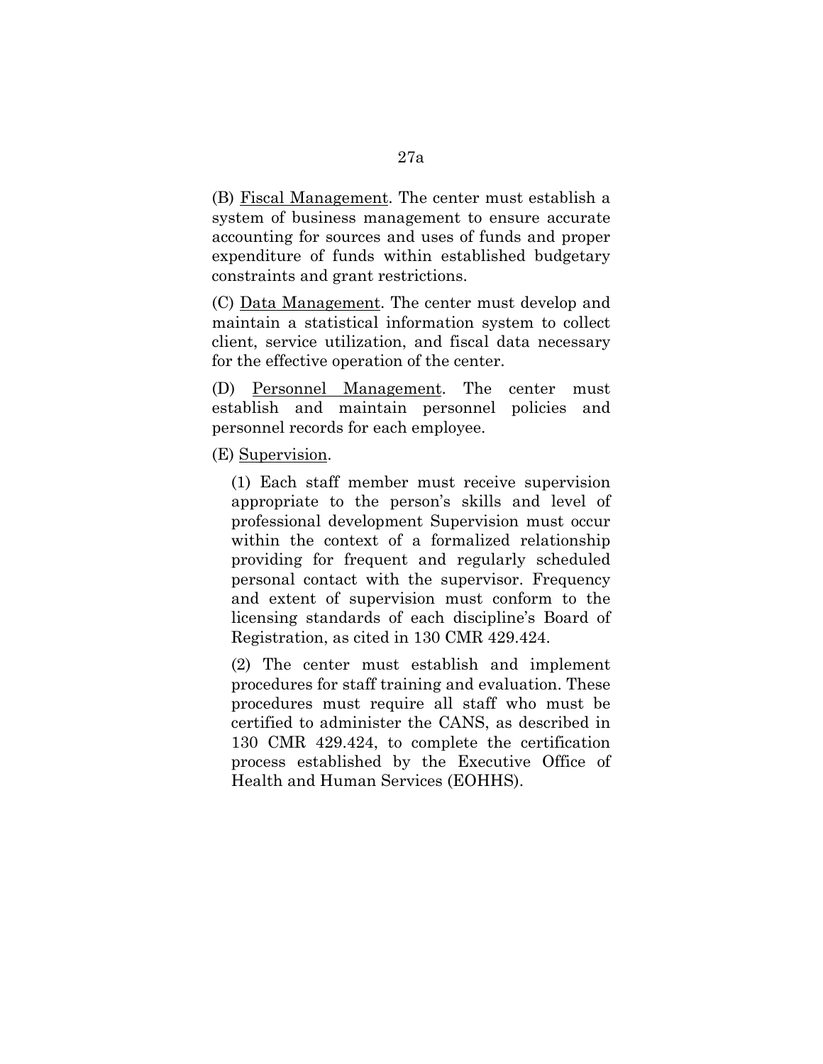(B) Fiscal Management. The center must establish a system of business management to ensure accurate accounting for sources and uses of funds and proper expenditure of funds within established budgetary constraints and grant restrictions.

(C) Data Management. The center must develop and maintain a statistical information system to collect client, service utilization, and fiscal data necessary for the effective operation of the center.

(D) Personnel Management. The center must establish and maintain personnel policies and personnel records for each employee.

(E) Supervision.

(1) Each staff member must receive supervision appropriate to the person's skills and level of professional development Supervision must occur within the context of a formalized relationship providing for frequent and regularly scheduled personal contact with the supervisor. Frequency and extent of supervision must conform to the licensing standards of each discipline's Board of Registration, as cited in 130 CMR 429.424.

(2) The center must establish and implement procedures for staff training and evaluation. These procedures must require all staff who must be certified to administer the CANS, as described in 130 CMR 429.424, to complete the certification process established by the Executive Office of Health and Human Services (EOHHS).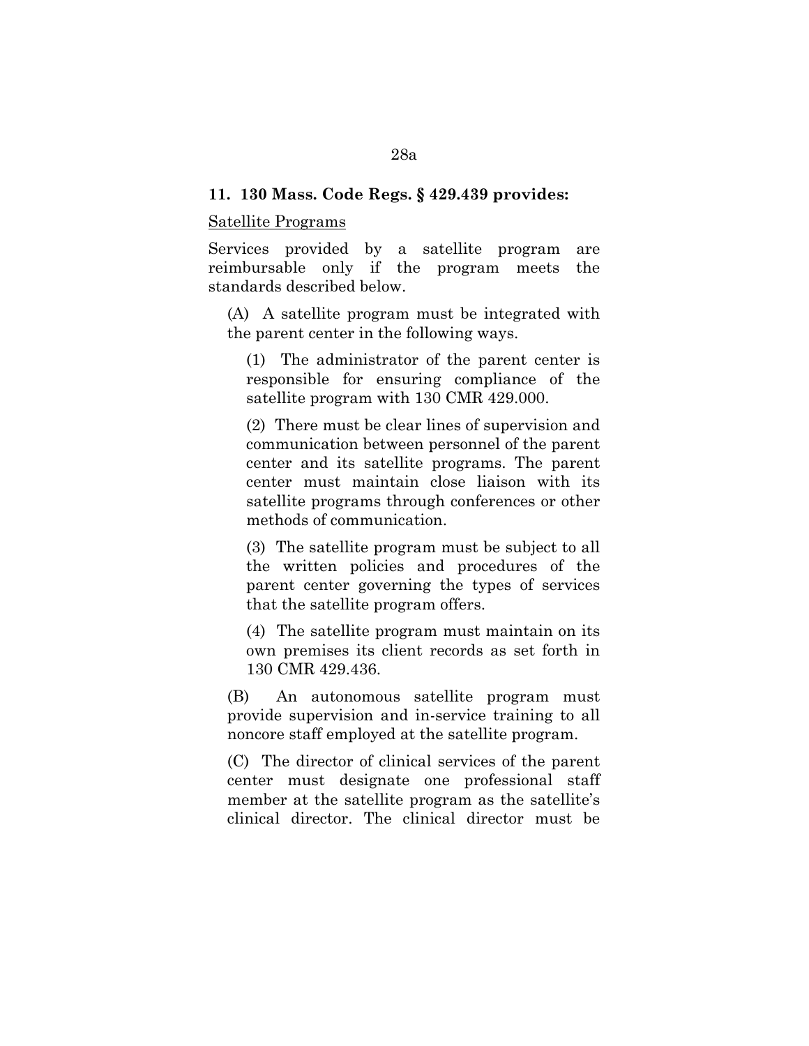**11. 130 Mass. Code Regs. § 429.439 provides:**

Satellite Programs

Services provided by a satellite program are reimbursable only if the program meets the standards described below.

(A) A satellite program must be integrated with the parent center in the following ways.

(1) The administrator of the parent center is responsible for ensuring compliance of the satellite program with 130 CMR 429.000.

(2) There must be clear lines of supervision and communication between personnel of the parent center and its satellite programs. The parent center must maintain close liaison with its satellite programs through conferences or other methods of communication.

(3) The satellite program must be subject to all the written policies and procedures of the parent center governing the types of services that the satellite program offers.

(4) The satellite program must maintain on its own premises its client records as set forth in 130 CMR 429.436.

(B) An autonomous satellite program must provide supervision and in-service training to all noncore staff employed at the satellite program.

(C) The director of clinical services of the parent center must designate one professional staff member at the satellite program as the satellite's clinical director. The clinical director must be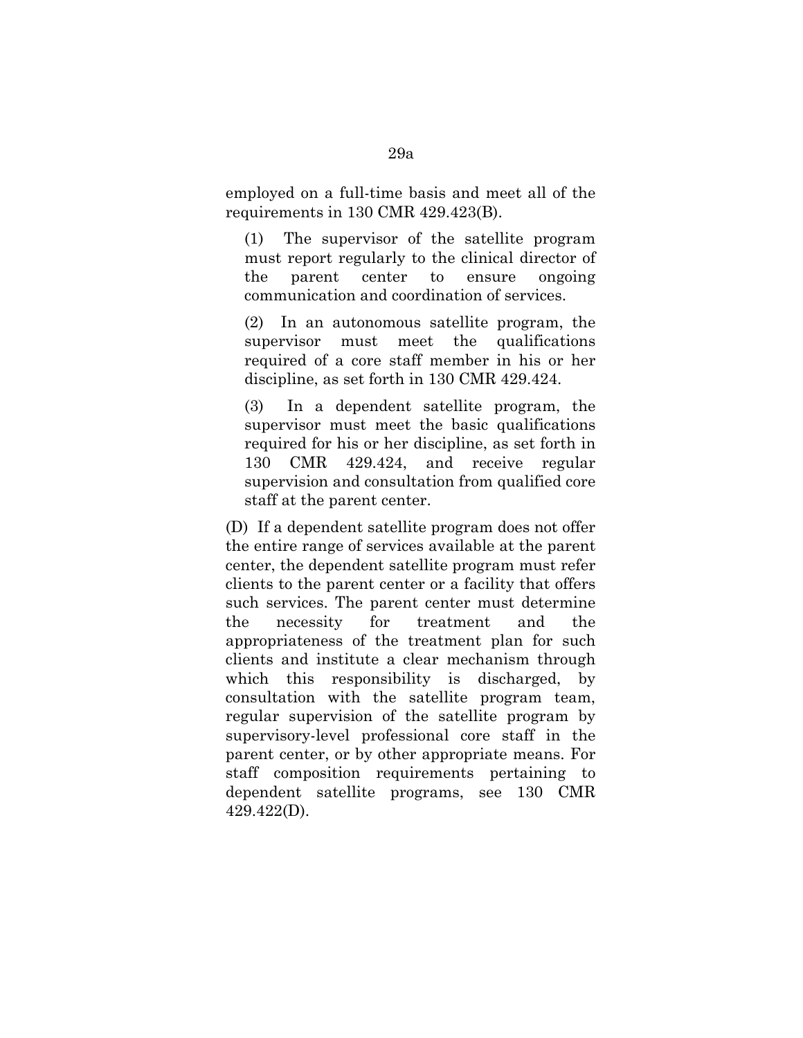employed on a full-time basis and meet all of the requirements in 130 CMR 429.423(B).

(1) The supervisor of the satellite program must report regularly to the clinical director of the parent center to ensure ongoing communication and coordination of services.

(2) In an autonomous satellite program, the supervisor must meet the qualifications required of a core staff member in his or her discipline, as set forth in 130 CMR 429.424.

(3) In a dependent satellite program, the supervisor must meet the basic qualifications required for his or her discipline, as set forth in 130 CMR 429.424, and receive regular supervision and consultation from qualified core staff at the parent center.

(D) If a dependent satellite program does not offer the entire range of services available at the parent center, the dependent satellite program must refer clients to the parent center or a facility that offers such services. The parent center must determine the necessity for treatment and the appropriateness of the treatment plan for such clients and institute a clear mechanism through which this responsibility is discharged, by consultation with the satellite program team, regular supervision of the satellite program by supervisory-level professional core staff in the parent center, or by other appropriate means. For staff composition requirements pertaining to dependent satellite programs, see 130 CMR 429.422(D).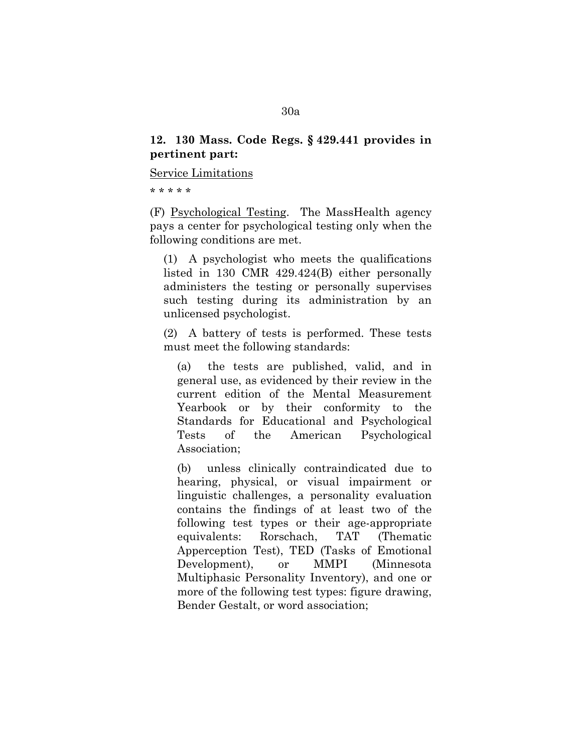**12. 130 Mass. Code Regs. § 429.441 provides in pertinent part:**

Service Limitations

* * * * *

(F) Psychological Testing. The MassHealth agency pays a center for psychological testing only when the following conditions are met.

(1) A psychologist who meets the qualifications listed in 130 CMR 429.424(B) either personally administers the testing or personally supervises such testing during its administration by an unlicensed psychologist.

(2) A battery of tests is performed. These tests must meet the following standards:

(a) the tests are published, valid, and in general use, as evidenced by their review in the current edition of the Mental Measurement Yearbook or by their conformity to the Standards for Educational and Psychological Tests of the American Psychological Association;

(b) unless clinically contraindicated due to hearing, physical, or visual impairment or linguistic challenges, a personality evaluation contains the findings of at least two of the following test types or their age-appropriate equivalents: Rorschach, TAT (Thematic Apperception Test), TED (Tasks of Emotional Development), or MMPI (Minnesota Multiphasic Personality Inventory), and one or more of the following test types: figure drawing, Bender Gestalt, or word association;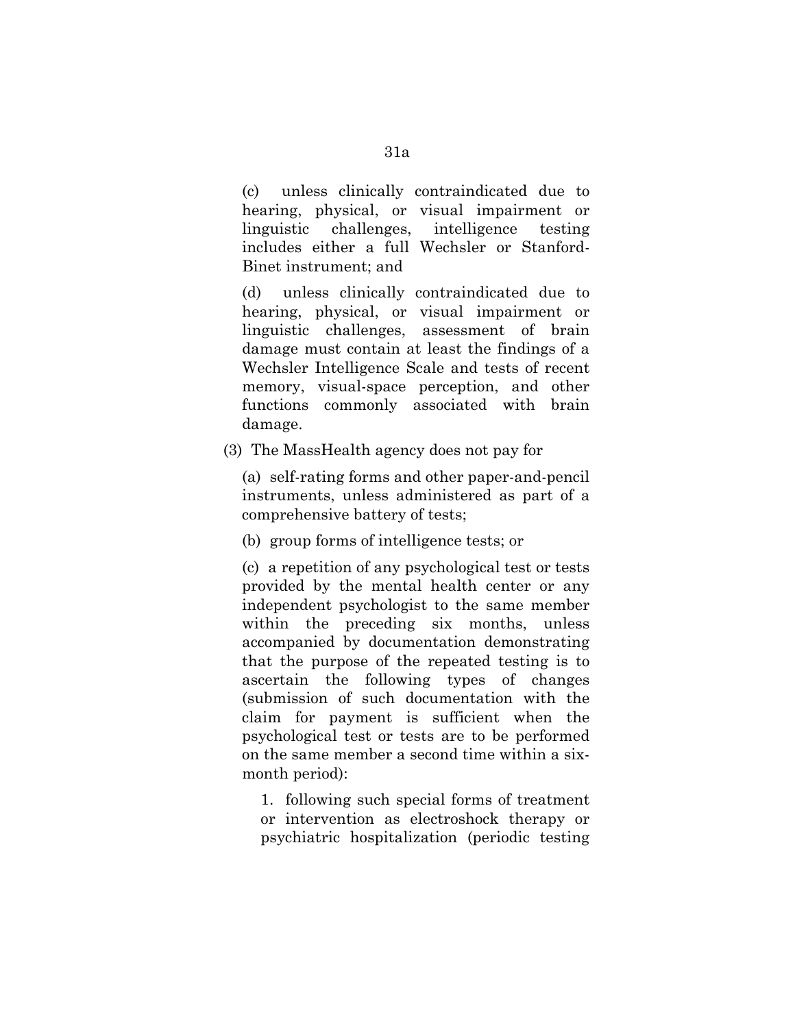(c) unless clinically contraindicated due to hearing, physical, or visual impairment or linguistic challenges, intelligence testing includes either a full Wechsler or Stanford-Binet instrument; and

(d) unless clinically contraindicated due to hearing, physical, or visual impairment or linguistic challenges, assessment of brain damage must contain at least the findings of a Wechsler Intelligence Scale and tests of recent memory, visual-space perception, and other functions commonly associated with brain damage.

(3) The MassHealth agency does not pay for

(a) self-rating forms and other paper-and-pencil instruments, unless administered as part of a comprehensive battery of tests;

(b) group forms of intelligence tests; or

(c) a repetition of any psychological test or tests provided by the mental health center or any independent psychologist to the same member within the preceding six months, unless accompanied by documentation demonstrating that the purpose of the repeated testing is to ascertain the following types of changes (submission of such documentation with the claim for payment is sufficient when the psychological test or tests are to be performed on the same member a second time within a six-month period):

1. following such special forms of treatment or intervention as electroshock therapy or psychiatric hospitalization (periodic testing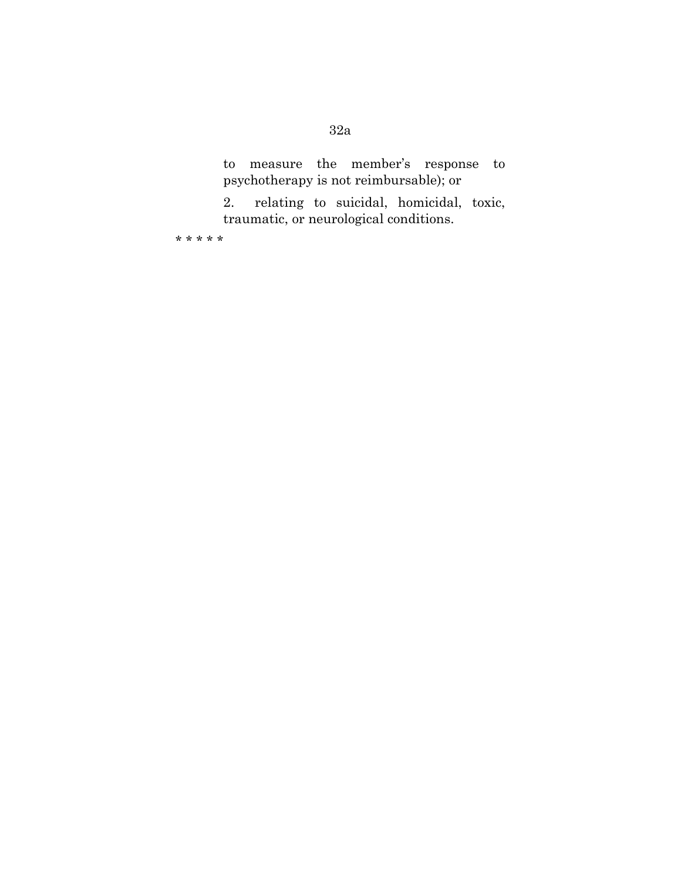to measure the member's response to psychotherapy is not reimbursable); or

2. relating to suicidal, homicidal, toxic, traumatic, or neurological conditions.

* * * * *